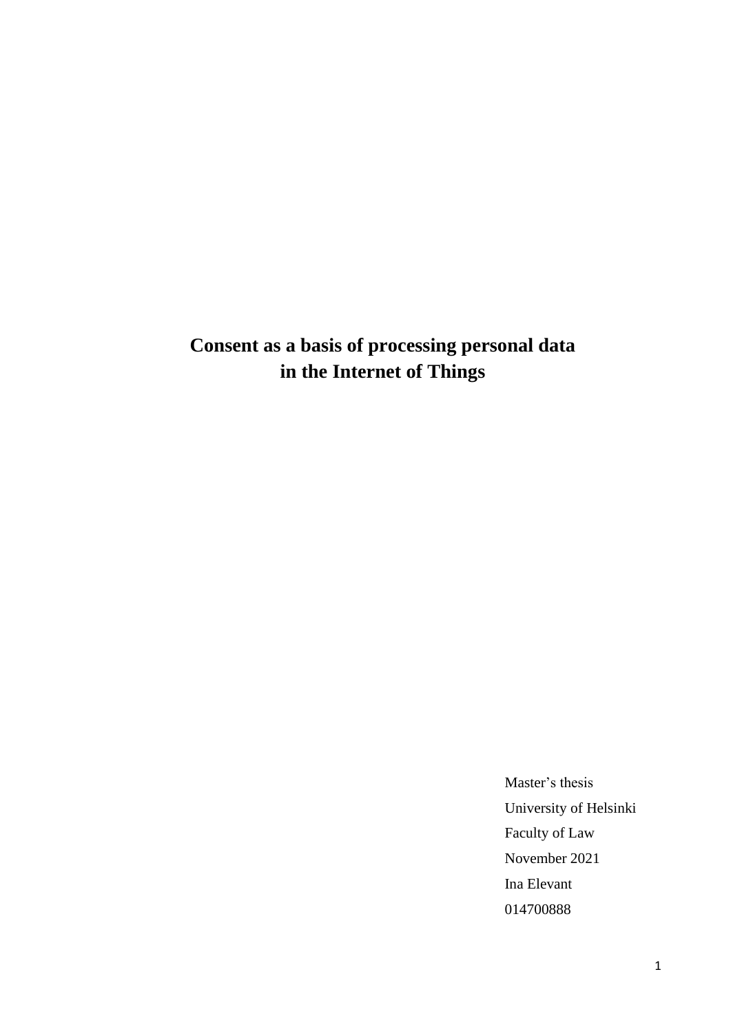# Consent as a basis of processing personal data in the Internet of Things

Master's thesis

University of Helsinki

Faculty of Law

November 2021

Ina Elevant

014700888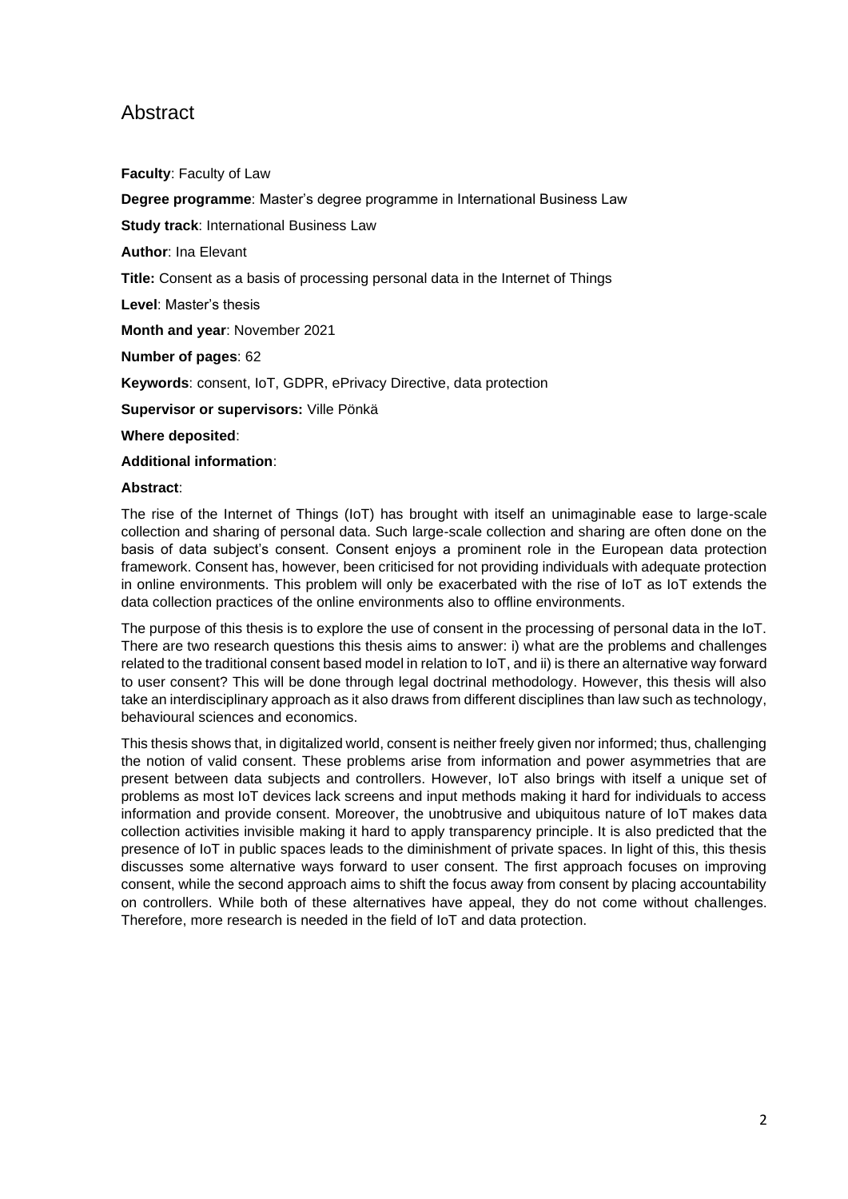# Abstract

**Faculty**: Faculty of Law

**Degree programme**: Master's degree programme in International Business Law

**Study track**: International Business Law

**Author**: Ina Elevant

**Title:** Consent as a basis of processing personal data in the Internet of Things

**Level**: Master's thesis

**Month and year**: November 2021

**Number of pages**: 62

**Keywords**: consent, IoT, GDPR, ePrivacy Directive, data protection

**Supervisor or supervisors:** Ville Pönkä

**Where deposited**:

**Additional information**:

**Abstract**:

The rise of the Internet of Things (IoT) has brought with itself an unimaginable ease to large-scale collection and sharing of personal data. Such large-scale collection and sharing are often done on the basis of data subject's consent. Consent enjoys a prominent role in the European data protection framework. Consent has, however, been criticised for not providing individuals with adequate protection in online environments. This problem will only be exacerbated with the rise of IoT as IoT extends the data collection practices of the online environments also to offline environments.

The purpose of this thesis is to explore the use of consent in the processing of personal data in the IoT. There are two research questions this thesis aims to answer: i) what are the problems and challenges related to the traditional consent based model in relation to IoT, and ii) is there an alternative way forward to user consent? This will be done through legal doctrinal methodology. However, this thesis will also take an interdisciplinary approach as it also draws from different disciplines than law such as technology, behavioural sciences and economics.

This thesis shows that, in digitalized world, consent is neither freely given nor informed; thus, challenging the notion of valid consent. These problems arise from information and power asymmetries that are present between data subjects and controllers. However, IoT also brings with itself a unique set of problems as most IoT devices lack screens and input methods making it hard for individuals to access information and provide consent. Moreover, the unobtrusive and ubiquitous nature of IoT makes data collection activities invisible making it hard to apply transparency principle. It is also predicted that the presence of IoT in public spaces leads to the diminishment of private spaces. In light of this, this thesis discusses some alternative ways forward to user consent. The first approach focuses on improving consent, while the second approach aims to shift the focus away from consent by placing accountability on controllers. While both of these alternatives have appeal, they do not come without challenges. Therefore, more research is needed in the field of IoT and data protection.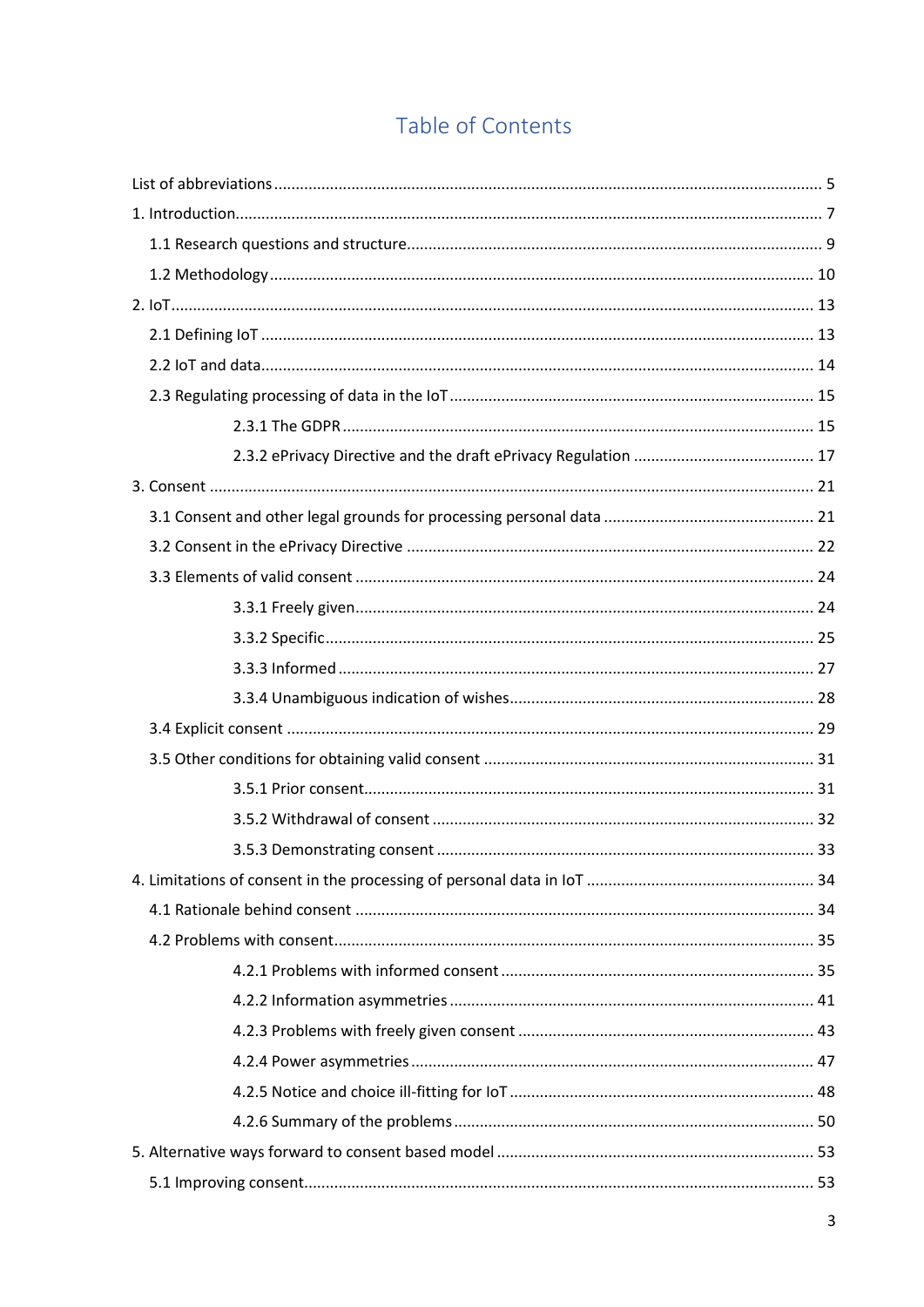# Table of Contents

List of abbreviations ..... 5

1. Introduction ..... 7
   - 1.1 Research questions and structure ..... 9
   - 1.2 Methodology ..... 10
2. IoT ..... 13
   - 2.1 Defining IoT ..... 13
   - 2.2 IoT and data ..... 14
   - 2.3 Regulating processing of data in the IoT ..... 15
     - 2.3.1 The GDPR ..... 15
     - 2.3.2 ePrivacy Directive and the draft ePrivacy Regulation ..... 17
3. Consent ..... 21
   - 3.1 Consent and other legal grounds for processing personal data ..... 21
   - 3.2 Consent in the ePrivacy Directive ..... 22
   - 3.3 Elements of valid consent ..... 24
     - 3.3.1 Freely given ..... 24
     - 3.3.2 Specific ..... 25
     - 3.3.3 Informed ..... 27
     - 3.3.4 Unambiguous indication of wishes ..... 28
   - 3.4 Explicit consent ..... 29
   - 3.5 Other conditions for obtaining valid consent ..... 31
     - 3.5.1 Prior consent ..... 31
     - 3.5.2 Withdrawal of consent ..... 32
     - 3.5.3 Demonstrating consent ..... 33
4. Limitations of consent in the processing of personal data in IoT ..... 34
   - 4.1 Rationale behind consent ..... 34
   - 4.2 Problems with consent ..... 35
     - 4.2.1 Problems with informed consent ..... 35
     - 4.2.2 Information asymmetries ..... 41
     - 4.2.3 Problems with freely given consent ..... 43
     - 4.2.4 Power asymmetries ..... 47
     - 4.2.5 Notice and choice ill-fitting for IoT ..... 48
     - 4.2.6 Summary of the problems ..... 50
5. Alternative ways forward to consent based model ..... 53
   - 5.1 Improving consent ..... 53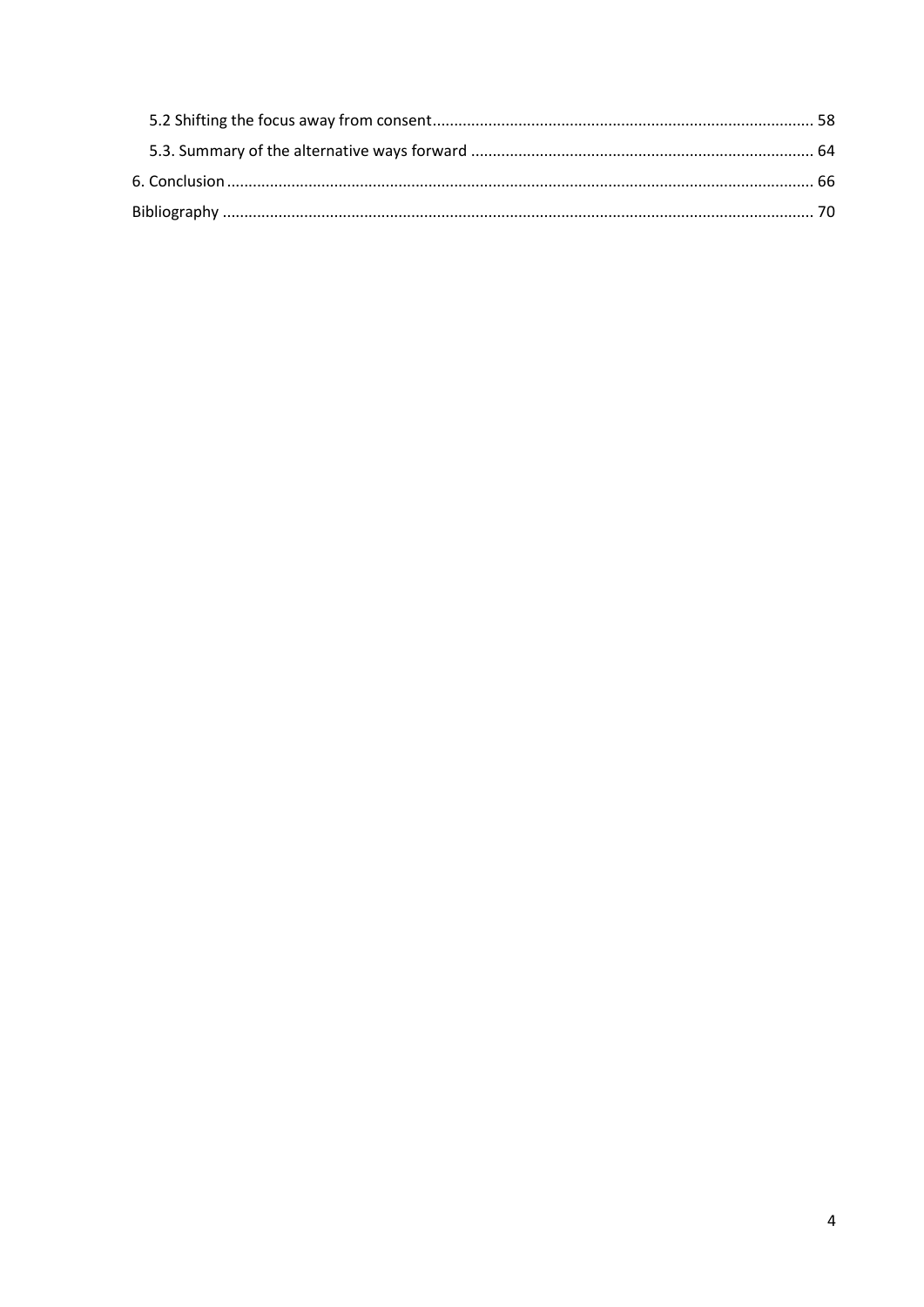5.2 Shifting the focus away from consent ........................................................................................ 58

5.3. Summary of the alternative ways forward ................................................................................ 64

6. Conclusion ........................................................................................................................................ 66

Bibliography ......................................................................................................................................... 70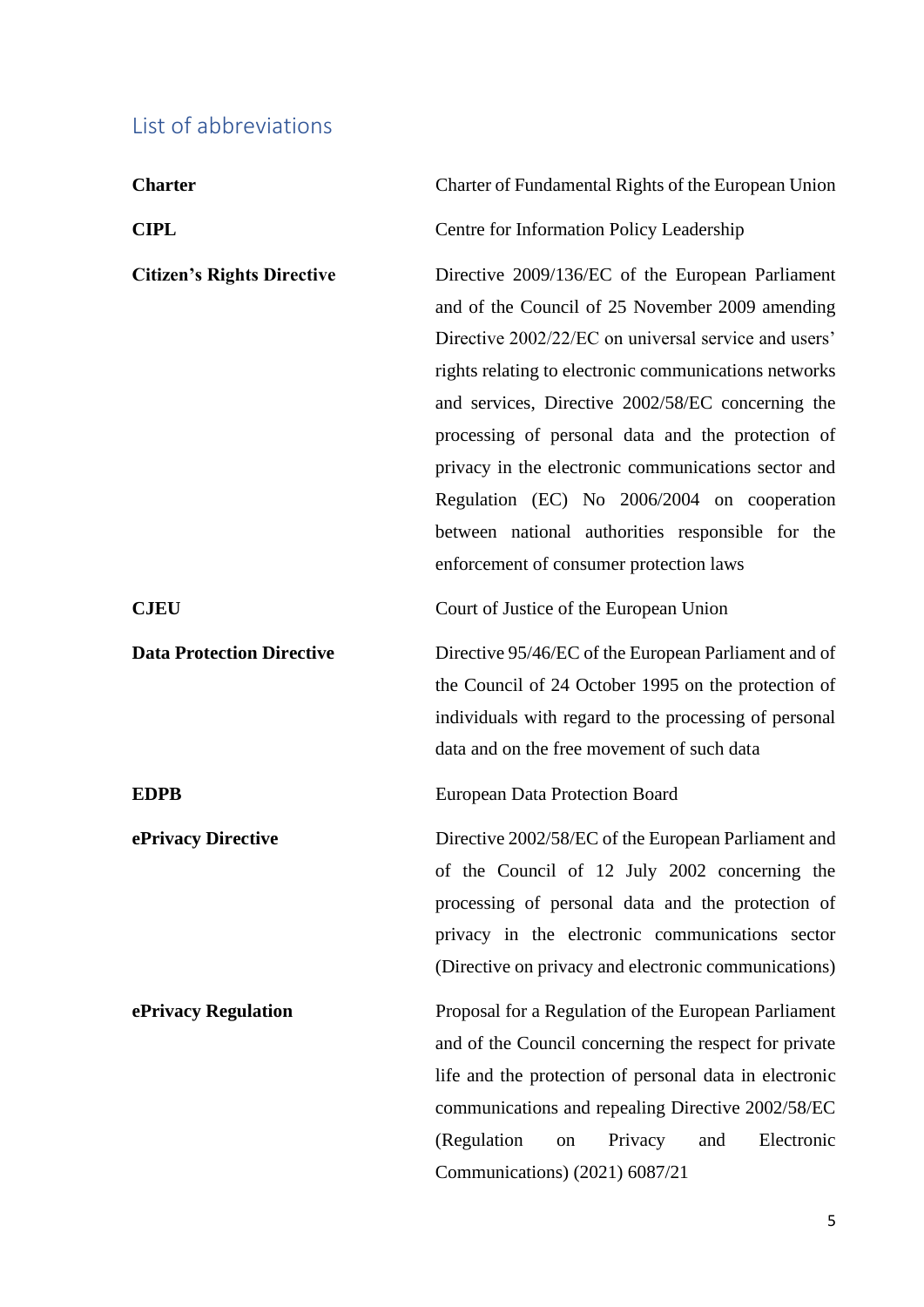## List of abbreviations

| | |
|---|---|
| **Charter** | Charter of Fundamental Rights of the European Union |
| **CIPL** | Centre for Information Policy Leadership |
| **Citizen's Rights Directive** | Directive 2009/136/EC of the European Parliament and of the Council of 25 November 2009 amending Directive 2002/22/EC on universal service and users' rights relating to electronic communications networks and services, Directive 2002/58/EC concerning the processing of personal data and the protection of privacy in the electronic communications sector and Regulation (EC) No 2006/2004 on cooperation between national authorities responsible for the enforcement of consumer protection laws |
| **CJEU** | Court of Justice of the European Union |
| **Data Protection Directive** | Directive 95/46/EC of the European Parliament and of the Council of 24 October 1995 on the protection of individuals with regard to the processing of personal data and on the free movement of such data |
| **EDPB** | European Data Protection Board |
| **ePrivacy Directive** | Directive 2002/58/EC of the European Parliament and of the Council of 12 July 2002 concerning the processing of personal data and the protection of privacy in the electronic communications sector (Directive on privacy and electronic communications) |
| **ePrivacy Regulation** | Proposal for a Regulation of the European Parliament and of the Council concerning the respect for private life and the protection of personal data in electronic communications and repealing Directive 2002/58/EC (Regulation on Privacy and Electronic Communications) (2021) 6087/21 |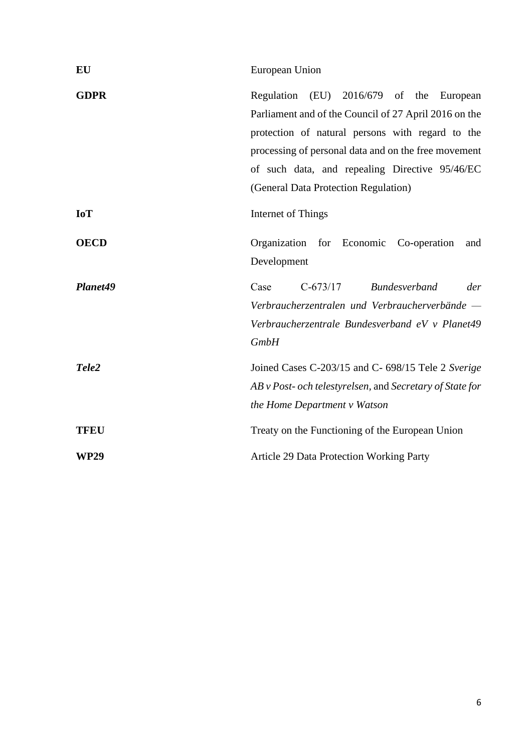| | |
|---|---|
| **EU** | European Union |
| **GDPR** | Regulation (EU) 2016/679 of the European Parliament and of the Council of 27 April 2016 on the protection of natural persons with regard to the processing of personal data and on the free movement of such data, and repealing Directive 95/46/EC (General Data Protection Regulation) |
| **IoT** | Internet of Things |
| **OECD** | Organization for Economic Co-operation and Development |
| ***Planet49*** | Case C-673/17 *Bundesverband der Verbraucherzentralen und Verbraucherverbände — Verbraucherzentrale Bundesverband eV v Planet49 GmbH* |
| ***Tele2*** | Joined Cases C-203/15 and C- 698/15 Tele 2 *Sverige AB v Post- och telestyrelsen*, and *Secretary of State for the Home Department v Watson* |
| **TFEU** | Treaty on the Functioning of the European Union |
| **WP29** | Article 29 Data Protection Working Party |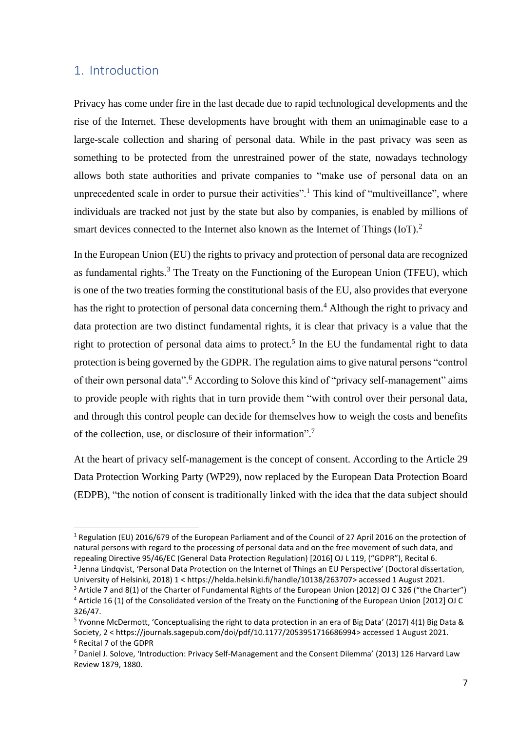## 1. Introduction

Privacy has come under fire in the last decade due to rapid technological developments and the rise of the Internet. These developments have brought with them an unimaginable ease to a large-scale collection and sharing of personal data. While in the past privacy was seen as something to be protected from the unrestrained power of the state, nowadays technology allows both state authorities and private companies to "make use of personal data on an unprecedented scale in order to pursue their activities".[1] This kind of "multiveillance", where individuals are tracked not just by the state but also by companies, is enabled by millions of smart devices connected to the Internet also known as the Internet of Things (IoT).[2]

In the European Union (EU) the rights to privacy and protection of personal data are recognized as fundamental rights.[3] The Treaty on the Functioning of the European Union (TFEU), which is one of the two treaties forming the constitutional basis of the EU, also provides that everyone has the right to protection of personal data concerning them.[4] Although the right to privacy and data protection are two distinct fundamental rights, it is clear that privacy is a value that the right to protection of personal data aims to protect.[5] In the EU the fundamental right to data protection is being governed by the GDPR. The regulation aims to give natural persons "control of their own personal data".[6] According to Solove this kind of "privacy self-management" aims to provide people with rights that in turn provide them "with control over their personal data, and through this control people can decide for themselves how to weigh the costs and benefits of the collection, use, or disclosure of their information".[7]

At the heart of privacy self-management is the concept of consent. According to the Article 29 Data Protection Working Party (WP29), now replaced by the European Data Protection Board (EDPB), "the notion of consent is traditionally linked with the idea that the data subject should

---

[1] Regulation (EU) 2016/679 of the European Parliament and of the Council of 27 April 2016 on the protection of natural persons with regard to the processing of personal data and on the free movement of such data, and repealing Directive 95/46/EC (General Data Protection Regulation) [2016] OJ L 119, ("GDPR"), Recital 6.

[2] Jenna Lindqvist, 'Personal Data Protection on the Internet of Things an EU Perspective' (Doctoral dissertation, University of Helsinki, 2018) 1 < https://helda.helsinki.fi/handle/10138/263707> accessed 1 August 2021.

[3] Article 7 and 8(1) of the Charter of Fundamental Rights of the European Union [2012] OJ C 326 ("the Charter")

[4] Article 16 (1) of the Consolidated version of the Treaty on the Functioning of the European Union [2012] OJ C 326/47.

[5] Yvonne McDermott, 'Conceptualising the right to data protection in an era of Big Data' (2017) 4(1) Big Data & Society, 2 < https://journals.sagepub.com/doi/pdf/10.1177/2053951716686994> accessed 1 August 2021.

[6] Recital 7 of the GDPR

[7] Daniel J. Solove, 'Introduction: Privacy Self-Management and the Consent Dilemma' (2013) 126 Harvard Law Review 1879, 1880.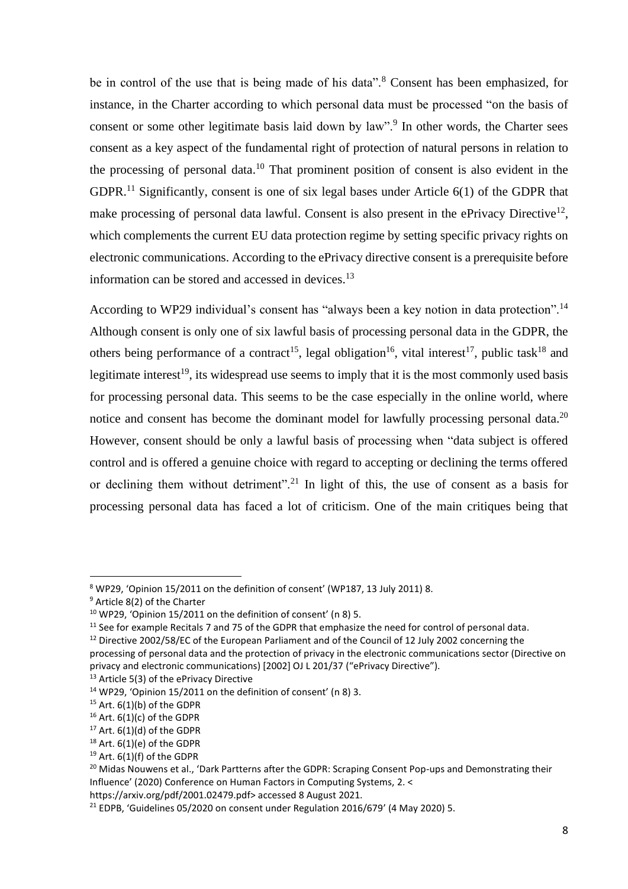be in control of the use that is being made of his data".[8] Consent has been emphasized, for instance, in the Charter according to which personal data must be processed "on the basis of consent or some other legitimate basis laid down by law".[9] In other words, the Charter sees consent as a key aspect of the fundamental right of protection of natural persons in relation to the processing of personal data.[10] That prominent position of consent is also evident in the GDPR.[11] Significantly, consent is one of six legal bases under Article 6(1) of the GDPR that make processing of personal data lawful. Consent is also present in the ePrivacy Directive[12], which complements the current EU data protection regime by setting specific privacy rights on electronic communications. According to the ePrivacy directive consent is a prerequisite before information can be stored and accessed in devices.[13]

According to WP29 individual's consent has "always been a key notion in data protection".[14] Although consent is only one of six lawful basis of processing personal data in the GDPR, the others being performance of a contract[15], legal obligation[16], vital interest[17], public task[18] and legitimate interest[19], its widespread use seems to imply that it is the most commonly used basis for processing personal data. This seems to be the case especially in the online world, where notice and consent has become the dominant model for lawfully processing personal data.[20] However, consent should be only a lawful basis of processing when "data subject is offered control and is offered a genuine choice with regard to accepting or declining the terms offered or declining them without detriment".[21] In light of this, the use of consent as a basis for processing personal data has faced a lot of criticism. One of the main critiques being that

---

[8] WP29, 'Opinion 15/2011 on the definition of consent' (WP187, 13 July 2011) 8.

[9] Article 8(2) of the Charter

[10] WP29, 'Opinion 15/2011 on the definition of consent' (n 8) 5.

[11] See for example Recitals 7 and 75 of the GDPR that emphasize the need for control of personal data.

[12] Directive 2002/58/EC of the European Parliament and of the Council of 12 July 2002 concerning the processing of personal data and the protection of privacy in the electronic communications sector (Directive on privacy and electronic communications) [2002] OJ L 201/37 ("ePrivacy Directive").

[13] Article 5(3) of the ePrivacy Directive

[14] WP29, 'Opinion 15/2011 on the definition of consent' (n 8) 3.

[15] Art. 6(1)(b) of the GDPR

[16] Art. 6(1)(c) of the GDPR

[17] Art. 6(1)(d) of the GDPR

[18] Art. 6(1)(e) of the GDPR

[19] Art. 6(1)(f) of the GDPR

[20] Midas Nouwens et al., 'Dark Partterns after the GDPR: Scraping Consent Pop-ups and Demonstrating their Influence' (2020) Conference on Human Factors in Computing Systems, 2. < https://arxiv.org/pdf/2001.02479.pdf> accessed 8 August 2021.

[21] EDPB, 'Guidelines 05/2020 on consent under Regulation 2016/679' (4 May 2020) 5.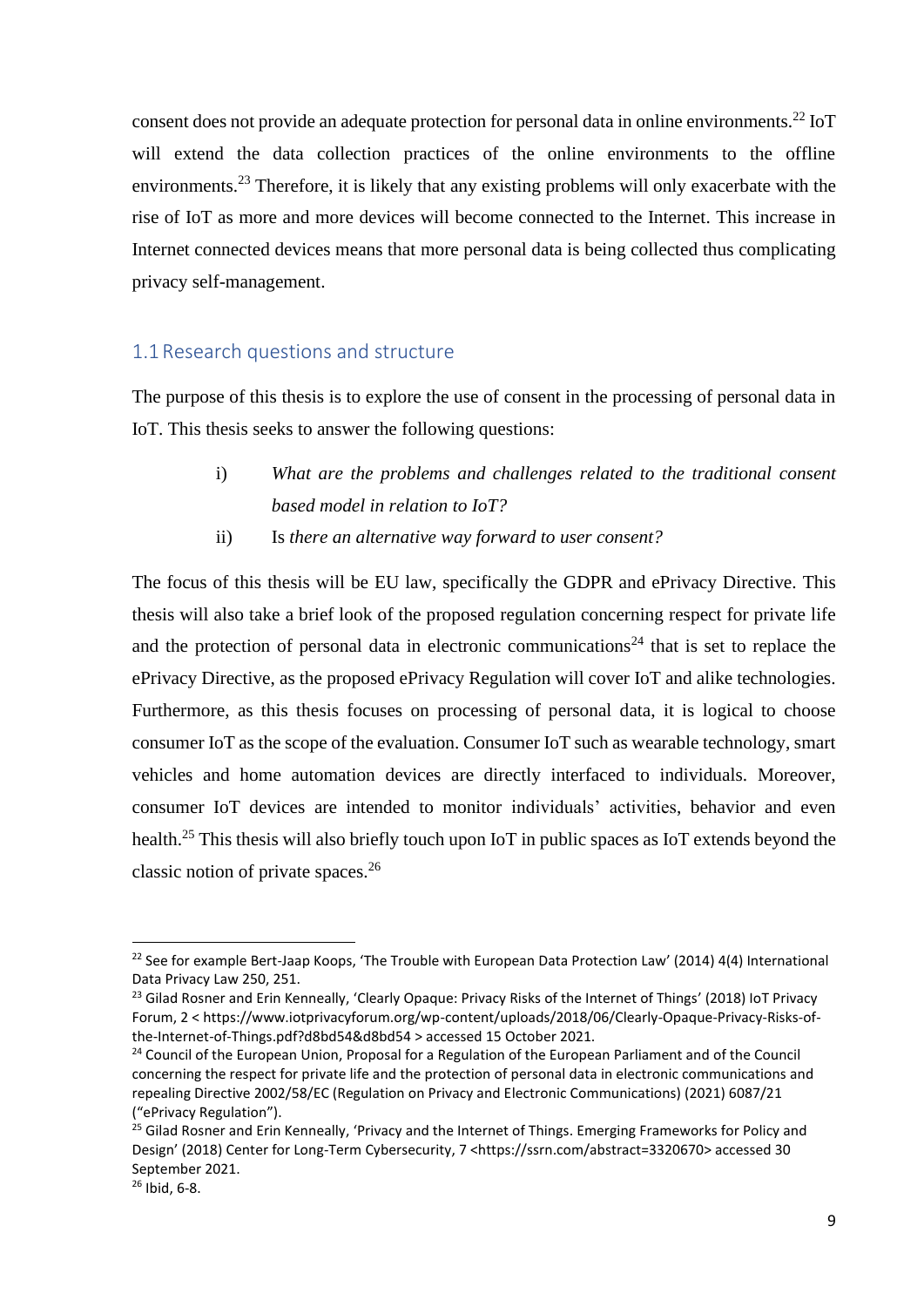consent does not provide an adequate protection for personal data in online environments.[22] IoT will extend the data collection practices of the online environments to the offline environments.[23] Therefore, it is likely that any existing problems will only exacerbate with the rise of IoT as more and more devices will become connected to the Internet. This increase in Internet connected devices means that more personal data is being collected thus complicating privacy self-management.

## 1.1 Research questions and structure

The purpose of this thesis is to explore the use of consent in the processing of personal data in IoT. This thesis seeks to answer the following questions:

i) *What are the problems and challenges related to the traditional consent based model in relation to IoT?*

ii) Is *there an alternative way forward to user consent?*

The focus of this thesis will be EU law, specifically the GDPR and ePrivacy Directive. This thesis will also take a brief look of the proposed regulation concerning respect for private life and the protection of personal data in electronic communications[24] that is set to replace the ePrivacy Directive, as the proposed ePrivacy Regulation will cover IoT and alike technologies. Furthermore, as this thesis focuses on processing of personal data, it is logical to choose consumer IoT as the scope of the evaluation. Consumer IoT such as wearable technology, smart vehicles and home automation devices are directly interfaced to individuals. Moreover, consumer IoT devices are intended to monitor individuals' activities, behavior and even health.[25] This thesis will also briefly touch upon IoT in public spaces as IoT extends beyond the classic notion of private spaces.[26]

---

[22] See for example Bert-Jaap Koops, 'The Trouble with European Data Protection Law' (2014) 4(4) International Data Privacy Law 250, 251.

[23] Gilad Rosner and Erin Kenneally, 'Clearly Opaque: Privacy Risks of the Internet of Things' (2018) IoT Privacy Forum, 2 < https://www.iotprivacyforum.org/wp-content/uploads/2018/06/Clearly-Opaque-Privacy-Risks-of-the-Internet-of-Things.pdf?d8bd54&d8bd54 > accessed 15 October 2021.

[24] Council of the European Union, Proposal for a Regulation of the European Parliament and of the Council concerning the respect for private life and the protection of personal data in electronic communications and repealing Directive 2002/58/EC (Regulation on Privacy and Electronic Communications) (2021) 6087/21 ("ePrivacy Regulation").

[25] Gilad Rosner and Erin Kenneally, 'Privacy and the Internet of Things. Emerging Frameworks for Policy and Design' (2018) Center for Long-Term Cybersecurity, 7 <https://ssrn.com/abstract=3320670> accessed 30 September 2021.

[26] Ibid, 6-8.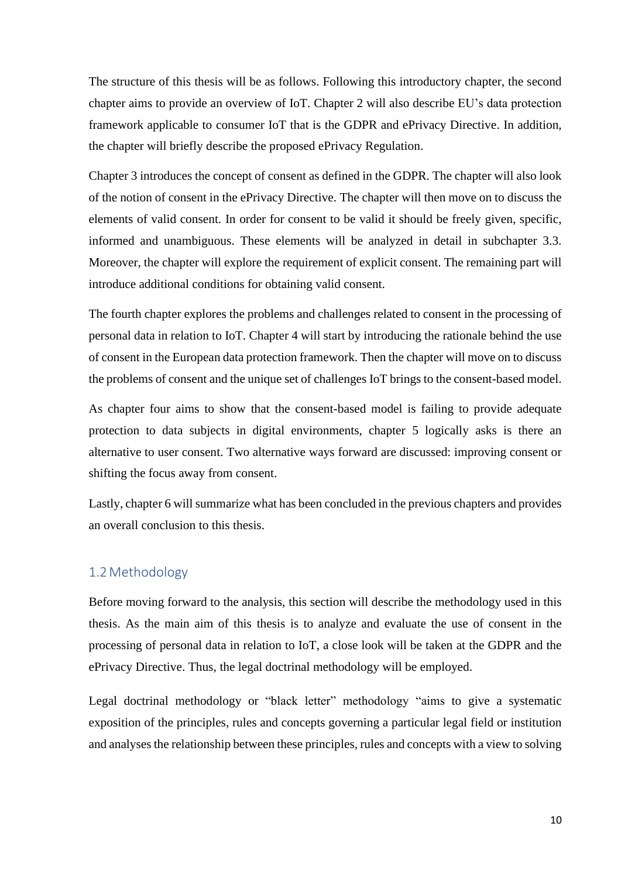The structure of this thesis will be as follows. Following this introductory chapter, the second chapter aims to provide an overview of IoT. Chapter 2 will also describe EU's data protection framework applicable to consumer IoT that is the GDPR and ePrivacy Directive. In addition, the chapter will briefly describe the proposed ePrivacy Regulation.

Chapter 3 introduces the concept of consent as defined in the GDPR. The chapter will also look of the notion of consent in the ePrivacy Directive. The chapter will then move on to discuss the elements of valid consent. In order for consent to be valid it should be freely given, specific, informed and unambiguous. These elements will be analyzed in detail in subchapter 3.3. Moreover, the chapter will explore the requirement of explicit consent. The remaining part will introduce additional conditions for obtaining valid consent.

The fourth chapter explores the problems and challenges related to consent in the processing of personal data in relation to IoT. Chapter 4 will start by introducing the rationale behind the use of consent in the European data protection framework. Then the chapter will move on to discuss the problems of consent and the unique set of challenges IoT brings to the consent-based model.

As chapter four aims to show that the consent-based model is failing to provide adequate protection to data subjects in digital environments, chapter 5 logically asks is there an alternative to user consent. Two alternative ways forward are discussed: improving consent or shifting the focus away from consent.

Lastly, chapter 6 will summarize what has been concluded in the previous chapters and provides an overall conclusion to this thesis.

## 1.2 Methodology

Before moving forward to the analysis, this section will describe the methodology used in this thesis. As the main aim of this thesis is to analyze and evaluate the use of consent in the processing of personal data in relation to IoT, a close look will be taken at the GDPR and the ePrivacy Directive. Thus, the legal doctrinal methodology will be employed.

Legal doctrinal methodology or "black letter" methodology "aims to give a systematic exposition of the principles, rules and concepts governing a particular legal field or institution and analyses the relationship between these principles, rules and concepts with a view to solving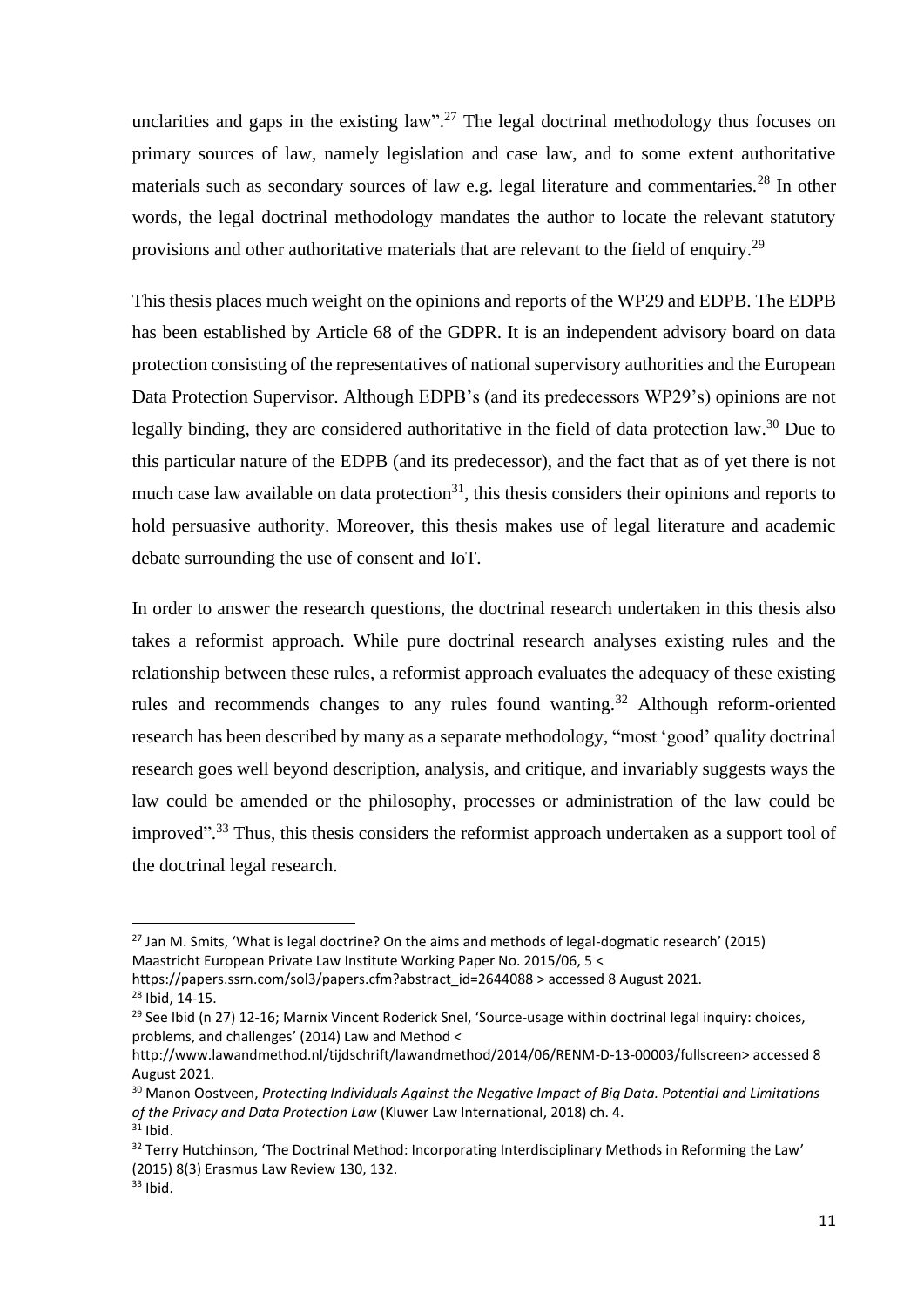unclarities and gaps in the existing law".[27] The legal doctrinal methodology thus focuses on primary sources of law, namely legislation and case law, and to some extent authoritative materials such as secondary sources of law e.g. legal literature and commentaries.[28] In other words, the legal doctrinal methodology mandates the author to locate the relevant statutory provisions and other authoritative materials that are relevant to the field of enquiry.[29]

This thesis places much weight on the opinions and reports of the WP29 and EDPB. The EDPB has been established by Article 68 of the GDPR. It is an independent advisory board on data protection consisting of the representatives of national supervisory authorities and the European Data Protection Supervisor. Although EDPB's (and its predecessors WP29's) opinions are not legally binding, they are considered authoritative in the field of data protection law.[30] Due to this particular nature of the EDPB (and its predecessor), and the fact that as of yet there is not much case law available on data protection[31], this thesis considers their opinions and reports to hold persuasive authority. Moreover, this thesis makes use of legal literature and academic debate surrounding the use of consent and IoT.

In order to answer the research questions, the doctrinal research undertaken in this thesis also takes a reformist approach. While pure doctrinal research analyses existing rules and the relationship between these rules, a reformist approach evaluates the adequacy of these existing rules and recommends changes to any rules found wanting.[32] Although reform-oriented research has been described by many as a separate methodology, "most 'good' quality doctrinal research goes well beyond description, analysis, and critique, and invariably suggests ways the law could be amended or the philosophy, processes or administration of the law could be improved".[33] Thus, this thesis considers the reformist approach undertaken as a support tool of the doctrinal legal research.

---

[27] Jan M. Smits, 'What is legal doctrine? On the aims and methods of legal-dogmatic research' (2015) Maastricht European Private Law Institute Working Paper No. 2015/06, 5 < https://papers.ssrn.com/sol3/papers.cfm?abstract_id=2644088 > accessed 8 August 2021.

[28] Ibid, 14-15.

[29] See Ibid (n 27) 12-16; Marnix Vincent Roderick Snel, 'Source-usage within doctrinal legal inquiry: choices, problems, and challenges' (2014) Law and Method < http://www.lawandmethod.nl/tijdschrift/lawandmethod/2014/06/RENM-D-13-00003/fullscreen> accessed 8 August 2021.

[30] Manon Oostveen, *Protecting Individuals Against the Negative Impact of Big Data. Potential and Limitations of the Privacy and Data Protection Law* (Kluwer Law International, 2018) ch. 4.

[31] Ibid.

[32] Terry Hutchinson, 'The Doctrinal Method: Incorporating Interdisciplinary Methods in Reforming the Law' (2015) 8(3) Erasmus Law Review 130, 132.

[33] Ibid.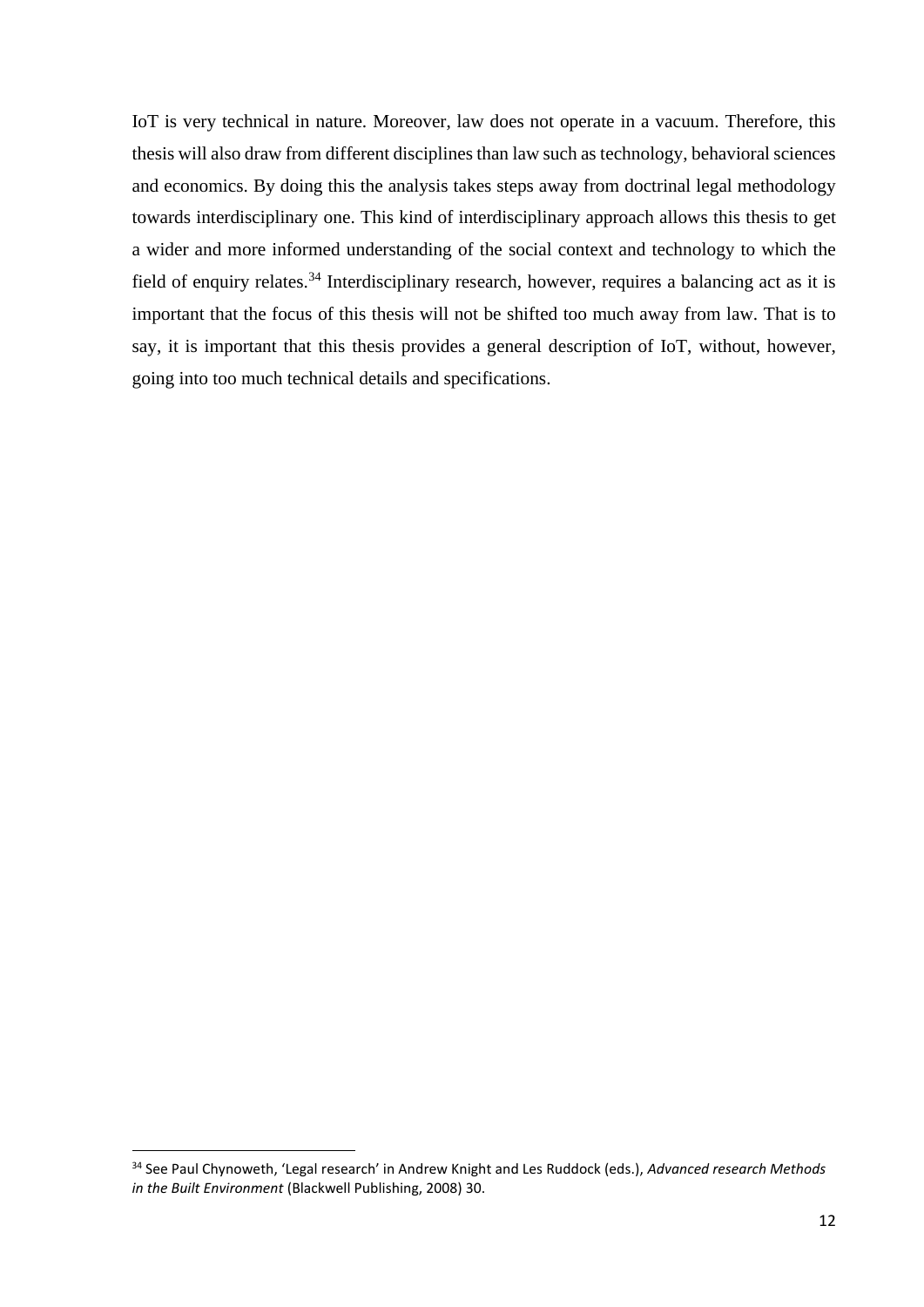IoT is very technical in nature. Moreover, law does not operate in a vacuum. Therefore, this thesis will also draw from different disciplines than law such as technology, behavioral sciences and economics. By doing this the analysis takes steps away from doctrinal legal methodology towards interdisciplinary one. This kind of interdisciplinary approach allows this thesis to get a wider and more informed understanding of the social context and technology to which the field of enquiry relates.[34] Interdisciplinary research, however, requires a balancing act as it is important that the focus of this thesis will not be shifted too much away from law. That is to say, it is important that this thesis provides a general description of IoT, without, however, going into too much technical details and specifications.

---

[34] See Paul Chynoweth, 'Legal research' in Andrew Knight and Les Ruddock (eds.), *Advanced research Methods in the Built Environment* (Blackwell Publishing, 2008) 30.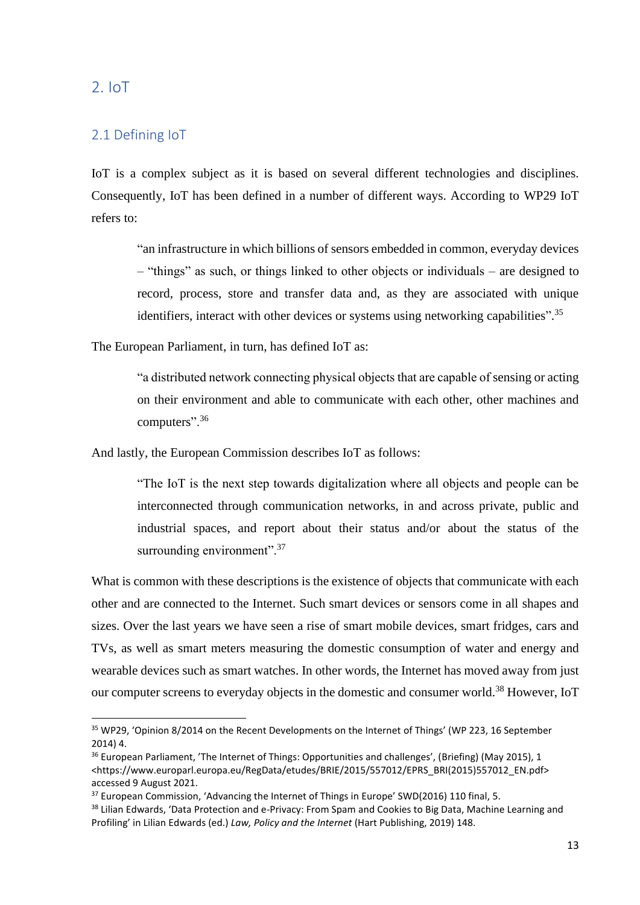# 2. IoT

## 2.1 Defining IoT

IoT is a complex subject as it is based on several different technologies and disciplines. Consequently, IoT has been defined in a number of different ways. According to WP29 IoT refers to:

> "an infrastructure in which billions of sensors embedded in common, everyday devices – "things" as such, or things linked to other objects or individuals – are designed to record, process, store and transfer data and, as they are associated with unique identifiers, interact with other devices or systems using networking capabilities".[35]

The European Parliament, in turn, has defined IoT as:

> "a distributed network connecting physical objects that are capable of sensing or acting on their environment and able to communicate with each other, other machines and computers".[36]

And lastly, the European Commission describes IoT as follows:

> "The IoT is the next step towards digitalization where all objects and people can be interconnected through communication networks, in and across private, public and industrial spaces, and report about their status and/or about the status of the surrounding environment".[37]

What is common with these descriptions is the existence of objects that communicate with each other and are connected to the Internet. Such smart devices or sensors come in all shapes and sizes. Over the last years we have seen a rise of smart mobile devices, smart fridges, cars and TVs, as well as smart meters measuring the domestic consumption of water and energy and wearable devices such as smart watches. In other words, the Internet has moved away from just our computer screens to everyday objects in the domestic and consumer world.[38] However, IoT

---

[35] WP29, 'Opinion 8/2014 on the Recent Developments on the Internet of Things' (WP 223, 16 September 2014) 4.

[36] European Parliament, 'The Internet of Things: Opportunities and challenges', (Briefing) (May 2015), 1 <https://www.europarl.europa.eu/RegData/etudes/BRIE/2015/557012/EPRS_BRI(2015)557012_EN.pdf> accessed 9 August 2021.

[37] European Commission, 'Advancing the Internet of Things in Europe' SWD(2016) 110 final, 5.

[38] Lilian Edwards, 'Data Protection and e-Privacy: From Spam and Cookies to Big Data, Machine Learning and Profiling' in Lilian Edwards (ed.) *Law, Policy and the Internet* (Hart Publishing, 2019) 148.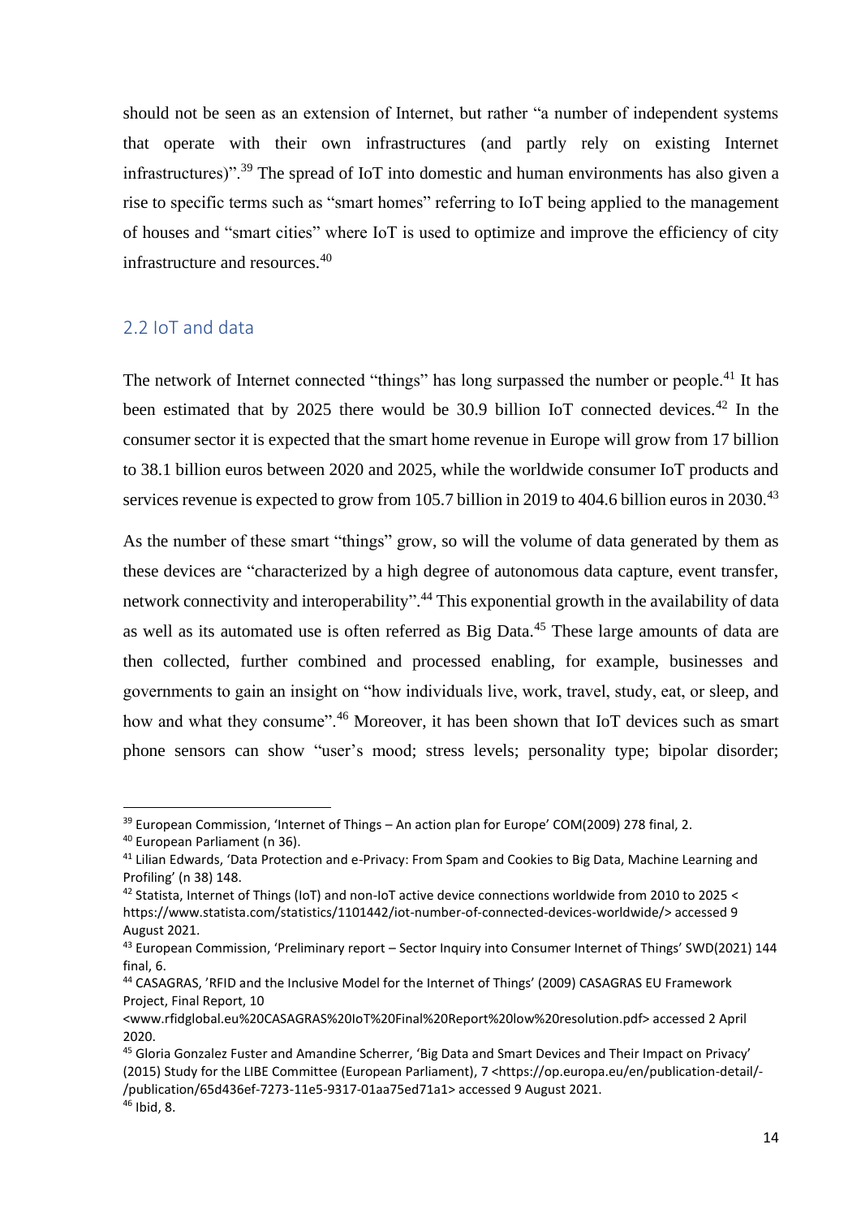should not be seen as an extension of Internet, but rather "a number of independent systems that operate with their own infrastructures (and partly rely on existing Internet infrastructures)".[39] The spread of IoT into domestic and human environments has also given a rise to specific terms such as "smart homes" referring to IoT being applied to the management of houses and "smart cities" where IoT is used to optimize and improve the efficiency of city infrastructure and resources.[40]

## 2.2 IoT and data

The network of Internet connected "things" has long surpassed the number or people.[41] It has been estimated that by 2025 there would be 30.9 billion IoT connected devices.[42] In the consumer sector it is expected that the smart home revenue in Europe will grow from 17 billion to 38.1 billion euros between 2020 and 2025, while the worldwide consumer IoT products and services revenue is expected to grow from 105.7 billion in 2019 to 404.6 billion euros in 2030.[43]

As the number of these smart "things" grow, so will the volume of data generated by them as these devices are "characterized by a high degree of autonomous data capture, event transfer, network connectivity and interoperability".[44] This exponential growth in the availability of data as well as its automated use is often referred as Big Data.[45] These large amounts of data are then collected, further combined and processed enabling, for example, businesses and governments to gain an insight on "how individuals live, work, travel, study, eat, or sleep, and how and what they consume".[46] Moreover, it has been shown that IoT devices such as smart phone sensors can show "user's mood; stress levels; personality type; bipolar disorder;

---

[39] European Commission, 'Internet of Things – An action plan for Europe' COM(2009) 278 final, 2.

[40] European Parliament (n 36).

[41] Lilian Edwards, 'Data Protection and e-Privacy: From Spam and Cookies to Big Data, Machine Learning and Profiling' (n 38) 148.

[42] Statista, Internet of Things (IoT) and non-IoT active device connections worldwide from 2010 to 2025 < https://www.statista.com/statistics/1101442/iot-number-of-connected-devices-worldwide/> accessed 9 August 2021.

[43] European Commission, 'Preliminary report – Sector Inquiry into Consumer Internet of Things' SWD(2021) 144 final, 6.

[44] CASAGRAS, 'RFID and the Inclusive Model for the Internet of Things' (2009) CASAGRAS EU Framework Project, Final Report, 10 <www.rfidglobal.eu%20CASAGRAS%20IoT%20Final%20Report%20low%20resolution.pdf> accessed 2 April 2020.

[45] Gloria Gonzalez Fuster and Amandine Scherrer, 'Big Data and Smart Devices and Their Impact on Privacy' (2015) Study for the LIBE Committee (European Parliament), 7 <https://op.europa.eu/en/publication-detail/-/publication/65d436ef-7273-11e5-9317-01aa75ed71a1> accessed 9 August 2021.

[46] Ibid, 8.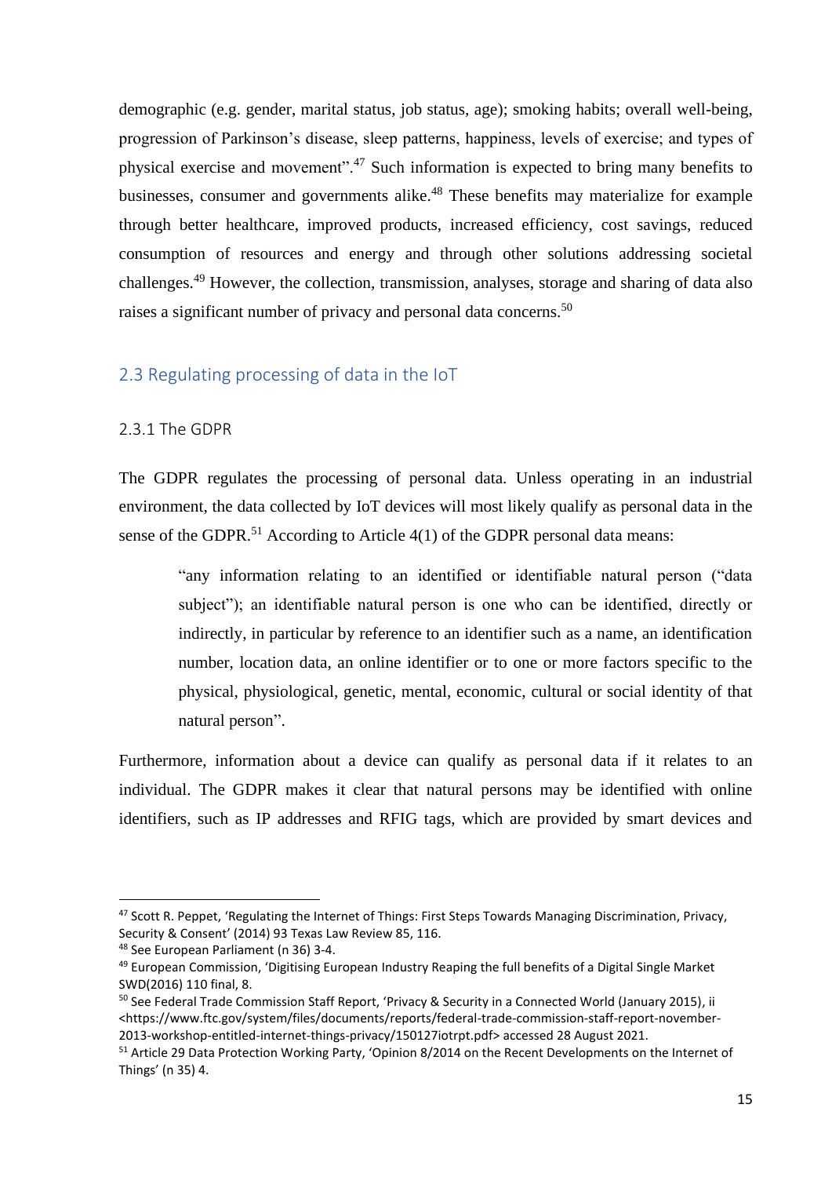demographic (e.g. gender, marital status, job status, age); smoking habits; overall well-being, progression of Parkinson's disease, sleep patterns, happiness, levels of exercise; and types of physical exercise and movement".[47] Such information is expected to bring many benefits to businesses, consumer and governments alike.[48] These benefits may materialize for example through better healthcare, improved products, increased efficiency, cost savings, reduced consumption of resources and energy and through other solutions addressing societal challenges.[49] However, the collection, transmission, analyses, storage and sharing of data also raises a significant number of privacy and personal data concerns.[50]

## 2.3 Regulating processing of data in the IoT

### 2.3.1 The GDPR

The GDPR regulates the processing of personal data. Unless operating in an industrial environment, the data collected by IoT devices will most likely qualify as personal data in the sense of the GDPR.[51] According to Article 4(1) of the GDPR personal data means:

> "any information relating to an identified or identifiable natural person ("data subject"); an identifiable natural person is one who can be identified, directly or indirectly, in particular by reference to an identifier such as a name, an identification number, location data, an online identifier or to one or more factors specific to the physical, physiological, genetic, mental, economic, cultural or social identity of that natural person".

Furthermore, information about a device can qualify as personal data if it relates to an individual. The GDPR makes it clear that natural persons may be identified with online identifiers, such as IP addresses and RFIG tags, which are provided by smart devices and

---

[47] Scott R. Peppet, 'Regulating the Internet of Things: First Steps Towards Managing Discrimination, Privacy, Security & Consent' (2014) 93 Texas Law Review 85, 116.

[48] See European Parliament (n 36) 3-4.

[49] European Commission, 'Digitising European Industry Reaping the full benefits of a Digital Single Market SWD(2016) 110 final, 8.

[50] See Federal Trade Commission Staff Report, 'Privacy & Security in a Connected World (January 2015), ii <https://www.ftc.gov/system/files/documents/reports/federal-trade-commission-staff-report-november-2013-workshop-entitled-internet-things-privacy/150127iotrpt.pdf> accessed 28 August 2021.

[51] Article 29 Data Protection Working Party, 'Opinion 8/2014 on the Recent Developments on the Internet of Things' (n 35) 4.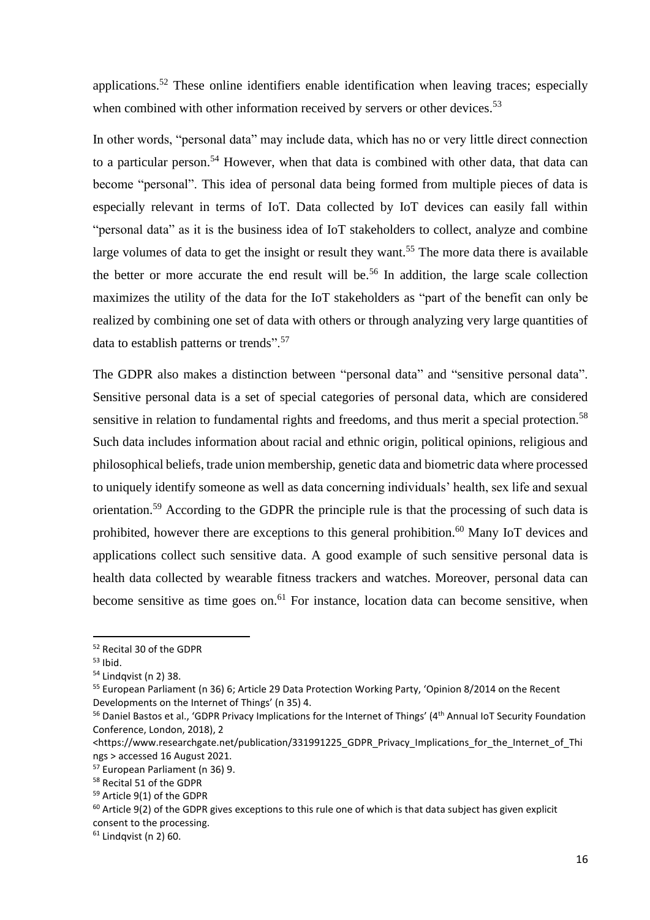applications.[52] These online identifiers enable identification when leaving traces; especially when combined with other information received by servers or other devices.[53]

In other words, "personal data" may include data, which has no or very little direct connection to a particular person.[54] However, when that data is combined with other data, that data can become "personal". This idea of personal data being formed from multiple pieces of data is especially relevant in terms of IoT. Data collected by IoT devices can easily fall within "personal data" as it is the business idea of IoT stakeholders to collect, analyze and combine large volumes of data to get the insight or result they want.[55] The more data there is available the better or more accurate the end result will be.[56] In addition, the large scale collection maximizes the utility of the data for the IoT stakeholders as "part of the benefit can only be realized by combining one set of data with others or through analyzing very large quantities of data to establish patterns or trends".[57]

The GDPR also makes a distinction between "personal data" and "sensitive personal data". Sensitive personal data is a set of special categories of personal data, which are considered sensitive in relation to fundamental rights and freedoms, and thus merit a special protection.[58] Such data includes information about racial and ethnic origin, political opinions, religious and philosophical beliefs, trade union membership, genetic data and biometric data where processed to uniquely identify someone as well as data concerning individuals' health, sex life and sexual orientation.[59] According to the GDPR the principle rule is that the processing of such data is prohibited, however there are exceptions to this general prohibition.[60] Many IoT devices and applications collect such sensitive data. A good example of such sensitive personal data is health data collected by wearable fitness trackers and watches. Moreover, personal data can become sensitive as time goes on.[61] For instance, location data can become sensitive, when

---

[52] Recital 30 of the GDPR

[53] Ibid.

[54] Lindqvist (n 2) 38.

[55] European Parliament (n 36) 6; Article 29 Data Protection Working Party, 'Opinion 8/2014 on the Recent Developments on the Internet of Things' (n 35) 4.

[56] Daniel Bastos et al., 'GDPR Privacy Implications for the Internet of Things' (4th Annual IoT Security Foundation Conference, London, 2018), 2 <https://www.researchgate.net/publication/331991225_GDPR_Privacy_Implications_for_the_Internet_of_Things > accessed 16 August 2021.

[57] European Parliament (n 36) 9.

[58] Recital 51 of the GDPR

[59] Article 9(1) of the GDPR

[60] Article 9(2) of the GDPR gives exceptions to this rule one of which is that data subject has given explicit consent to the processing.

[61] Lindqvist (n 2) 60.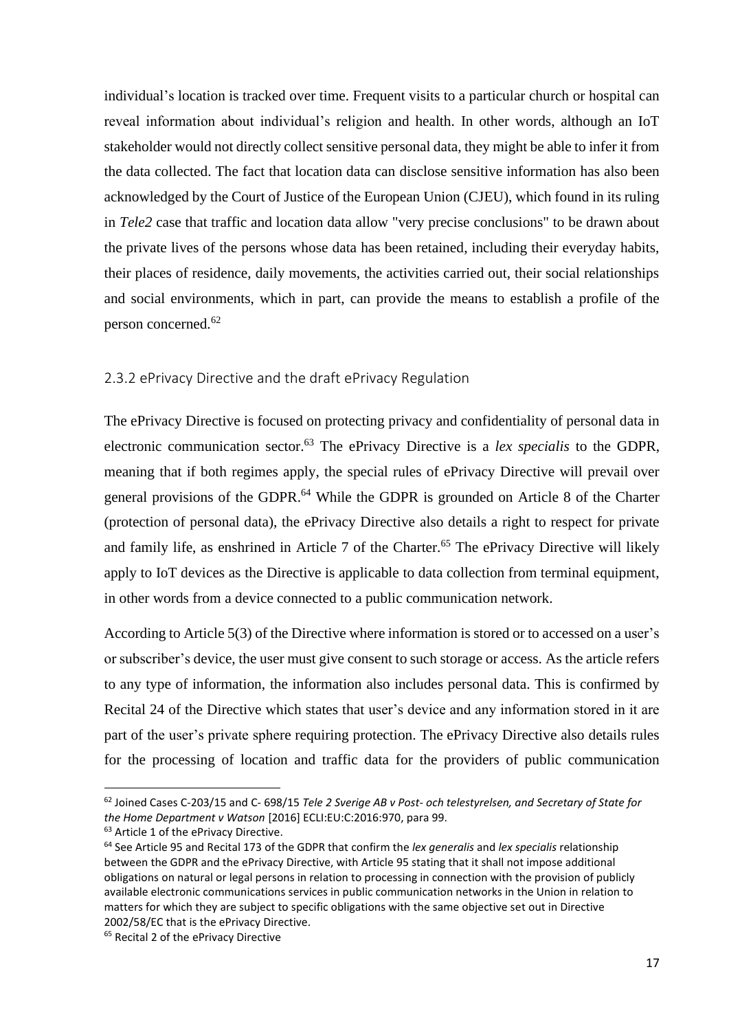individual's location is tracked over time. Frequent visits to a particular church or hospital can reveal information about individual's religion and health. In other words, although an IoT stakeholder would not directly collect sensitive personal data, they might be able to infer it from the data collected. The fact that location data can disclose sensitive information has also been acknowledged by the Court of Justice of the European Union (CJEU), which found in its ruling in *Tele2* case that traffic and location data allow "very precise conclusions" to be drawn about the private lives of the persons whose data has been retained, including their everyday habits, their places of residence, daily movements, the activities carried out, their social relationships and social environments, which in part, can provide the means to establish a profile of the person concerned.[62]

### 2.3.2 ePrivacy Directive and the draft ePrivacy Regulation

The ePrivacy Directive is focused on protecting privacy and confidentiality of personal data in electronic communication sector.[63] The ePrivacy Directive is a *lex specialis* to the GDPR, meaning that if both regimes apply, the special rules of ePrivacy Directive will prevail over general provisions of the GDPR.[64] While the GDPR is grounded on Article 8 of the Charter (protection of personal data), the ePrivacy Directive also details a right to respect for private and family life, as enshrined in Article 7 of the Charter.[65] The ePrivacy Directive will likely apply to IoT devices as the Directive is applicable to data collection from terminal equipment, in other words from a device connected to a public communication network.

According to Article 5(3) of the Directive where information is stored or to accessed on a user's or subscriber's device, the user must give consent to such storage or access. As the article refers to any type of information, the information also includes personal data. This is confirmed by Recital 24 of the Directive which states that user's device and any information stored in it are part of the user's private sphere requiring protection. The ePrivacy Directive also details rules for the processing of location and traffic data for the providers of public communication

---

[62] Joined Cases C-203/15 and C- 698/15 *Tele 2 Sverige AB v Post- och telestyrelsen, and Secretary of State for the Home Department v Watson* [2016] ECLI:EU:C:2016:970, para 99.

[63] Article 1 of the ePrivacy Directive.

[64] See Article 95 and Recital 173 of the GDPR that confirm the *lex generalis* and *lex specialis* relationship between the GDPR and the ePrivacy Directive, with Article 95 stating that it shall not impose additional obligations on natural or legal persons in relation to processing in connection with the provision of publicly available electronic communications services in public communication networks in the Union in relation to matters for which they are subject to specific obligations with the same objective set out in Directive 2002/58/EC that is the ePrivacy Directive.

[65] Recital 2 of the ePrivacy Directive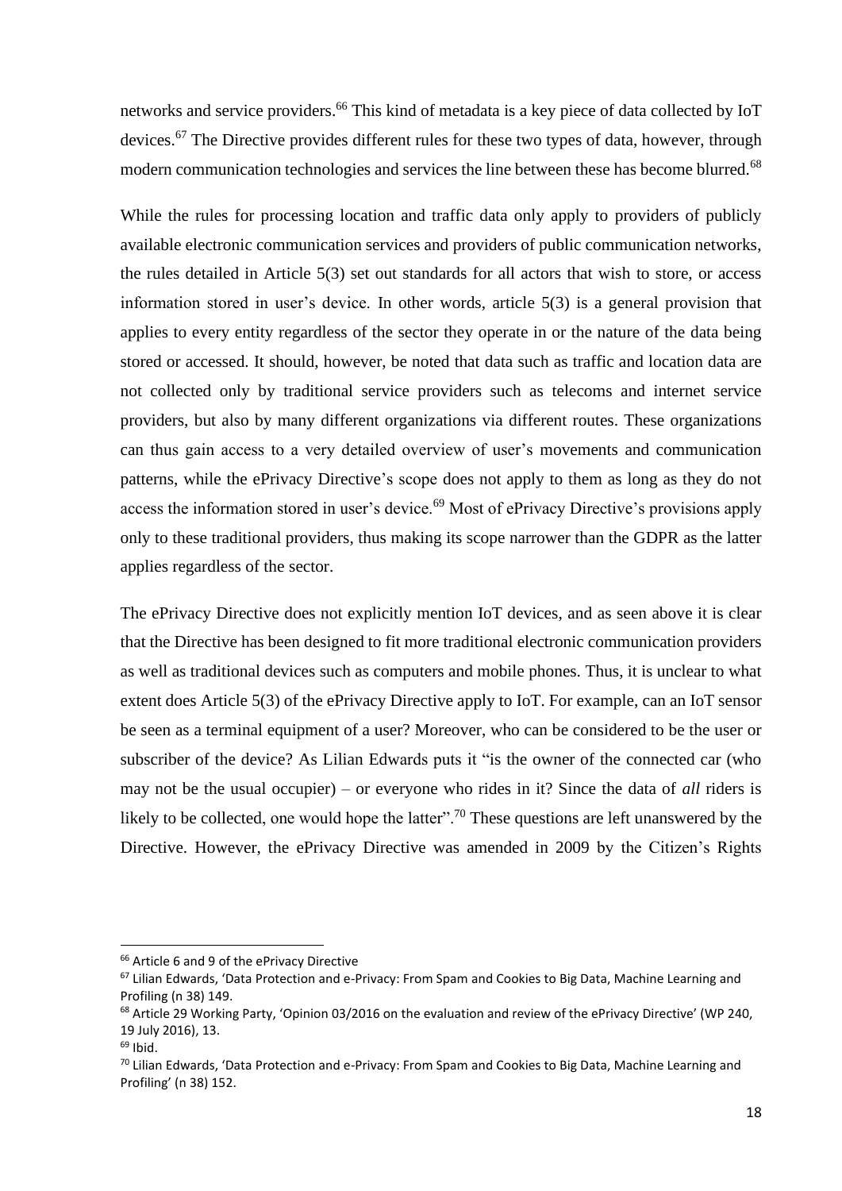networks and service providers.[66] This kind of metadata is a key piece of data collected by IoT devices.[67] The Directive provides different rules for these two types of data, however, through modern communication technologies and services the line between these has become blurred.[68]

While the rules for processing location and traffic data only apply to providers of publicly available electronic communication services and providers of public communication networks, the rules detailed in Article 5(3) set out standards for all actors that wish to store, or access information stored in user's device. In other words, article 5(3) is a general provision that applies to every entity regardless of the sector they operate in or the nature of the data being stored or accessed. It should, however, be noted that data such as traffic and location data are not collected only by traditional service providers such as telecoms and internet service providers, but also by many different organizations via different routes. These organizations can thus gain access to a very detailed overview of user's movements and communication patterns, while the ePrivacy Directive's scope does not apply to them as long as they do not access the information stored in user's device.[69] Most of ePrivacy Directive's provisions apply only to these traditional providers, thus making its scope narrower than the GDPR as the latter applies regardless of the sector.

The ePrivacy Directive does not explicitly mention IoT devices, and as seen above it is clear that the Directive has been designed to fit more traditional electronic communication providers as well as traditional devices such as computers and mobile phones. Thus, it is unclear to what extent does Article 5(3) of the ePrivacy Directive apply to IoT. For example, can an IoT sensor be seen as a terminal equipment of a user? Moreover, who can be considered to be the user or subscriber of the device? As Lilian Edwards puts it "is the owner of the connected car (who may not be the usual occupier) – or everyone who rides in it? Since the data of *all* riders is likely to be collected, one would hope the latter".[70] These questions are left unanswered by the Directive. However, the ePrivacy Directive was amended in 2009 by the Citizen's Rights

---

[66] Article 6 and 9 of the ePrivacy Directive

[67] Lilian Edwards, 'Data Protection and e-Privacy: From Spam and Cookies to Big Data, Machine Learning and Profiling (n 38) 149.

[68] Article 29 Working Party, 'Opinion 03/2016 on the evaluation and review of the ePrivacy Directive' (WP 240, 19 July 2016), 13.

[69] Ibid.

[70] Lilian Edwards, 'Data Protection and e-Privacy: From Spam and Cookies to Big Data, Machine Learning and Profiling' (n 38) 152.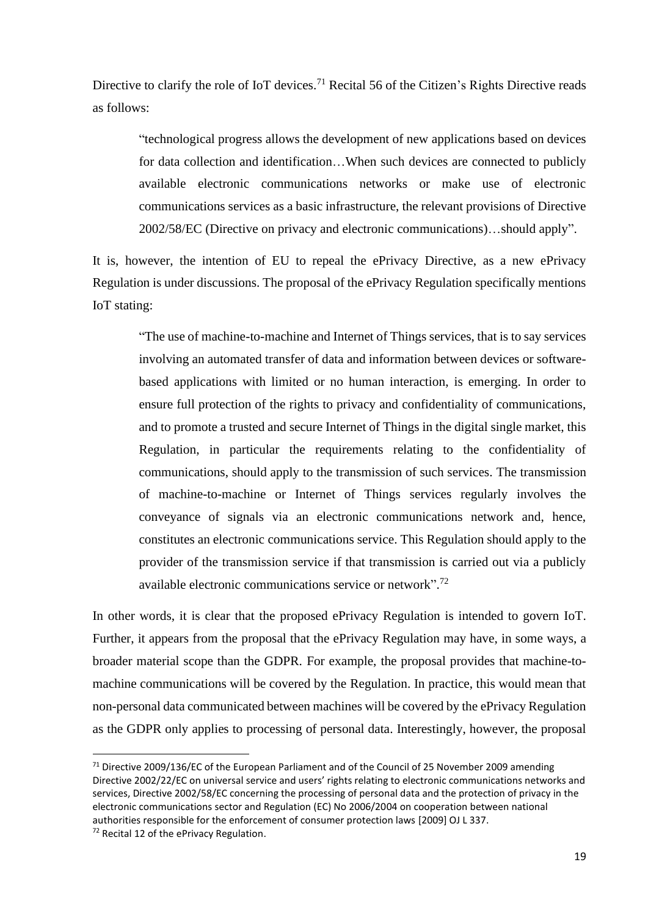Directive to clarify the role of IoT devices.[71] Recital 56 of the Citizen's Rights Directive reads as follows:

> "technological progress allows the development of new applications based on devices for data collection and identification…When such devices are connected to publicly available electronic communications networks or make use of electronic communications services as a basic infrastructure, the relevant provisions of Directive 2002/58/EC (Directive on privacy and electronic communications)…should apply".

It is, however, the intention of EU to repeal the ePrivacy Directive, as a new ePrivacy Regulation is under discussions. The proposal of the ePrivacy Regulation specifically mentions IoT stating:

> "The use of machine-to-machine and Internet of Things services, that is to say services involving an automated transfer of data and information between devices or software-based applications with limited or no human interaction, is emerging. In order to ensure full protection of the rights to privacy and confidentiality of communications, and to promote a trusted and secure Internet of Things in the digital single market, this Regulation, in particular the requirements relating to the confidentiality of communications, should apply to the transmission of such services. The transmission of machine-to-machine or Internet of Things services regularly involves the conveyance of signals via an electronic communications network and, hence, constitutes an electronic communications service. This Regulation should apply to the provider of the transmission service if that transmission is carried out via a publicly available electronic communications service or network".[72]

In other words, it is clear that the proposed ePrivacy Regulation is intended to govern IoT. Further, it appears from the proposal that the ePrivacy Regulation may have, in some ways, a broader material scope than the GDPR. For example, the proposal provides that machine-to-machine communications will be covered by the Regulation. In practice, this would mean that non-personal data communicated between machines will be covered by the ePrivacy Regulation as the GDPR only applies to processing of personal data. Interestingly, however, the proposal

---

[71] Directive 2009/136/EC of the European Parliament and of the Council of 25 November 2009 amending Directive 2002/22/EC on universal service and users' rights relating to electronic communications networks and services, Directive 2002/58/EC concerning the processing of personal data and the protection of privacy in the electronic communications sector and Regulation (EC) No 2006/2004 on cooperation between national authorities responsible for the enforcement of consumer protection laws [2009] OJ L 337.

[72] Recital 12 of the ePrivacy Regulation.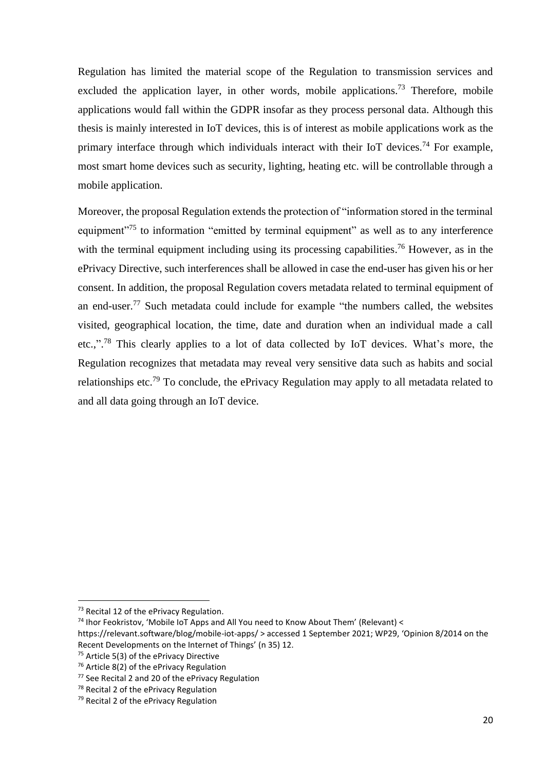Regulation has limited the material scope of the Regulation to transmission services and excluded the application layer, in other words, mobile applications.[73] Therefore, mobile applications would fall within the GDPR insofar as they process personal data. Although this thesis is mainly interested in IoT devices, this is of interest as mobile applications work as the primary interface through which individuals interact with their IoT devices.[74] For example, most smart home devices such as security, lighting, heating etc. will be controllable through a mobile application.

Moreover, the proposal Regulation extends the protection of "information stored in the terminal equipment"[75] to information "emitted by terminal equipment" as well as to any interference with the terminal equipment including using its processing capabilities.[76] However, as in the ePrivacy Directive, such interferences shall be allowed in case the end-user has given his or her consent. In addition, the proposal Regulation covers metadata related to terminal equipment of an end-user.[77] Such metadata could include for example "the numbers called, the websites visited, geographical location, the time, date and duration when an individual made a call etc.,".[78] This clearly applies to a lot of data collected by IoT devices. What's more, the Regulation recognizes that metadata may reveal very sensitive data such as habits and social relationships etc.[79] To conclude, the ePrivacy Regulation may apply to all metadata related to and all data going through an IoT device.

---

[73] Recital 12 of the ePrivacy Regulation.

[74] Ihor Feokristov, 'Mobile IoT Apps and All You need to Know About Them' (Relevant) < https://relevant.software/blog/mobile-iot-apps/ > accessed 1 September 2021; WP29, 'Opinion 8/2014 on the Recent Developments on the Internet of Things' (n 35) 12.

[75] Article 5(3) of the ePrivacy Directive

[76] Article 8(2) of the ePrivacy Regulation

[77] See Recital 2 and 20 of the ePrivacy Regulation

[78] Recital 2 of the ePrivacy Regulation

[79] Recital 2 of the ePrivacy Regulation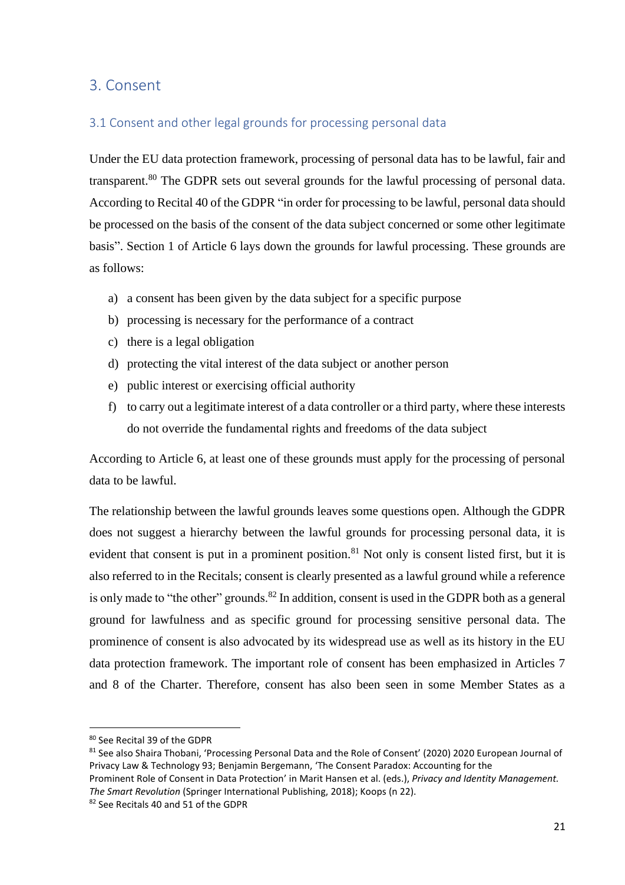## 3. Consent

### 3.1 Consent and other legal grounds for processing personal data

Under the EU data protection framework, processing of personal data has to be lawful, fair and transparent.[80] The GDPR sets out several grounds for the lawful processing of personal data. According to Recital 40 of the GDPR "in order for processing to be lawful, personal data should be processed on the basis of the consent of the data subject concerned or some other legitimate basis". Section 1 of Article 6 lays down the grounds for lawful processing. These grounds are as follows:

a) a consent has been given by the data subject for a specific purpose
b) processing is necessary for the performance of a contract
c) there is a legal obligation
d) protecting the vital interest of the data subject or another person
e) public interest or exercising official authority
f) to carry out a legitimate interest of a data controller or a third party, where these interests do not override the fundamental rights and freedoms of the data subject

According to Article 6, at least one of these grounds must apply for the processing of personal data to be lawful.

The relationship between the lawful grounds leaves some questions open. Although the GDPR does not suggest a hierarchy between the lawful grounds for processing personal data, it is evident that consent is put in a prominent position.[81] Not only is consent listed first, but it is also referred to in the Recitals; consent is clearly presented as a lawful ground while a reference is only made to "the other" grounds.[82] In addition, consent is used in the GDPR both as a general ground for lawfulness and as specific ground for processing sensitive personal data. The prominence of consent is also advocated by its widespread use as well as its history in the EU data protection framework. The important role of consent has been emphasized in Articles 7 and 8 of the Charter. Therefore, consent has also been seen in some Member States as a

---

[80] See Recital 39 of the GDPR

[81] See also Shaira Thobani, 'Processing Personal Data and the Role of Consent' (2020) 2020 European Journal of Privacy Law & Technology 93; Benjamin Bergemann, 'The Consent Paradox: Accounting for the Prominent Role of Consent in Data Protection' in Marit Hansen et al. (eds.), *Privacy and Identity Management. The Smart Revolution* (Springer International Publishing, 2018); Koops (n 22).

[82] See Recitals 40 and 51 of the GDPR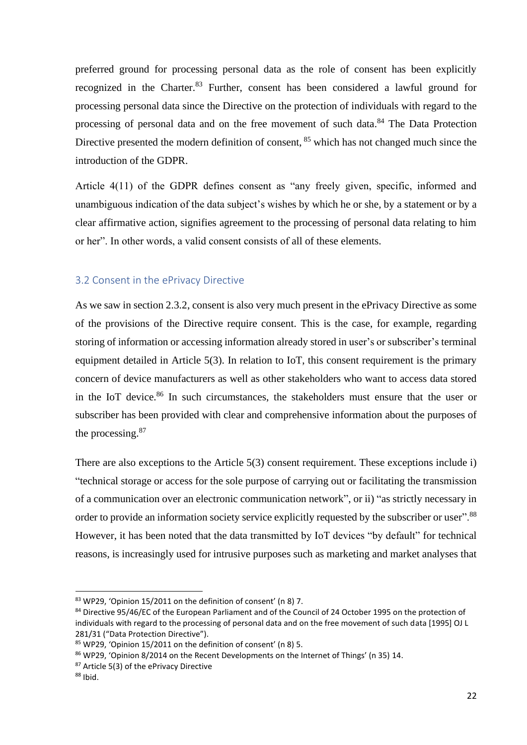preferred ground for processing personal data as the role of consent has been explicitly recognized in the Charter.[83] Further, consent has been considered a lawful ground for processing personal data since the Directive on the protection of individuals with regard to the processing of personal data and on the free movement of such data.[84] The Data Protection Directive presented the modern definition of consent, [85] which has not changed much since the introduction of the GDPR.

Article 4(11) of the GDPR defines consent as "any freely given, specific, informed and unambiguous indication of the data subject's wishes by which he or she, by a statement or by a clear affirmative action, signifies agreement to the processing of personal data relating to him or her". In other words, a valid consent consists of all of these elements.

## 3.2 Consent in the ePrivacy Directive

As we saw in section 2.3.2, consent is also very much present in the ePrivacy Directive as some of the provisions of the Directive require consent. This is the case, for example, regarding storing of information or accessing information already stored in user's or subscriber's terminal equipment detailed in Article 5(3). In relation to IoT, this consent requirement is the primary concern of device manufacturers as well as other stakeholders who want to access data stored in the IoT device.[86] In such circumstances, the stakeholders must ensure that the user or subscriber has been provided with clear and comprehensive information about the purposes of the processing.[87]

There are also exceptions to the Article 5(3) consent requirement. These exceptions include i) "technical storage or access for the sole purpose of carrying out or facilitating the transmission of a communication over an electronic communication network", or ii) "as strictly necessary in order to provide an information society service explicitly requested by the subscriber or user".[88] However, it has been noted that the data transmitted by IoT devices "by default" for technical reasons, is increasingly used for intrusive purposes such as marketing and market analyses that

---

[83] WP29, 'Opinion 15/2011 on the definition of consent' (n 8) 7.

[84] Directive 95/46/EC of the European Parliament and of the Council of 24 October 1995 on the protection of individuals with regard to the processing of personal data and on the free movement of such data [1995] OJ L 281/31 ("Data Protection Directive").

[85] WP29, 'Opinion 15/2011 on the definition of consent' (n 8) 5.

[86] WP29, 'Opinion 8/2014 on the Recent Developments on the Internet of Things' (n 35) 14.

[87] Article 5(3) of the ePrivacy Directive

[88] Ibid.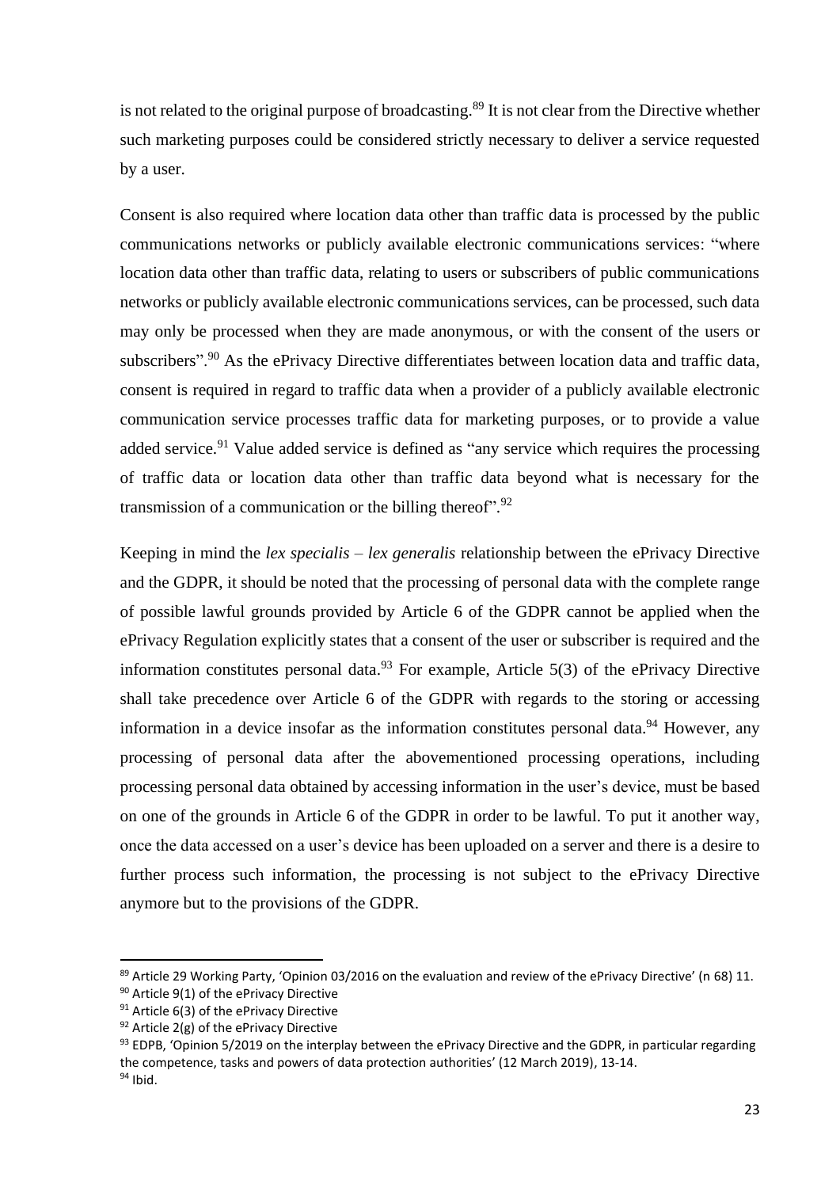is not related to the original purpose of broadcasting.[89] It is not clear from the Directive whether such marketing purposes could be considered strictly necessary to deliver a service requested by a user.

Consent is also required where location data other than traffic data is processed by the public communications networks or publicly available electronic communications services: "where location data other than traffic data, relating to users or subscribers of public communications networks or publicly available electronic communications services, can be processed, such data may only be processed when they are made anonymous, or with the consent of the users or subscribers".[90] As the ePrivacy Directive differentiates between location data and traffic data, consent is required in regard to traffic data when a provider of a publicly available electronic communication service processes traffic data for marketing purposes, or to provide a value added service.[91] Value added service is defined as "any service which requires the processing of traffic data or location data other than traffic data beyond what is necessary for the transmission of a communication or the billing thereof".[92]

Keeping in mind the *lex specialis – lex generalis* relationship between the ePrivacy Directive and the GDPR, it should be noted that the processing of personal data with the complete range of possible lawful grounds provided by Article 6 of the GDPR cannot be applied when the ePrivacy Regulation explicitly states that a consent of the user or subscriber is required and the information constitutes personal data.[93] For example, Article 5(3) of the ePrivacy Directive shall take precedence over Article 6 of the GDPR with regards to the storing or accessing information in a device insofar as the information constitutes personal data.[94] However, any processing of personal data after the abovementioned processing operations, including processing personal data obtained by accessing information in the user's device, must be based on one of the grounds in Article 6 of the GDPR in order to be lawful. To put it another way, once the data accessed on a user's device has been uploaded on a server and there is a desire to further process such information, the processing is not subject to the ePrivacy Directive anymore but to the provisions of the GDPR.

---

[89] Article 29 Working Party, 'Opinion 03/2016 on the evaluation and review of the ePrivacy Directive' (n 68) 11.

[90] Article 9(1) of the ePrivacy Directive

[91] Article 6(3) of the ePrivacy Directive

[92] Article 2(g) of the ePrivacy Directive

[93] EDPB, 'Opinion 5/2019 on the interplay between the ePrivacy Directive and the GDPR, in particular regarding the competence, tasks and powers of data protection authorities' (12 March 2019), 13-14.

[94] Ibid.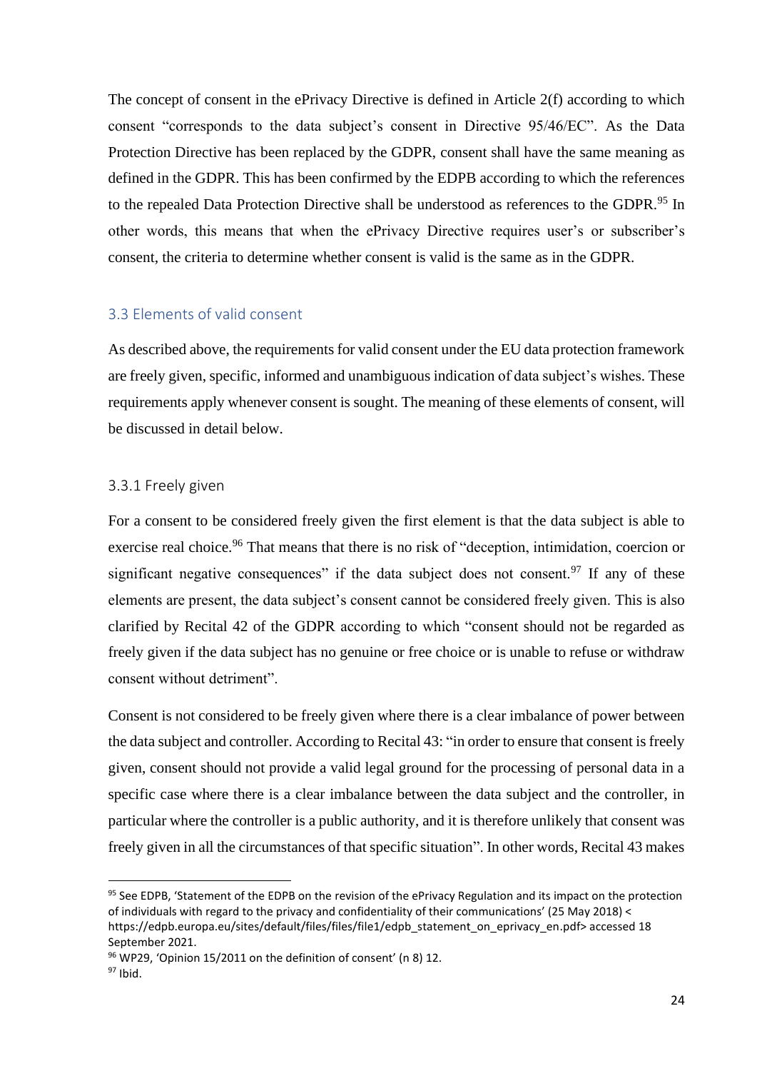The concept of consent in the ePrivacy Directive is defined in Article 2(f) according to which consent "corresponds to the data subject's consent in Directive 95/46/EC". As the Data Protection Directive has been replaced by the GDPR, consent shall have the same meaning as defined in the GDPR. This has been confirmed by the EDPB according to which the references to the repealed Data Protection Directive shall be understood as references to the GDPR.[95] In other words, this means that when the ePrivacy Directive requires user's or subscriber's consent, the criteria to determine whether consent is valid is the same as in the GDPR.

## 3.3 Elements of valid consent

As described above, the requirements for valid consent under the EU data protection framework are freely given, specific, informed and unambiguous indication of data subject's wishes. These requirements apply whenever consent is sought. The meaning of these elements of consent, will be discussed in detail below.

### 3.3.1 Freely given

For a consent to be considered freely given the first element is that the data subject is able to exercise real choice.[96] That means that there is no risk of "deception, intimidation, coercion or significant negative consequences" if the data subject does not consent.[97] If any of these elements are present, the data subject's consent cannot be considered freely given. This is also clarified by Recital 42 of the GDPR according to which "consent should not be regarded as freely given if the data subject has no genuine or free choice or is unable to refuse or withdraw consent without detriment".

Consent is not considered to be freely given where there is a clear imbalance of power between the data subject and controller. According to Recital 43: "in order to ensure that consent is freely given, consent should not provide a valid legal ground for the processing of personal data in a specific case where there is a clear imbalance between the data subject and the controller, in particular where the controller is a public authority, and it is therefore unlikely that consent was freely given in all the circumstances of that specific situation". In other words, Recital 43 makes

---

[95] See EDPB, 'Statement of the EDPB on the revision of the ePrivacy Regulation and its impact on the protection of individuals with regard to the privacy and confidentiality of their communications' (25 May 2018) < https://edpb.europa.eu/sites/default/files/files/file1/edpb_statement_on_eprivacy_en.pdf> accessed 18 September 2021.

[96] WP29, 'Opinion 15/2011 on the definition of consent' (n 8) 12.

[97] Ibid.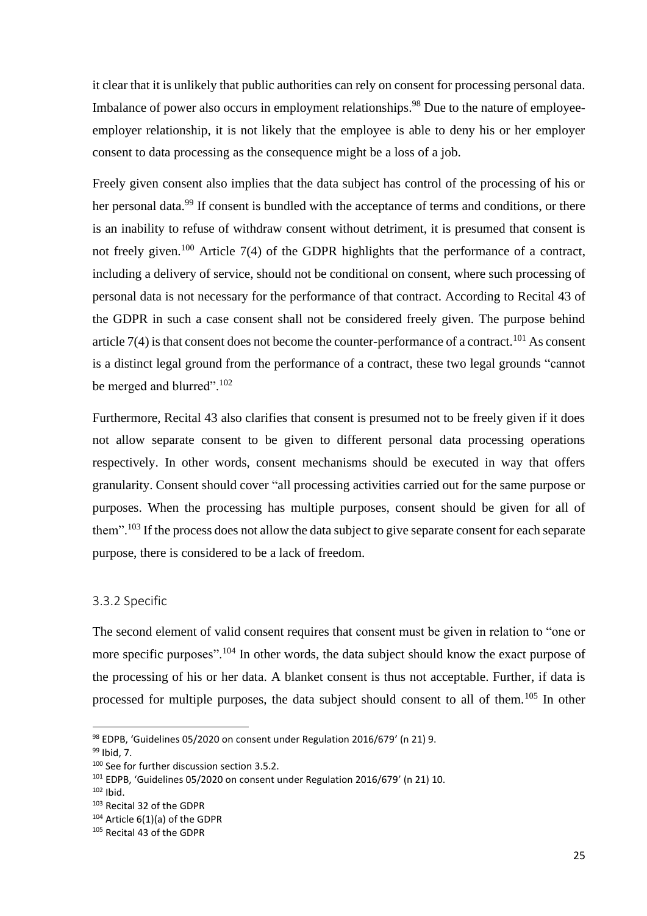it clear that it is unlikely that public authorities can rely on consent for processing personal data. Imbalance of power also occurs in employment relationships.[98] Due to the nature of employee-employer relationship, it is not likely that the employee is able to deny his or her employer consent to data processing as the consequence might be a loss of a job.

Freely given consent also implies that the data subject has control of the processing of his or her personal data.[99] If consent is bundled with the acceptance of terms and conditions, or there is an inability to refuse of withdraw consent without detriment, it is presumed that consent is not freely given.[100] Article 7(4) of the GDPR highlights that the performance of a contract, including a delivery of service, should not be conditional on consent, where such processing of personal data is not necessary for the performance of that contract. According to Recital 43 of the GDPR in such a case consent shall not be considered freely given. The purpose behind article 7(4) is that consent does not become the counter-performance of a contract.[101] As consent is a distinct legal ground from the performance of a contract, these two legal grounds "cannot be merged and blurred".[102]

Furthermore, Recital 43 also clarifies that consent is presumed not to be freely given if it does not allow separate consent to be given to different personal data processing operations respectively. In other words, consent mechanisms should be executed in way that offers granularity. Consent should cover "all processing activities carried out for the same purpose or purposes. When the processing has multiple purposes, consent should be given for all of them".[103] If the process does not allow the data subject to give separate consent for each separate purpose, there is considered to be a lack of freedom.

### 3.3.2 Specific

The second element of valid consent requires that consent must be given in relation to "one or more specific purposes".[104] In other words, the data subject should know the exact purpose of the processing of his or her data. A blanket consent is thus not acceptable. Further, if data is processed for multiple purposes, the data subject should consent to all of them.[105] In other

---

[98] EDPB, 'Guidelines 05/2020 on consent under Regulation 2016/679' (n 21) 9.
[99] Ibid, 7.
[100] See for further discussion section 3.5.2.
[101] EDPB, 'Guidelines 05/2020 on consent under Regulation 2016/679' (n 21) 10.
[102] Ibid.
[103] Recital 32 of the GDPR
[104] Article 6(1)(a) of the GDPR
[105] Recital 43 of the GDPR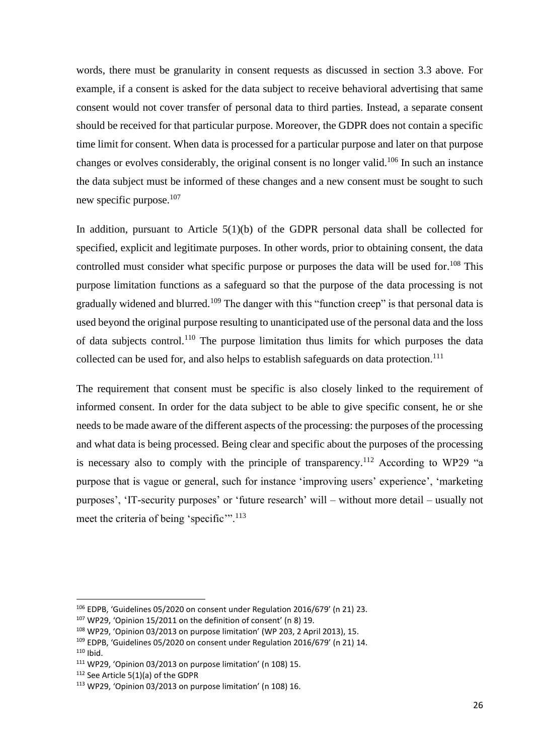words, there must be granularity in consent requests as discussed in section 3.3 above. For example, if a consent is asked for the data subject to receive behavioral advertising that same consent would not cover transfer of personal data to third parties. Instead, a separate consent should be received for that particular purpose. Moreover, the GDPR does not contain a specific time limit for consent. When data is processed for a particular purpose and later on that purpose changes or evolves considerably, the original consent is no longer valid.[106] In such an instance the data subject must be informed of these changes and a new consent must be sought to such new specific purpose.[107]

In addition, pursuant to Article 5(1)(b) of the GDPR personal data shall be collected for specified, explicit and legitimate purposes. In other words, prior to obtaining consent, the data controlled must consider what specific purpose or purposes the data will be used for.[108] This purpose limitation functions as a safeguard so that the purpose of the data processing is not gradually widened and blurred.[109] The danger with this "function creep" is that personal data is used beyond the original purpose resulting to unanticipated use of the personal data and the loss of data subjects control.[110] The purpose limitation thus limits for which purposes the data collected can be used for, and also helps to establish safeguards on data protection.[111]

The requirement that consent must be specific is also closely linked to the requirement of informed consent. In order for the data subject to be able to give specific consent, he or she needs to be made aware of the different aspects of the processing: the purposes of the processing and what data is being processed. Being clear and specific about the purposes of the processing is necessary also to comply with the principle of transparency.[112] According to WP29 "a purpose that is vague or general, such for instance 'improving users' experience', 'marketing purposes', 'IT-security purposes' or 'future research' will – without more detail – usually not meet the criteria of being 'specific'".[113]

---

[106] EDPB, 'Guidelines 05/2020 on consent under Regulation 2016/679' (n 21) 23.
[107] WP29, 'Opinion 15/2011 on the definition of consent' (n 8) 19.
[108] WP29, 'Opinion 03/2013 on purpose limitation' (WP 203, 2 April 2013), 15.
[109] EDPB, 'Guidelines 05/2020 on consent under Regulation 2016/679' (n 21) 14.
[110] Ibid.
[111] WP29, 'Opinion 03/2013 on purpose limitation' (n 108) 15.
[112] See Article 5(1)(a) of the GDPR
[113] WP29, 'Opinion 03/2013 on purpose limitation' (n 108) 16.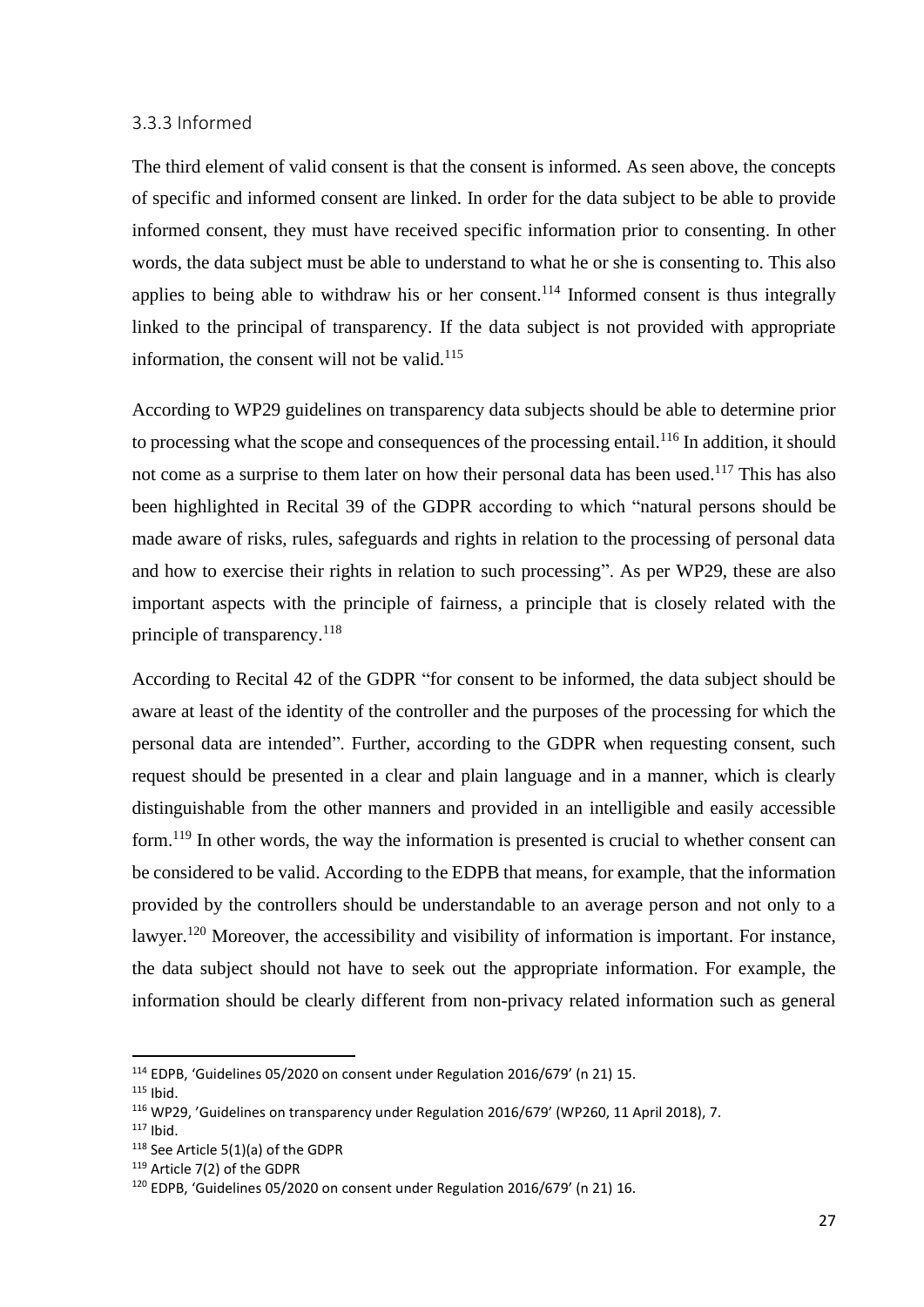### 3.3.3 Informed

The third element of valid consent is that the consent is informed. As seen above, the concepts of specific and informed consent are linked. In order for the data subject to be able to provide informed consent, they must have received specific information prior to consenting. In other words, the data subject must be able to understand to what he or she is consenting to. This also applies to being able to withdraw his or her consent.[114] Informed consent is thus integrally linked to the principal of transparency. If the data subject is not provided with appropriate information, the consent will not be valid.[115]

According to WP29 guidelines on transparency data subjects should be able to determine prior to processing what the scope and consequences of the processing entail.[116] In addition, it should not come as a surprise to them later on how their personal data has been used.[117] This has also been highlighted in Recital 39 of the GDPR according to which "natural persons should be made aware of risks, rules, safeguards and rights in relation to the processing of personal data and how to exercise their rights in relation to such processing". As per WP29, these are also important aspects with the principle of fairness, a principle that is closely related with the principle of transparency.[118]

According to Recital 42 of the GDPR "for consent to be informed, the data subject should be aware at least of the identity of the controller and the purposes of the processing for which the personal data are intended". Further, according to the GDPR when requesting consent, such request should be presented in a clear and plain language and in a manner, which is clearly distinguishable from the other manners and provided in an intelligible and easily accessible form.[119] In other words, the way the information is presented is crucial to whether consent can be considered to be valid. According to the EDPB that means, for example, that the information provided by the controllers should be understandable to an average person and not only to a lawyer.[120] Moreover, the accessibility and visibility of information is important. For instance, the data subject should not have to seek out the appropriate information. For example, the information should be clearly different from non-privacy related information such as general

---

[114] EDPB, 'Guidelines 05/2020 on consent under Regulation 2016/679' (n 21) 15.
[115] Ibid.
[116] WP29, 'Guidelines on transparency under Regulation 2016/679' (WP260, 11 April 2018), 7.
[117] Ibid.
[118] See Article 5(1)(a) of the GDPR
[119] Article 7(2) of the GDPR
[120] EDPB, 'Guidelines 05/2020 on consent under Regulation 2016/679' (n 21) 16.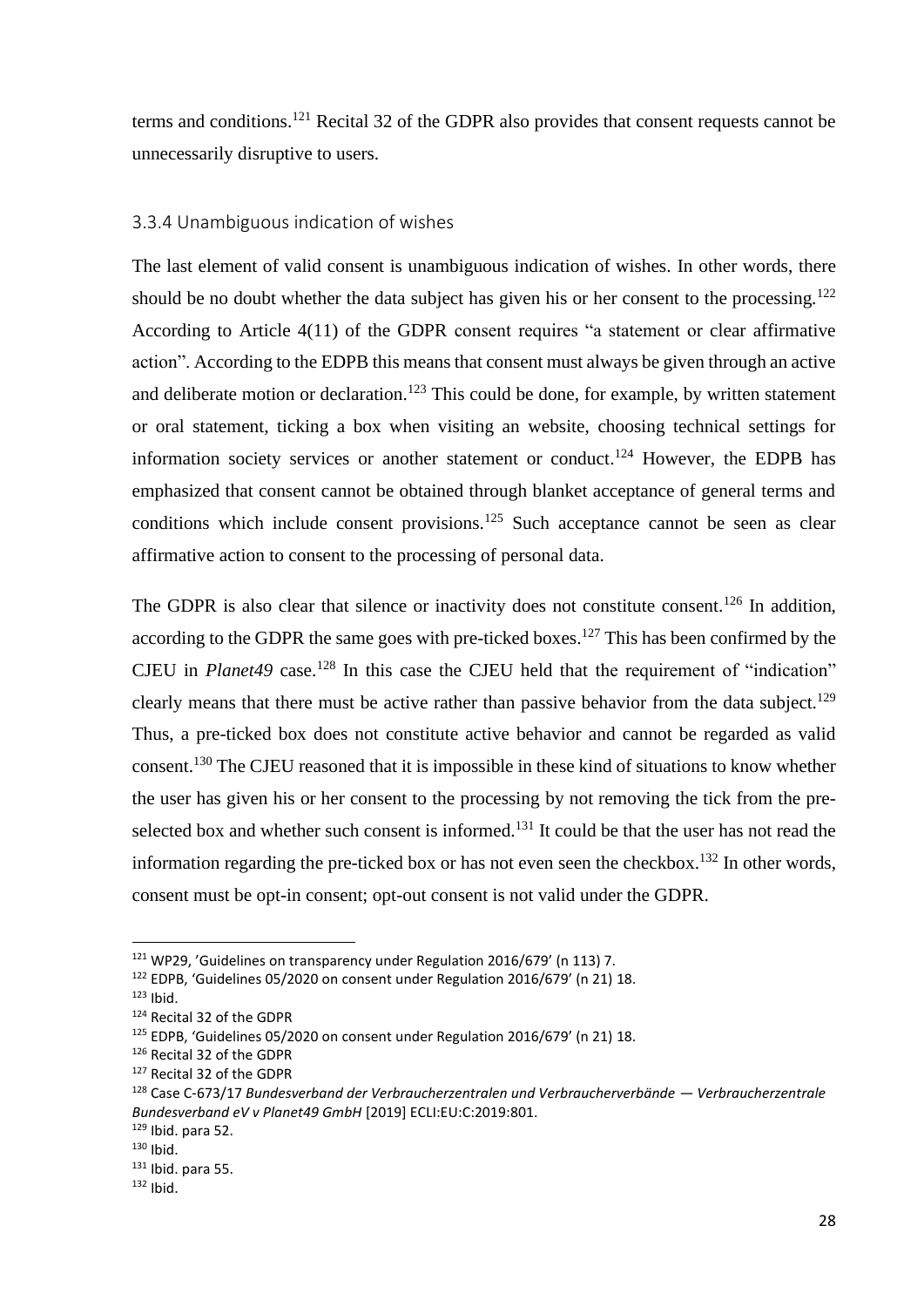terms and conditions.[121] Recital 32 of the GDPR also provides that consent requests cannot be unnecessarily disruptive to users.

### 3.3.4 Unambiguous indication of wishes

The last element of valid consent is unambiguous indication of wishes. In other words, there should be no doubt whether the data subject has given his or her consent to the processing.[122] According to Article 4(11) of the GDPR consent requires "a statement or clear affirmative action". According to the EDPB this means that consent must always be given through an active and deliberate motion or declaration.[123] This could be done, for example, by written statement or oral statement, ticking a box when visiting an website, choosing technical settings for information society services or another statement or conduct.[124] However, the EDPB has emphasized that consent cannot be obtained through blanket acceptance of general terms and conditions which include consent provisions.[125] Such acceptance cannot be seen as clear affirmative action to consent to the processing of personal data.

The GDPR is also clear that silence or inactivity does not constitute consent.[126] In addition, according to the GDPR the same goes with pre-ticked boxes.[127] This has been confirmed by the CJEU in *Planet49* case.[128] In this case the CJEU held that the requirement of "indication" clearly means that there must be active rather than passive behavior from the data subject.[129] Thus, a pre-ticked box does not constitute active behavior and cannot be regarded as valid consent.[130] The CJEU reasoned that it is impossible in these kind of situations to know whether the user has given his or her consent to the processing by not removing the tick from the pre-selected box and whether such consent is informed.[131] It could be that the user has not read the information regarding the pre-ticked box or has not even seen the checkbox.[132] In other words, consent must be opt-in consent; opt-out consent is not valid under the GDPR.

---

[121] WP29, 'Guidelines on transparency under Regulation 2016/679' (n 113) 7.
[122] EDPB, 'Guidelines 05/2020 on consent under Regulation 2016/679' (n 21) 18.
[123] Ibid.
[124] Recital 32 of the GDPR
[125] EDPB, 'Guidelines 05/2020 on consent under Regulation 2016/679' (n 21) 18.
[126] Recital 32 of the GDPR
[127] Recital 32 of the GDPR
[128] Case C-673/17 *Bundesverband der Verbraucherzentralen und Verbraucherverbände — Verbraucherzentrale Bundesverband eV v Planet49 GmbH* [2019] ECLI:EU:C:2019:801.
[129] Ibid. para 52.
[130] Ibid.
[131] Ibid. para 55.
[132] Ibid.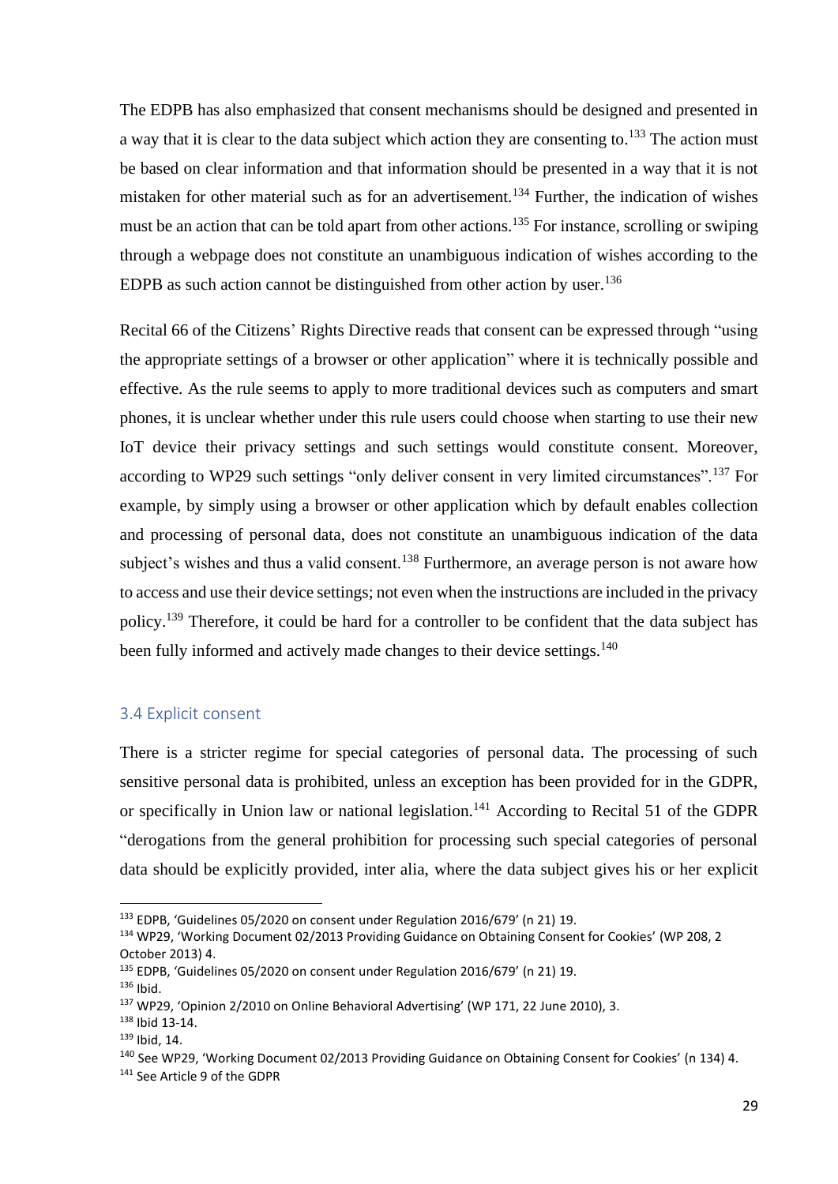The EDPB has also emphasized that consent mechanisms should be designed and presented in a way that it is clear to the data subject which action they are consenting to.[133] The action must be based on clear information and that information should be presented in a way that it is not mistaken for other material such as for an advertisement.[134] Further, the indication of wishes must be an action that can be told apart from other actions.[135] For instance, scrolling or swiping through a webpage does not constitute an unambiguous indication of wishes according to the EDPB as such action cannot be distinguished from other action by user.[136]

Recital 66 of the Citizens' Rights Directive reads that consent can be expressed through "using the appropriate settings of a browser or other application" where it is technically possible and effective. As the rule seems to apply to more traditional devices such as computers and smart phones, it is unclear whether under this rule users could choose when starting to use their new IoT device their privacy settings and such settings would constitute consent. Moreover, according to WP29 such settings "only deliver consent in very limited circumstances".[137] For example, by simply using a browser or other application which by default enables collection and processing of personal data, does not constitute an unambiguous indication of the data subject's wishes and thus a valid consent.[138] Furthermore, an average person is not aware how to access and use their device settings; not even when the instructions are included in the privacy policy.[139] Therefore, it could be hard for a controller to be confident that the data subject has been fully informed and actively made changes to their device settings.[140]

### 3.4 Explicit consent

There is a stricter regime for special categories of personal data. The processing of such sensitive personal data is prohibited, unless an exception has been provided for in the GDPR, or specifically in Union law or national legislation.[141] According to Recital 51 of the GDPR "derogations from the general prohibition for processing such special categories of personal data should be explicitly provided, inter alia, where the data subject gives his or her explicit

---

[133] EDPB, 'Guidelines 05/2020 on consent under Regulation 2016/679' (n 21) 19.

[134] WP29, 'Working Document 02/2013 Providing Guidance on Obtaining Consent for Cookies' (WP 208, 2 October 2013) 4.

[135] EDPB, 'Guidelines 05/2020 on consent under Regulation 2016/679' (n 21) 19.

[136] Ibid.

[137] WP29, 'Opinion 2/2010 on Online Behavioral Advertising' (WP 171, 22 June 2010), 3.

[138] Ibid 13-14.

[139] Ibid, 14.

[140] See WP29, 'Working Document 02/2013 Providing Guidance on Obtaining Consent for Cookies' (n 134) 4.

[141] See Article 9 of the GDPR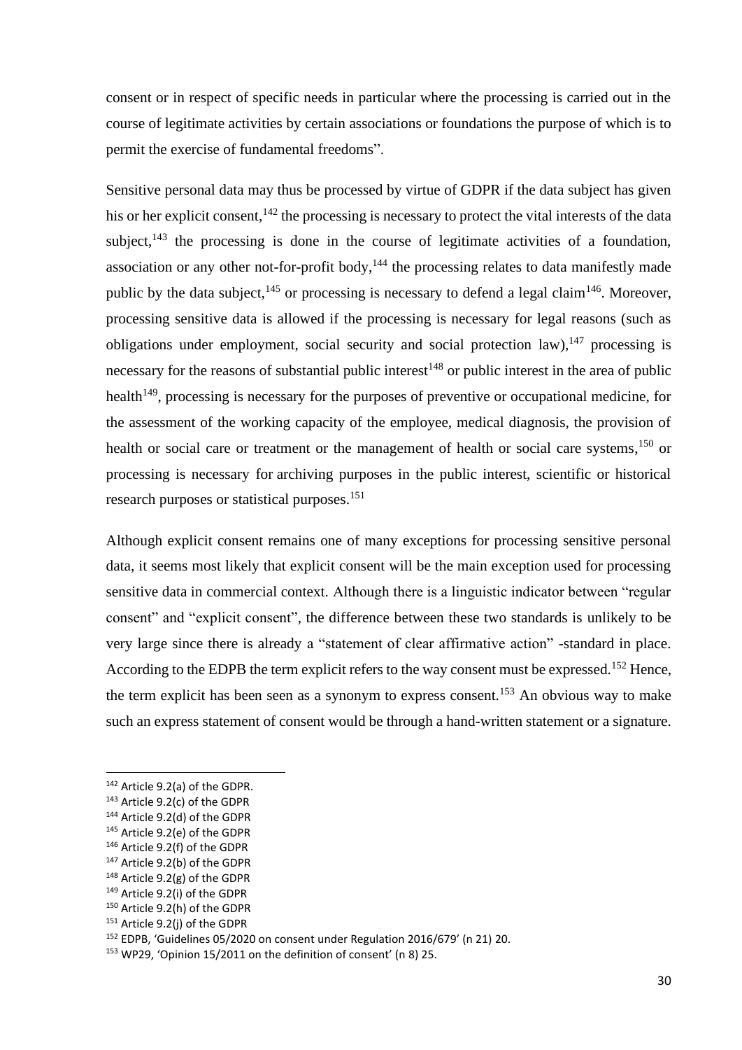consent or in respect of specific needs in particular where the processing is carried out in the course of legitimate activities by certain associations or foundations the purpose of which is to permit the exercise of fundamental freedoms".

Sensitive personal data may thus be processed by virtue of GDPR if the data subject has given his or her explicit consent,[142] the processing is necessary to protect the vital interests of the data subject,[143] the processing is done in the course of legitimate activities of a foundation, association or any other not-for-profit body,[144] the processing relates to data manifestly made public by the data subject,[145] or processing is necessary to defend a legal claim[146]. Moreover, processing sensitive data is allowed if the processing is necessary for legal reasons (such as obligations under employment, social security and social protection law),[147] processing is necessary for the reasons of substantial public interest[148] or public interest in the area of public health[149], processing is necessary for the purposes of preventive or occupational medicine, for the assessment of the working capacity of the employee, medical diagnosis, the provision of health or social care or treatment or the management of health or social care systems,[150] or processing is necessary for archiving purposes in the public interest, scientific or historical research purposes or statistical purposes.[151]

Although explicit consent remains one of many exceptions for processing sensitive personal data, it seems most likely that explicit consent will be the main exception used for processing sensitive data in commercial context. Although there is a linguistic indicator between "regular consent" and "explicit consent", the difference between these two standards is unlikely to be very large since there is already a "statement of clear affirmative action" -standard in place. According to the EDPB the term explicit refers to the way consent must be expressed.[152] Hence, the term explicit has been seen as a synonym to express consent.[153] An obvious way to make such an express statement of consent would be through a hand-written statement or a signature.

---

[142] Article 9.2(a) of the GDPR.

[143] Article 9.2(c) of the GDPR

[144] Article 9.2(d) of the GDPR

[145] Article 9.2(e) of the GDPR

[146] Article 9.2(f) of the GDPR

[147] Article 9.2(b) of the GDPR

[148] Article 9.2(g) of the GDPR

[149] Article 9.2(i) of the GDPR

[150] Article 9.2(h) of the GDPR

[151] Article 9.2(j) of the GDPR

[152] EDPB, 'Guidelines 05/2020 on consent under Regulation 2016/679' (n 21) 20.

[153] WP29, 'Opinion 15/2011 on the definition of consent' (n 8) 25.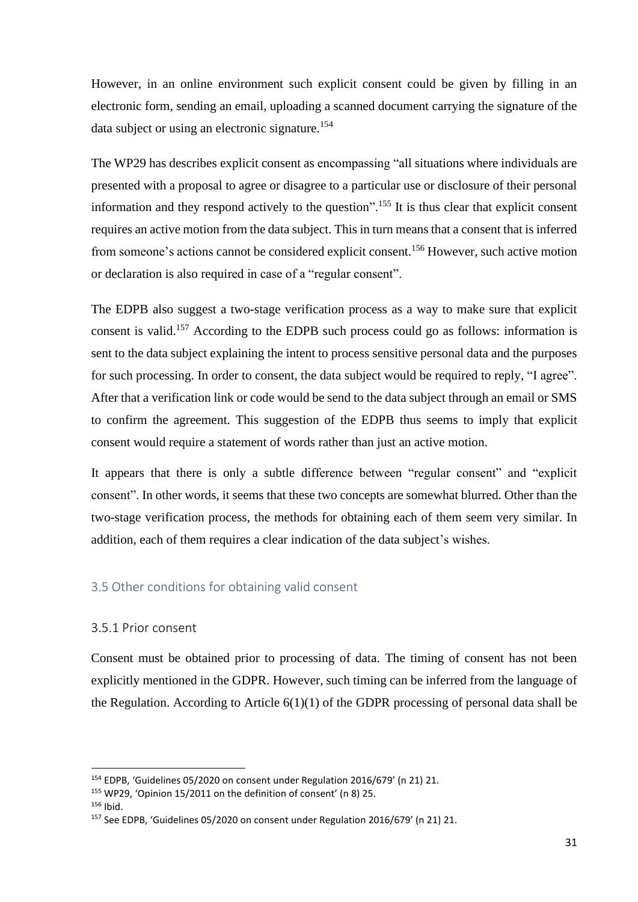However, in an online environment such explicit consent could be given by filling in an electronic form, sending an email, uploading a scanned document carrying the signature of the data subject or using an electronic signature.[154]

The WP29 has describes explicit consent as encompassing "all situations where individuals are presented with a proposal to agree or disagree to a particular use or disclosure of their personal information and they respond actively to the question".[155] It is thus clear that explicit consent requires an active motion from the data subject. This in turn means that a consent that is inferred from someone's actions cannot be considered explicit consent.[156] However, such active motion or declaration is also required in case of a "regular consent".

The EDPB also suggest a two-stage verification process as a way to make sure that explicit consent is valid.[157] According to the EDPB such process could go as follows: information is sent to the data subject explaining the intent to process sensitive personal data and the purposes for such processing. In order to consent, the data subject would be required to reply, "I agree". After that a verification link or code would be send to the data subject through an email or SMS to confirm the agreement. This suggestion of the EDPB thus seems to imply that explicit consent would require a statement of words rather than just an active motion.

It appears that there is only a subtle difference between "regular consent" and "explicit consent". In other words, it seems that these two concepts are somewhat blurred. Other than the two-stage verification process, the methods for obtaining each of them seem very similar. In addition, each of them requires a clear indication of the data subject's wishes.

## 3.5 Other conditions for obtaining valid consent

### 3.5.1 Prior consent

Consent must be obtained prior to processing of data. The timing of consent has not been explicitly mentioned in the GDPR. However, such timing can be inferred from the language of the Regulation. According to Article 6(1)(1) of the GDPR processing of personal data shall be

---

[154] EDPB, 'Guidelines 05/2020 on consent under Regulation 2016/679' (n 21) 21.

[155] WP29, 'Opinion 15/2011 on the definition of consent' (n 8) 25.

[156] Ibid.

[157] See EDPB, 'Guidelines 05/2020 on consent under Regulation 2016/679' (n 21) 21.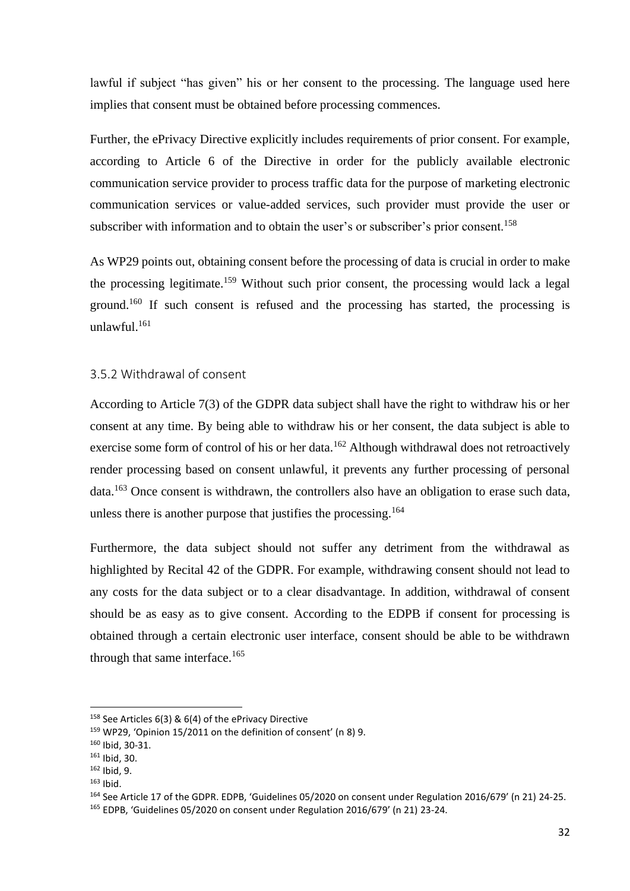lawful if subject "has given" his or her consent to the processing. The language used here implies that consent must be obtained before processing commences.

Further, the ePrivacy Directive explicitly includes requirements of prior consent. For example, according to Article 6 of the Directive in order for the publicly available electronic communication service provider to process traffic data for the purpose of marketing electronic communication services or value-added services, such provider must provide the user or subscriber with information and to obtain the user's or subscriber's prior consent.[158]

As WP29 points out, obtaining consent before the processing of data is crucial in order to make the processing legitimate.[159] Without such prior consent, the processing would lack a legal ground.[160] If such consent is refused and the processing has started, the processing is unlawful.[161]

### 3.5.2 Withdrawal of consent

According to Article 7(3) of the GDPR data subject shall have the right to withdraw his or her consent at any time. By being able to withdraw his or her consent, the data subject is able to exercise some form of control of his or her data.[162] Although withdrawal does not retroactively render processing based on consent unlawful, it prevents any further processing of personal data.[163] Once consent is withdrawn, the controllers also have an obligation to erase such data, unless there is another purpose that justifies the processing.[164]

Furthermore, the data subject should not suffer any detriment from the withdrawal as highlighted by Recital 42 of the GDPR. For example, withdrawing consent should not lead to any costs for the data subject or to a clear disadvantage. In addition, withdrawal of consent should be as easy as to give consent. According to the EDPB if consent for processing is obtained through a certain electronic user interface, consent should be able to be withdrawn through that same interface.[165]

---

[158] See Articles 6(3) & 6(4) of the ePrivacy Directive

[159] WP29, 'Opinion 15/2011 on the definition of consent' (n 8) 9.

[160] Ibid, 30-31.

[161] Ibid, 30.

[162] Ibid, 9.

[163] Ibid.

[164] See Article 17 of the GDPR. EDPB, 'Guidelines 05/2020 on consent under Regulation 2016/679' (n 21) 24-25.

[165] EDPB, 'Guidelines 05/2020 on consent under Regulation 2016/679' (n 21) 23-24.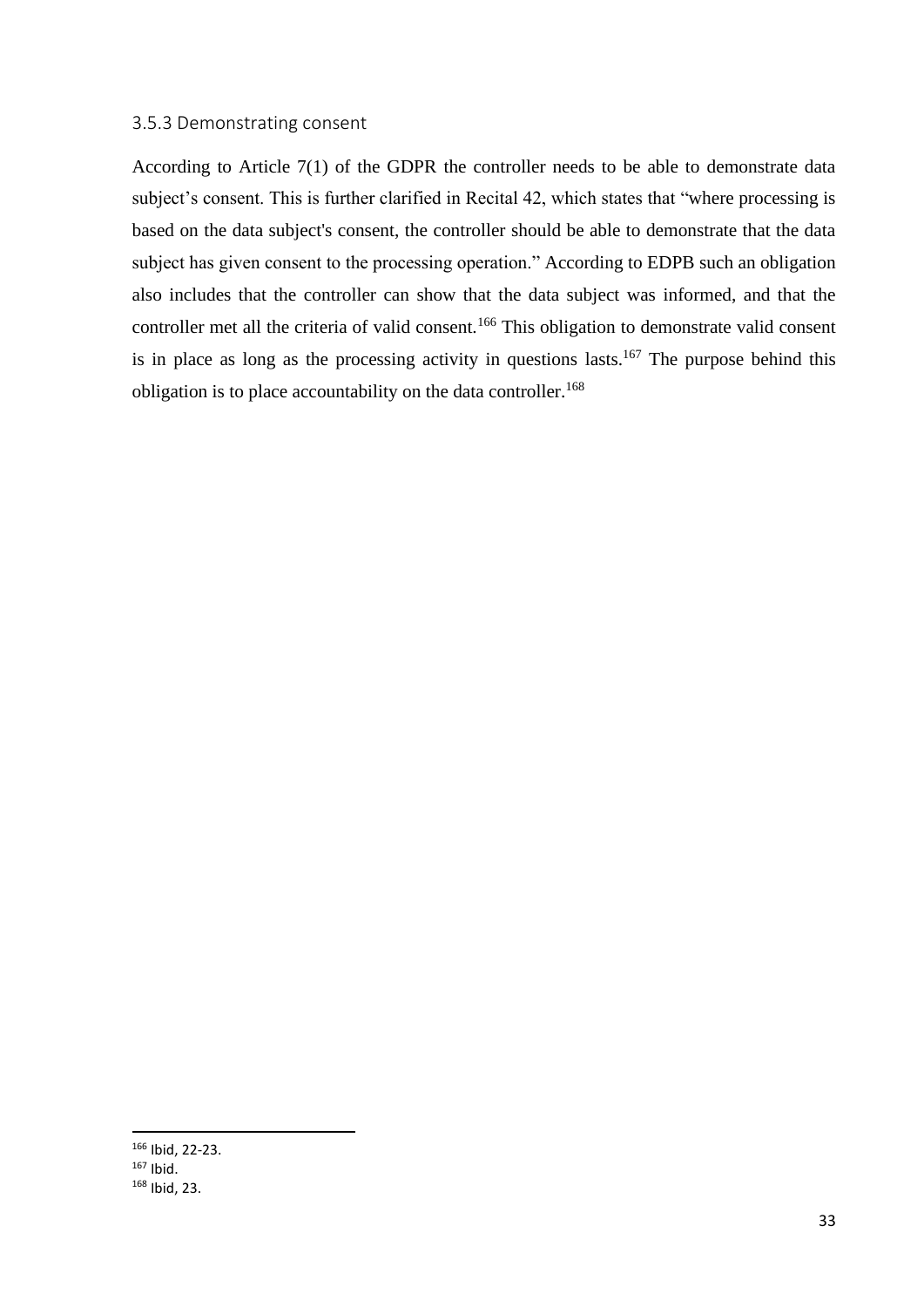### 3.5.3 Demonstrating consent

According to Article 7(1) of the GDPR the controller needs to be able to demonstrate data subject's consent. This is further clarified in Recital 42, which states that "where processing is based on the data subject's consent, the controller should be able to demonstrate that the data subject has given consent to the processing operation." According to EDPB such an obligation also includes that the controller can show that the data subject was informed, and that the controller met all the criteria of valid consent.[166] This obligation to demonstrate valid consent is in place as long as the processing activity in questions lasts.[167] The purpose behind this obligation is to place accountability on the data controller.[168]

[166] Ibid, 22-23.
[167] Ibid.
[168] Ibid, 23.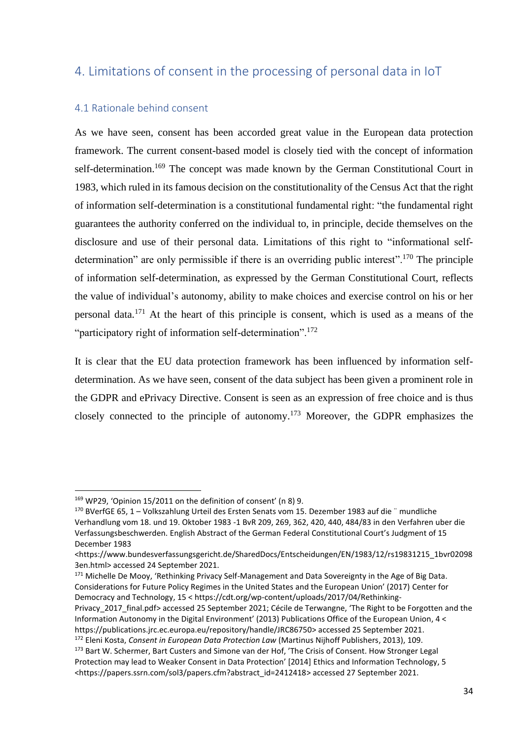## 4. Limitations of consent in the processing of personal data in IoT

### 4.1 Rationale behind consent

As we have seen, consent has been accorded great value in the European data protection framework. The current consent-based model is closely tied with the concept of information self-determination.[169] The concept was made known by the German Constitutional Court in 1983, which ruled in its famous decision on the constitutionality of the Census Act that the right of information self-determination is a constitutional fundamental right: "the fundamental right guarantees the authority conferred on the individual to, in principle, decide themselves on the disclosure and use of their personal data. Limitations of this right to "informational self-determination" are only permissible if there is an overriding public interest".[170] The principle of information self-determination, as expressed by the German Constitutional Court, reflects the value of individual's autonomy, ability to make choices and exercise control on his or her personal data.[171] At the heart of this principle is consent, which is used as a means of the "participatory right of information self-determination".[172]

It is clear that the EU data protection framework has been influenced by information self-determination. As we have seen, consent of the data subject has been given a prominent role in the GDPR and ePrivacy Directive. Consent is seen as an expression of free choice and is thus closely connected to the principle of autonomy.[173] Moreover, the GDPR emphasizes the

---

[169] WP29, 'Opinion 15/2011 on the definition of consent' (n 8) 9.

[170] BVerfGE 65, 1 – Volkszahlung Urteil des Ersten Senats vom 15. Dezember 1983 auf die ¨ mundliche Verhandlung vom 18. und 19. Oktober 1983 -1 BvR 209, 269, 362, 420, 440, 484/83 in den Verfahren uber die Verfassungsbeschwerden. English Abstract of the German Federal Constitutional Court's Judgment of 15 December 1983 <https://www.bundesverfassungsgericht.de/SharedDocs/Entscheidungen/EN/1983/12/rs19831215_1bvr020983en.html> accessed 24 September 2021.

[171] Michelle De Mooy, 'Rethinking Privacy Self-Management and Data Sovereignty in the Age of Big Data. Considerations for Future Policy Regimes in the United States and the European Union' (2017) Center for Democracy and Technology, 15 < https://cdt.org/wp-content/uploads/2017/04/Rethinking-Privacy_2017_final.pdf> accessed 25 September 2021; Cécile de Terwangne, 'The Right to be Forgotten and the Information Autonomy in the Digital Environment' (2013) Publications Office of the European Union, 4 < https://publications.jrc.ec.europa.eu/repository/handle/JRC86750> accessed 25 September 2021.

[172] Eleni Kosta, *Consent in European Data Protection Law* (Martinus Nijhoff Publishers, 2013), 109.

[173] Bart W. Schermer, Bart Custers and Simone van der Hof, 'The Crisis of Consent. How Stronger Legal Protection may lead to Weaker Consent in Data Protection' [2014] Ethics and Information Technology, 5 <https://papers.ssrn.com/sol3/papers.cfm?abstract_id=2412418> accessed 27 September 2021.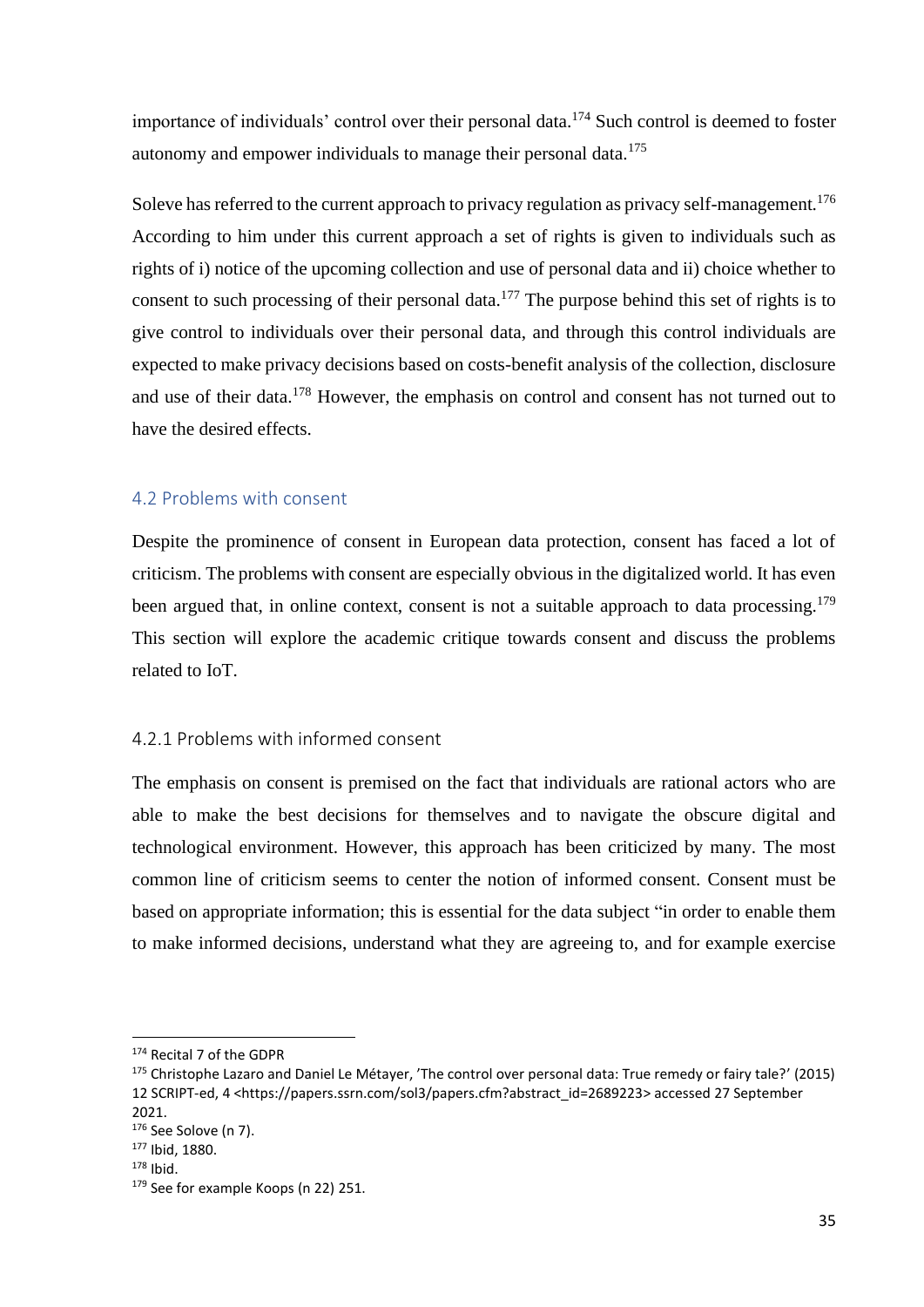importance of individuals' control over their personal data.[174] Such control is deemed to foster autonomy and empower individuals to manage their personal data.[175]

Soleve has referred to the current approach to privacy regulation as privacy self-management.[176] According to him under this current approach a set of rights is given to individuals such as rights of i) notice of the upcoming collection and use of personal data and ii) choice whether to consent to such processing of their personal data.[177] The purpose behind this set of rights is to give control to individuals over their personal data, and through this control individuals are expected to make privacy decisions based on costs-benefit analysis of the collection, disclosure and use of their data.[178] However, the emphasis on control and consent has not turned out to have the desired effects.

## 4.2 Problems with consent

Despite the prominence of consent in European data protection, consent has faced a lot of criticism. The problems with consent are especially obvious in the digitalized world. It has even been argued that, in online context, consent is not a suitable approach to data processing.[179] This section will explore the academic critique towards consent and discuss the problems related to IoT.

### 4.2.1 Problems with informed consent

The emphasis on consent is premised on the fact that individuals are rational actors who are able to make the best decisions for themselves and to navigate the obscure digital and technological environment. However, this approach has been criticized by many. The most common line of criticism seems to center the notion of informed consent. Consent must be based on appropriate information; this is essential for the data subject "in order to enable them to make informed decisions, understand what they are agreeing to, and for example exercise

---

[174] Recital 7 of the GDPR

[175] Christophe Lazaro and Daniel Le Métayer, 'The control over personal data: True remedy or fairy tale?' (2015) 12 SCRIPT-ed, 4 <https://papers.ssrn.com/sol3/papers.cfm?abstract_id=2689223> accessed 27 September 2021.

[176] See Solove (n 7).

[177] Ibid, 1880.

[178] Ibid.

[179] See for example Koops (n 22) 251.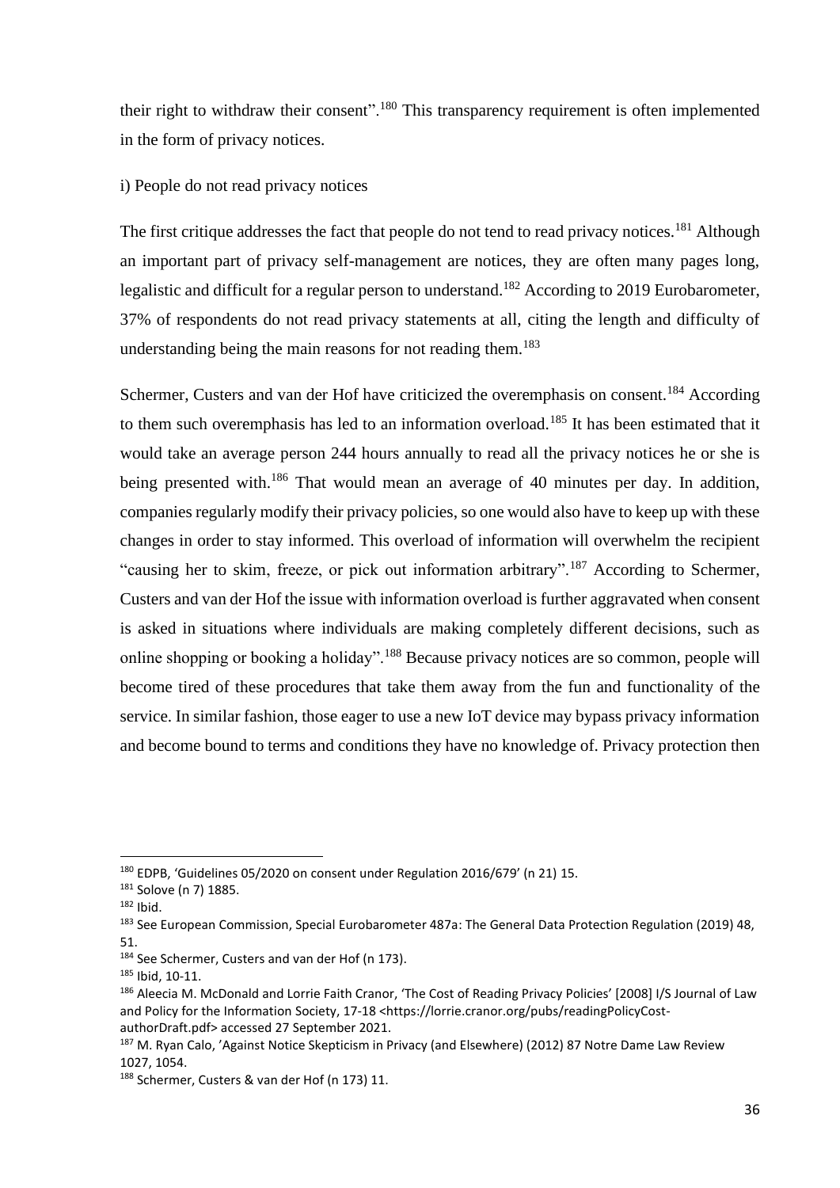their right to withdraw their consent".[180] This transparency requirement is often implemented in the form of privacy notices.

i) People do not read privacy notices

The first critique addresses the fact that people do not tend to read privacy notices.[181] Although an important part of privacy self-management are notices, they are often many pages long, legalistic and difficult for a regular person to understand.[182] According to 2019 Eurobarometer, 37% of respondents do not read privacy statements at all, citing the length and difficulty of understanding being the main reasons for not reading them.[183]

Schermer, Custers and van der Hof have criticized the overemphasis on consent.[184] According to them such overemphasis has led to an information overload.[185] It has been estimated that it would take an average person 244 hours annually to read all the privacy notices he or she is being presented with.[186] That would mean an average of 40 minutes per day. In addition, companies regularly modify their privacy policies, so one would also have to keep up with these changes in order to stay informed. This overload of information will overwhelm the recipient "causing her to skim, freeze, or pick out information arbitrary".[187] According to Schermer, Custers and van der Hof the issue with information overload is further aggravated when consent is asked in situations where individuals are making completely different decisions, such as online shopping or booking a holiday".[188] Because privacy notices are so common, people will become tired of these procedures that take them away from the fun and functionality of the service. In similar fashion, those eager to use a new IoT device may bypass privacy information and become bound to terms and conditions they have no knowledge of. Privacy protection then

---

[180] EDPB, 'Guidelines 05/2020 on consent under Regulation 2016/679' (n 21) 15.

[181] Solove (n 7) 1885.

[182] Ibid.

[183] See European Commission, Special Eurobarometer 487a: The General Data Protection Regulation (2019) 48, 51.

[184] See Schermer, Custers and van der Hof (n 173).

[185] Ibid, 10-11.

[186] Aleecia M. McDonald and Lorrie Faith Cranor, 'The Cost of Reading Privacy Policies' [2008] I/S Journal of Law and Policy for the Information Society, 17-18 <https://lorrie.cranor.org/pubs/readingPolicyCost-authorDraft.pdf> accessed 27 September 2021.

[187] M. Ryan Calo, 'Against Notice Skepticism in Privacy (and Elsewhere) (2012) 87 Notre Dame Law Review 1027, 1054.

[188] Schermer, Custers & van der Hof (n 173) 11.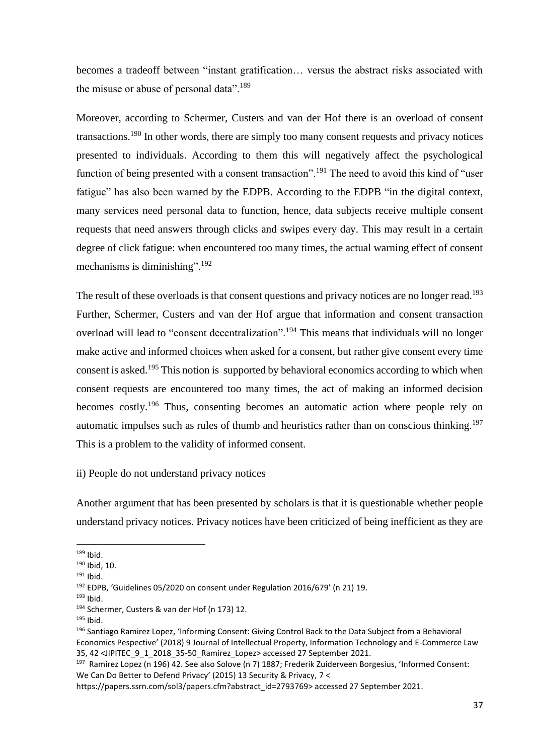becomes a tradeoff between "instant gratification… versus the abstract risks associated with the misuse or abuse of personal data".[189]

Moreover, according to Schermer, Custers and van der Hof there is an overload of consent transactions.[190] In other words, there are simply too many consent requests and privacy notices presented to individuals. According to them this will negatively affect the psychological function of being presented with a consent transaction".[191] The need to avoid this kind of "user fatigue" has also been warned by the EDPB. According to the EDPB "in the digital context, many services need personal data to function, hence, data subjects receive multiple consent requests that need answers through clicks and swipes every day. This may result in a certain degree of click fatigue: when encountered too many times, the actual warning effect of consent mechanisms is diminishing".[192]

The result of these overloads is that consent questions and privacy notices are no longer read.[193] Further, Schermer, Custers and van der Hof argue that information and consent transaction overload will lead to "consent decentralization".[194] This means that individuals will no longer make active and informed choices when asked for a consent, but rather give consent every time consent is asked.[195] This notion is supported by behavioral economics according to which when consent requests are encountered too many times, the act of making an informed decision becomes costly.[196] Thus, consenting becomes an automatic action where people rely on automatic impulses such as rules of thumb and heuristics rather than on conscious thinking.[197] This is a problem to the validity of informed consent.

ii) People do not understand privacy notices

Another argument that has been presented by scholars is that it is questionable whether people understand privacy notices. Privacy notices have been criticized of being inefficient as they are

---

[189] Ibid.

[190] Ibid, 10.

[191] Ibid.

[192] EDPB, 'Guidelines 05/2020 on consent under Regulation 2016/679' (n 21) 19.

[193] Ibid.

[194] Schermer, Custers & van der Hof (n 173) 12.

[195] Ibid.

[196] Santiago Ramirez Lopez, 'Informing Consent: Giving Control Back to the Data Subject from a Behavioral Economics Pespective' (2018) 9 Journal of Intellectual Property, Information Technology and E-Commerce Law 35, 42 <JIPITEC_9_1_2018_35-50_Ramirez_Lopez> accessed 27 September 2021.

[197] Ramirez Lopez (n 196) 42. See also Solove (n 7) 1887; Frederik Zuiderveen Borgesius, 'Informed Consent: We Can Do Better to Defend Privacy' (2015) 13 Security & Privacy, 7 < https://papers.ssrn.com/sol3/papers.cfm?abstract_id=2793769> accessed 27 September 2021.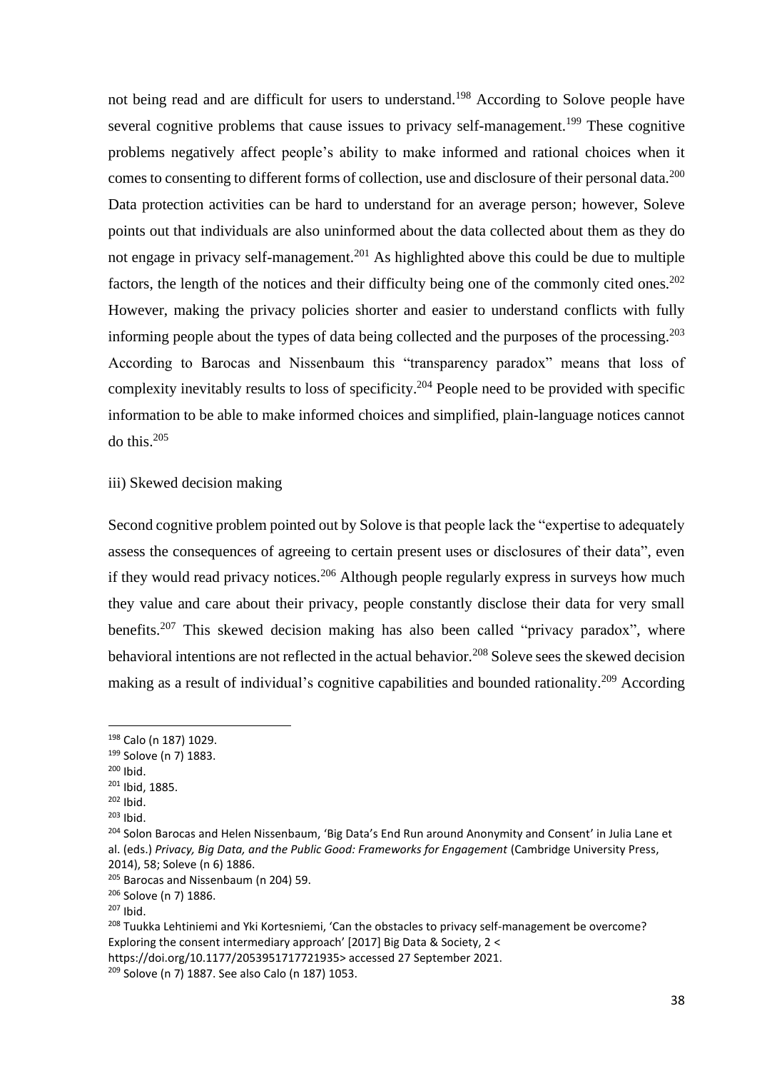not being read and are difficult for users to understand.[198] According to Solove people have several cognitive problems that cause issues to privacy self-management.[199] These cognitive problems negatively affect people's ability to make informed and rational choices when it comes to consenting to different forms of collection, use and disclosure of their personal data.[200] Data protection activities can be hard to understand for an average person; however, Soleve points out that individuals are also uninformed about the data collected about them as they do not engage in privacy self-management.[201] As highlighted above this could be due to multiple factors, the length of the notices and their difficulty being one of the commonly cited ones.[202] However, making the privacy policies shorter and easier to understand conflicts with fully informing people about the types of data being collected and the purposes of the processing.[203] According to Barocas and Nissenbaum this "transparency paradox" means that loss of complexity inevitably results to loss of specificity.[204] People need to be provided with specific information to be able to make informed choices and simplified, plain-language notices cannot do this.[205]

iii) Skewed decision making

Second cognitive problem pointed out by Solove is that people lack the "expertise to adequately assess the consequences of agreeing to certain present uses or disclosures of their data", even if they would read privacy notices.[206] Although people regularly express in surveys how much they value and care about their privacy, people constantly disclose their data for very small benefits.[207] This skewed decision making has also been called "privacy paradox", where behavioral intentions are not reflected in the actual behavior.[208] Soleve sees the skewed decision making as a result of individual's cognitive capabilities and bounded rationality.[209] According

---

[198] Calo (n 187) 1029.

[199] Solove (n 7) 1883.

[200] Ibid.

[201] Ibid, 1885.

[202] Ibid.

[203] Ibid.

[204] Solon Barocas and Helen Nissenbaum, 'Big Data's End Run around Anonymity and Consent' in Julia Lane et al. (eds.) *Privacy, Big Data, and the Public Good: Frameworks for Engagement* (Cambridge University Press, 2014), 58; Soleve (n 6) 1886.

[205] Barocas and Nissenbaum (n 204) 59.

[206] Solove (n 7) 1886.

[207] Ibid.

[208] Tuukka Lehtiniemi and Yki Kortesniemi, 'Can the obstacles to privacy self-management be overcome? Exploring the consent intermediary approach' [2017] Big Data & Society, 2 < https://doi.org/10.1177/2053951717721935> accessed 27 September 2021.

[209] Solove (n 7) 1887. See also Calo (n 187) 1053.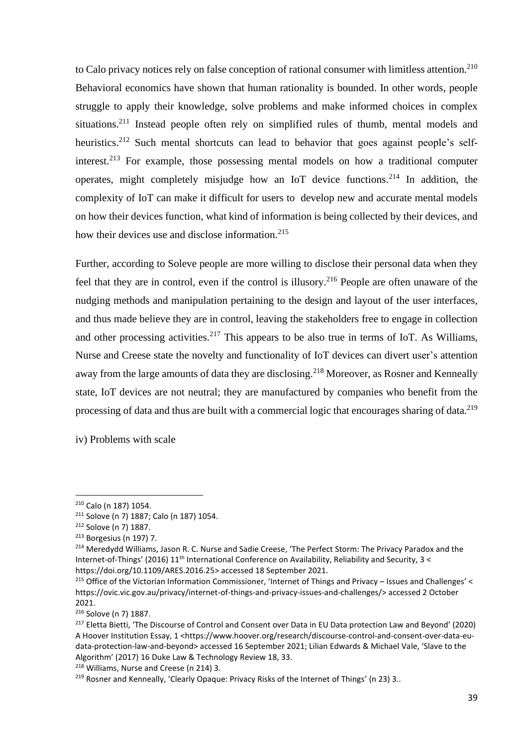to Calo privacy notices rely on false conception of rational consumer with limitless attention.[210] Behavioral economics have shown that human rationality is bounded. In other words, people struggle to apply their knowledge, solve problems and make informed choices in complex situations.[211] Instead people often rely on simplified rules of thumb, mental models and heuristics.[212] Such mental shortcuts can lead to behavior that goes against people's self-interest.[213] For example, those possessing mental models on how a traditional computer operates, might completely misjudge how an IoT device functions.[214] In addition, the complexity of IoT can make it difficult for users to develop new and accurate mental models on how their devices function, what kind of information is being collected by their devices, and how their devices use and disclose information.[215]

Further, according to Soleve people are more willing to disclose their personal data when they feel that they are in control, even if the control is illusory.[216] People are often unaware of the nudging methods and manipulation pertaining to the design and layout of the user interfaces, and thus made believe they are in control, leaving the stakeholders free to engage in collection and other processing activities.[217] This appears to be also true in terms of IoT. As Williams, Nurse and Creese state the novelty and functionality of IoT devices can divert user's attention away from the large amounts of data they are disclosing.[218] Moreover, as Rosner and Kenneally state, IoT devices are not neutral; they are manufactured by companies who benefit from the processing of data and thus are built with a commercial logic that encourages sharing of data.[219]

iv) Problems with scale

---

[210] Calo (n 187) 1054.

[211] Solove (n 7) 1887; Calo (n 187) 1054.

[212] Solove (n 7) 1887.

[213] Borgesius (n 197) 7.

[214] Meredydd Williams, Jason R. C. Nurse and Sadie Creese, 'The Perfect Storm: The Privacy Paradox and the Internet-of-Things' (2016) 11th International Conference on Availability, Reliability and Security, 3 < https://doi.org/10.1109/ARES.2016.25> accessed 18 September 2021.

[215] Office of the Victorian Information Commissioner, 'Internet of Things and Privacy – Issues and Challenges' < https://ovic.vic.gov.au/privacy/internet-of-things-and-privacy-issues-and-challenges/> accessed 2 October 2021.

[216] Solove (n 7) 1887.

[217] Eletta Bietti, 'The Discourse of Control and Consent over Data in EU Data protection Law and Beyond' (2020) A Hoover Institution Essay, 1 <https://www.hoover.org/research/discourse-control-and-consent-over-data-eu-data-protection-law-and-beyond> accessed 16 September 2021; Lilian Edwards & Michael Vale, 'Slave to the Algorithm' (2017) 16 Duke Law & Technology Review 18, 33.

[218] Williams, Nurse and Creese (n 214) 3.

[219] Rosner and Kenneally, 'Clearly Opaque: Privacy Risks of the Internet of Things' (n 23) 3..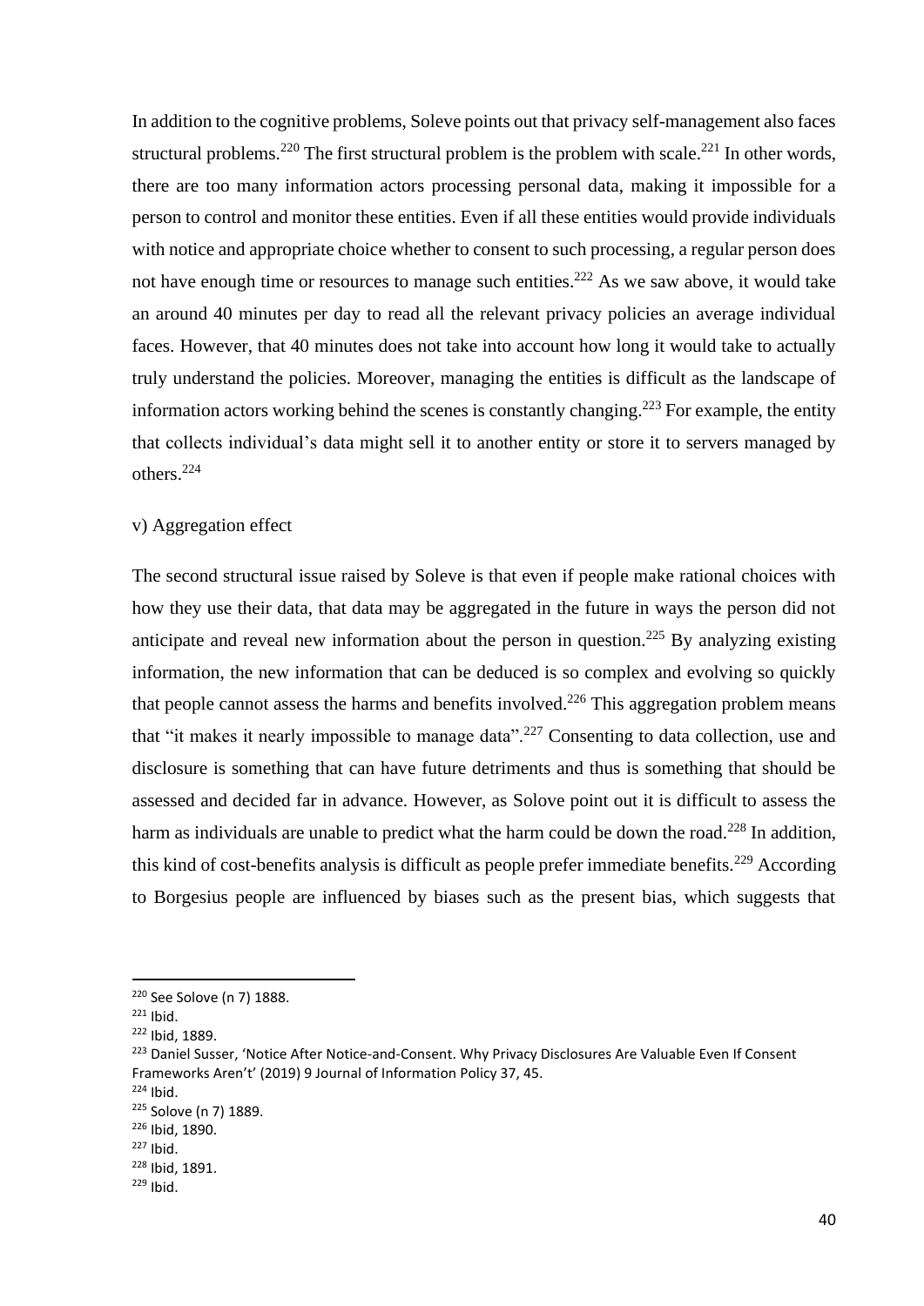In addition to the cognitive problems, Soleve points out that privacy self-management also faces structural problems.[220] The first structural problem is the problem with scale.[221] In other words, there are too many information actors processing personal data, making it impossible for a person to control and monitor these entities. Even if all these entities would provide individuals with notice and appropriate choice whether to consent to such processing, a regular person does not have enough time or resources to manage such entities.[222] As we saw above, it would take an around 40 minutes per day to read all the relevant privacy policies an average individual faces. However, that 40 minutes does not take into account how long it would take to actually truly understand the policies. Moreover, managing the entities is difficult as the landscape of information actors working behind the scenes is constantly changing.[223] For example, the entity that collects individual's data might sell it to another entity or store it to servers managed by others.[224]

v) Aggregation effect

The second structural issue raised by Soleve is that even if people make rational choices with how they use their data, that data may be aggregated in the future in ways the person did not anticipate and reveal new information about the person in question.[225] By analyzing existing information, the new information that can be deduced is so complex and evolving so quickly that people cannot assess the harms and benefits involved.[226] This aggregation problem means that "it makes it nearly impossible to manage data".[227] Consenting to data collection, use and disclosure is something that can have future detriments and thus is something that should be assessed and decided far in advance. However, as Solove point out it is difficult to assess the harm as individuals are unable to predict what the harm could be down the road.[228] In addition, this kind of cost-benefits analysis is difficult as people prefer immediate benefits.[229] According to Borgesius people are influenced by biases such as the present bias, which suggests that

---

[220] See Solove (n 7) 1888.
[221] Ibid.
[222] Ibid, 1889.
[223] Daniel Susser, 'Notice After Notice-and-Consent. Why Privacy Disclosures Are Valuable Even If Consent Frameworks Aren't' (2019) 9 Journal of Information Policy 37, 45.
[224] Ibid.
[225] Solove (n 7) 1889.
[226] Ibid, 1890.
[227] Ibid.
[228] Ibid, 1891.
[229] Ibid.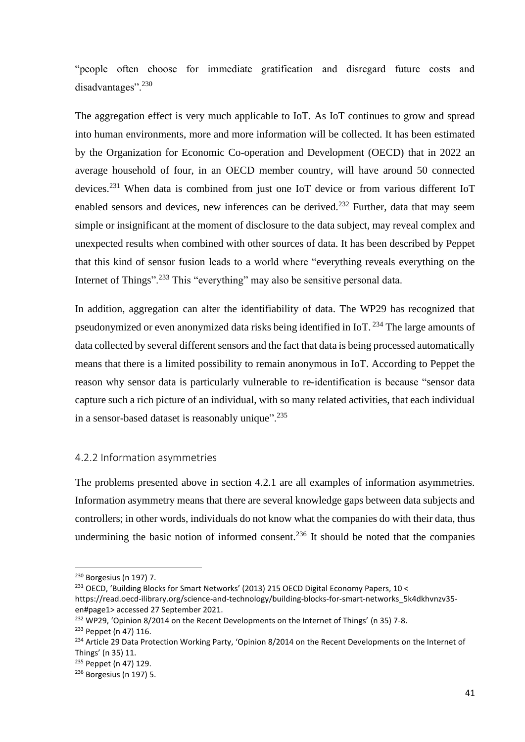"people often choose for immediate gratification and disregard future costs and disadvantages".[230]

The aggregation effect is very much applicable to IoT. As IoT continues to grow and spread into human environments, more and more information will be collected. It has been estimated by the Organization for Economic Co-operation and Development (OECD) that in 2022 an average household of four, in an OECD member country, will have around 50 connected devices.[231] When data is combined from just one IoT device or from various different IoT enabled sensors and devices, new inferences can be derived.[232] Further, data that may seem simple or insignificant at the moment of disclosure to the data subject, may reveal complex and unexpected results when combined with other sources of data. It has been described by Peppet that this kind of sensor fusion leads to a world where "everything reveals everything on the Internet of Things".[233] This "everything" may also be sensitive personal data.

In addition, aggregation can alter the identifiability of data. The WP29 has recognized that pseudonymized or even anonymized data risks being identified in IoT.[234] The large amounts of data collected by several different sensors and the fact that data is being processed automatically means that there is a limited possibility to remain anonymous in IoT. According to Peppet the reason why sensor data is particularly vulnerable to re-identification is because "sensor data capture such a rich picture of an individual, with so many related activities, that each individual in a sensor-based dataset is reasonably unique".[235]

### 4.2.2 Information asymmetries

The problems presented above in section 4.2.1 are all examples of information asymmetries. Information asymmetry means that there are several knowledge gaps between data subjects and controllers; in other words, individuals do not know what the companies do with their data, thus undermining the basic notion of informed consent.[236] It should be noted that the companies

---

[230] Borgesius (n 197) 7.

[231] OECD, 'Building Blocks for Smart Networks' (2013) 215 OECD Digital Economy Papers, 10 < https://read.oecd-ilibrary.org/science-and-technology/building-blocks-for-smart-networks_5k4dkhvnzv35-en#page1> accessed 27 September 2021.

[232] WP29, 'Opinion 8/2014 on the Recent Developments on the Internet of Things' (n 35) 7-8.

[233] Peppet (n 47) 116.

[234] Article 29 Data Protection Working Party, 'Opinion 8/2014 on the Recent Developments on the Internet of Things' (n 35) 11.

[235] Peppet (n 47) 129.

[236] Borgesius (n 197) 5.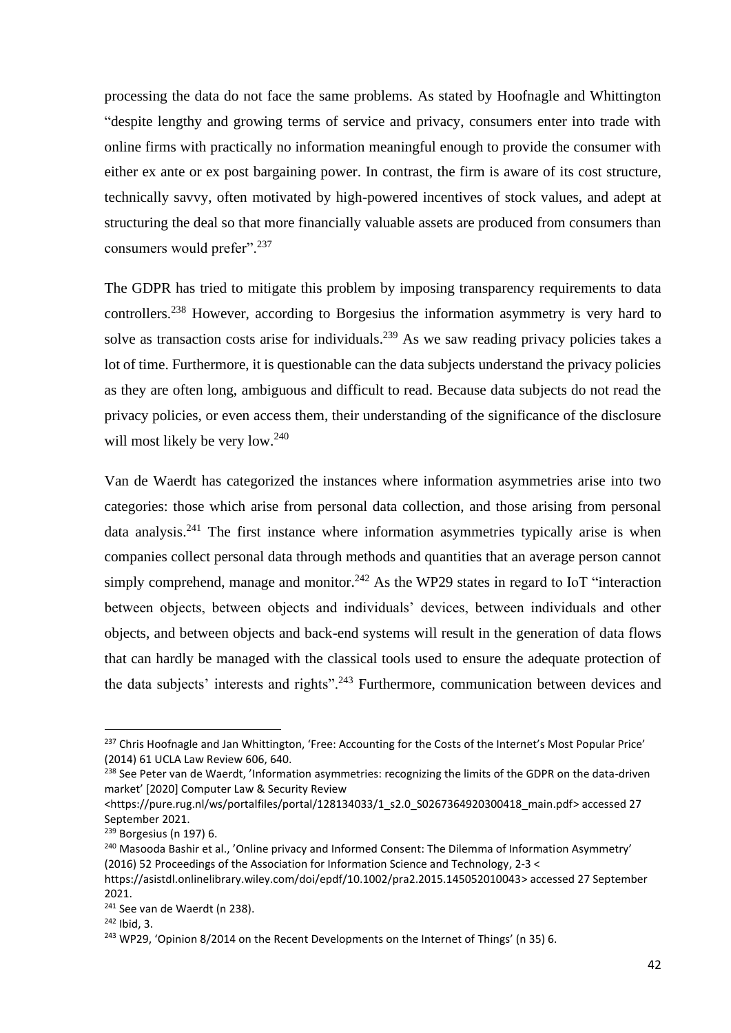processing the data do not face the same problems. As stated by Hoofnagle and Whittington "despite lengthy and growing terms of service and privacy, consumers enter into trade with online firms with practically no information meaningful enough to provide the consumer with either ex ante or ex post bargaining power. In contrast, the firm is aware of its cost structure, technically savvy, often motivated by high-powered incentives of stock values, and adept at structuring the deal so that more financially valuable assets are produced from consumers than consumers would prefer".[237]

The GDPR has tried to mitigate this problem by imposing transparency requirements to data controllers.[238] However, according to Borgesius the information asymmetry is very hard to solve as transaction costs arise for individuals.[239] As we saw reading privacy policies takes a lot of time. Furthermore, it is questionable can the data subjects understand the privacy policies as they are often long, ambiguous and difficult to read. Because data subjects do not read the privacy policies, or even access them, their understanding of the significance of the disclosure will most likely be very low.[240]

Van de Waerdt has categorized the instances where information asymmetries arise into two categories: those which arise from personal data collection, and those arising from personal data analysis.[241] The first instance where information asymmetries typically arise is when companies collect personal data through methods and quantities that an average person cannot simply comprehend, manage and monitor.[242] As the WP29 states in regard to IoT "interaction between objects, between objects and individuals' devices, between individuals and other objects, and between objects and back-end systems will result in the generation of data flows that can hardly be managed with the classical tools used to ensure the adequate protection of the data subjects' interests and rights".[243] Furthermore, communication between devices and

---

[237] Chris Hoofnagle and Jan Whittington, 'Free: Accounting for the Costs of the Internet's Most Popular Price' (2014) 61 UCLA Law Review 606, 640.

[238] See Peter van de Waerdt, 'Information asymmetries: recognizing the limits of the GDPR on the data-driven market' [2020] Computer Law & Security Review <https://pure.rug.nl/ws/portalfiles/portal/128134033/1_s2.0_S0267364920300418_main.pdf> accessed 27 September 2021.

[239] Borgesius (n 197) 6.

[240] Masooda Bashir et al., 'Online privacy and Informed Consent: The Dilemma of Information Asymmetry' (2016) 52 Proceedings of the Association for Information Science and Technology, 2-3 < https://asistdl.onlinelibrary.wiley.com/doi/epdf/10.1002/pra2.2015.145052010043> accessed 27 September 2021.

[241] See van de Waerdt (n 238).

[242] Ibid, 3.

[243] WP29, 'Opinion 8/2014 on the Recent Developments on the Internet of Things' (n 35) 6.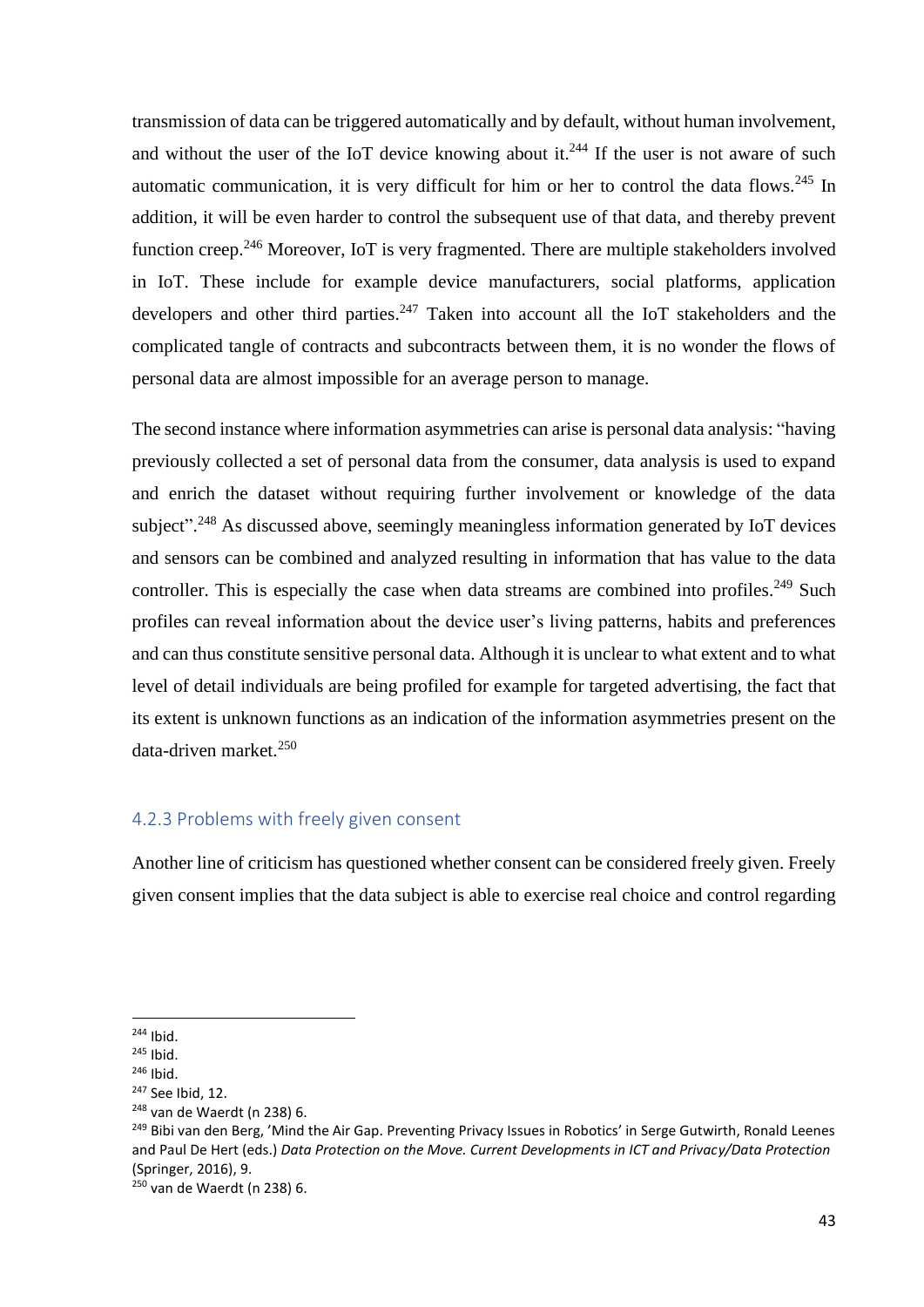transmission of data can be triggered automatically and by default, without human involvement, and without the user of the IoT device knowing about it.[244] If the user is not aware of such automatic communication, it is very difficult for him or her to control the data flows.[245] In addition, it will be even harder to control the subsequent use of that data, and thereby prevent function creep.[246] Moreover, IoT is very fragmented. There are multiple stakeholders involved in IoT. These include for example device manufacturers, social platforms, application developers and other third parties.[247] Taken into account all the IoT stakeholders and the complicated tangle of contracts and subcontracts between them, it is no wonder the flows of personal data are almost impossible for an average person to manage.

The second instance where information asymmetries can arise is personal data analysis: "having previously collected a set of personal data from the consumer, data analysis is used to expand and enrich the dataset without requiring further involvement or knowledge of the data subject".[248] As discussed above, seemingly meaningless information generated by IoT devices and sensors can be combined and analyzed resulting in information that has value to the data controller. This is especially the case when data streams are combined into profiles.[249] Such profiles can reveal information about the device user's living patterns, habits and preferences and can thus constitute sensitive personal data. Although it is unclear to what extent and to what level of detail individuals are being profiled for example for targeted advertising, the fact that its extent is unknown functions as an indication of the information asymmetries present on the data-driven market.[250]

### 4.2.3 Problems with freely given consent

Another line of criticism has questioned whether consent can be considered freely given. Freely given consent implies that the data subject is able to exercise real choice and control regarding

---

[244] Ibid.

[245] Ibid.

[246] Ibid.

[247] See Ibid, 12.

[248] van de Waerdt (n 238) 6.

[249] Bibi van den Berg, 'Mind the Air Gap. Preventing Privacy Issues in Robotics' in Serge Gutwirth, Ronald Leenes and Paul De Hert (eds.) *Data Protection on the Move. Current Developments in ICT and Privacy/Data Protection* (Springer, 2016), 9.

[250] van de Waerdt (n 238) 6.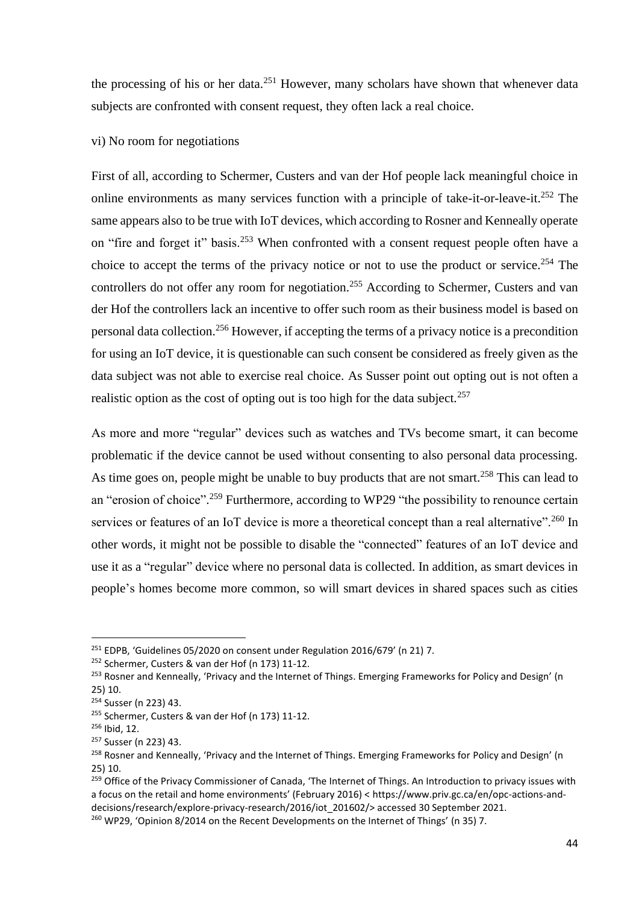the processing of his or her data.[251] However, many scholars have shown that whenever data subjects are confronted with consent request, they often lack a real choice.

vi) No room for negotiations

First of all, according to Schermer, Custers and van der Hof people lack meaningful choice in online environments as many services function with a principle of take-it-or-leave-it.[252] The same appears also to be true with IoT devices, which according to Rosner and Kenneally operate on "fire and forget it" basis.[253] When confronted with a consent request people often have a choice to accept the terms of the privacy notice or not to use the product or service.[254] The controllers do not offer any room for negotiation.[255] According to Schermer, Custers and van der Hof the controllers lack an incentive to offer such room as their business model is based on personal data collection.[256] However, if accepting the terms of a privacy notice is a precondition for using an IoT device, it is questionable can such consent be considered as freely given as the data subject was not able to exercise real choice. As Susser point out opting out is not often a realistic option as the cost of opting out is too high for the data subject.[257]

As more and more "regular" devices such as watches and TVs become smart, it can become problematic if the device cannot be used without consenting to also personal data processing. As time goes on, people might be unable to buy products that are not smart.[258] This can lead to an "erosion of choice".[259] Furthermore, according to WP29 "the possibility to renounce certain services or features of an IoT device is more a theoretical concept than a real alternative".[260] In other words, it might not be possible to disable the "connected" features of an IoT device and use it as a "regular" device where no personal data is collected. In addition, as smart devices in people's homes become more common, so will smart devices in shared spaces such as cities

---

[251] EDPB, 'Guidelines 05/2020 on consent under Regulation 2016/679' (n 21) 7.

[252] Schermer, Custers & van der Hof (n 173) 11-12.

[253] Rosner and Kenneally, 'Privacy and the Internet of Things. Emerging Frameworks for Policy and Design' (n 25) 10.

[254] Susser (n 223) 43.

[255] Schermer, Custers & van der Hof (n 173) 11-12.

[256] Ibid, 12.

[257] Susser (n 223) 43.

[258] Rosner and Kenneally, 'Privacy and the Internet of Things. Emerging Frameworks for Policy and Design' (n 25) 10.

[259] Office of the Privacy Commissioner of Canada, 'The Internet of Things. An Introduction to privacy issues with a focus on the retail and home environments' (February 2016) < https://www.priv.gc.ca/en/opc-actions-and-decisions/research/explore-privacy-research/2016/iot_201602/> accessed 30 September 2021.

[260] WP29, 'Opinion 8/2014 on the Recent Developments on the Internet of Things' (n 35) 7.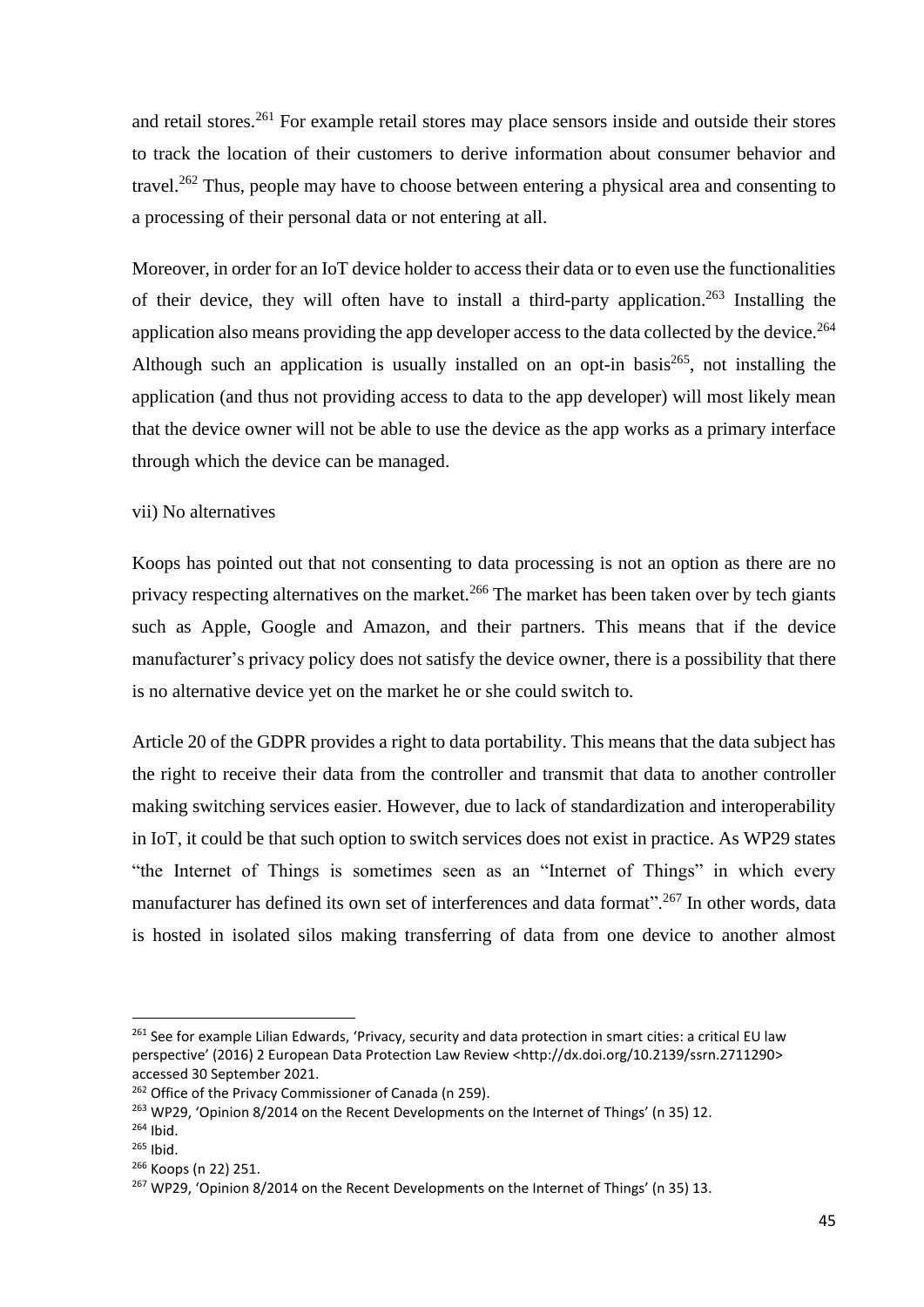and retail stores.[261] For example retail stores may place sensors inside and outside their stores to track the location of their customers to derive information about consumer behavior and travel.[262] Thus, people may have to choose between entering a physical area and consenting to a processing of their personal data or not entering at all.

Moreover, in order for an IoT device holder to access their data or to even use the functionalities of their device, they will often have to install a third-party application.[263] Installing the application also means providing the app developer access to the data collected by the device.[264] Although such an application is usually installed on an opt-in basis[265], not installing the application (and thus not providing access to data to the app developer) will most likely mean that the device owner will not be able to use the device as the app works as a primary interface through which the device can be managed.

vii) No alternatives

Koops has pointed out that not consenting to data processing is not an option as there are no privacy respecting alternatives on the market.[266] The market has been taken over by tech giants such as Apple, Google and Amazon, and their partners. This means that if the device manufacturer's privacy policy does not satisfy the device owner, there is a possibility that there is no alternative device yet on the market he or she could switch to.

Article 20 of the GDPR provides a right to data portability. This means that the data subject has the right to receive their data from the controller and transmit that data to another controller making switching services easier. However, due to lack of standardization and interoperability in IoT, it could be that such option to switch services does not exist in practice. As WP29 states "the Internet of Things is sometimes seen as an "Internet of Things" in which every manufacturer has defined its own set of interferences and data format".[267] In other words, data is hosted in isolated silos making transferring of data from one device to another almost

---

[261] See for example Lilian Edwards, 'Privacy, security and data protection in smart cities: a critical EU law perspective' (2016) 2 European Data Protection Law Review <http://dx.doi.org/10.2139/ssrn.2711290> accessed 30 September 2021.

[262] Office of the Privacy Commissioner of Canada (n 259).

[263] WP29, 'Opinion 8/2014 on the Recent Developments on the Internet of Things' (n 35) 12.

[264] Ibid.

[265] Ibid.

[266] Koops (n 22) 251.

[267] WP29, 'Opinion 8/2014 on the Recent Developments on the Internet of Things' (n 35) 13.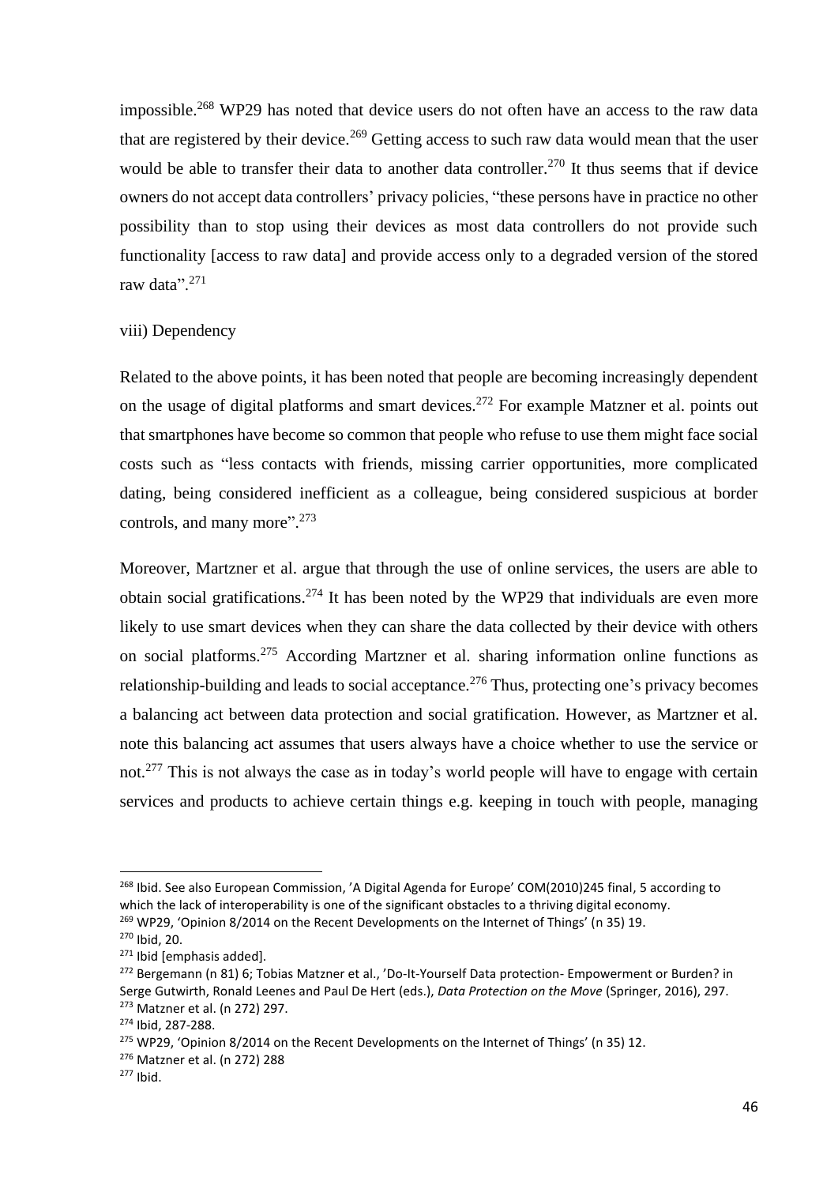impossible.[268] WP29 has noted that device users do not often have an access to the raw data that are registered by their device.[269] Getting access to such raw data would mean that the user would be able to transfer their data to another data controller.[270] It thus seems that if device owners do not accept data controllers' privacy policies, "these persons have in practice no other possibility than to stop using their devices as most data controllers do not provide such functionality [access to raw data] and provide access only to a degraded version of the stored raw data".[271]

viii) Dependency

Related to the above points, it has been noted that people are becoming increasingly dependent on the usage of digital platforms and smart devices.[272] For example Matzner et al. points out that smartphones have become so common that people who refuse to use them might face social costs such as "less contacts with friends, missing carrier opportunities, more complicated dating, being considered inefficient as a colleague, being considered suspicious at border controls, and many more".[273]

Moreover, Martzner et al. argue that through the use of online services, the users are able to obtain social gratifications.[274] It has been noted by the WP29 that individuals are even more likely to use smart devices when they can share the data collected by their device with others on social platforms.[275] According Martzner et al. sharing information online functions as relationship-building and leads to social acceptance.[276] Thus, protecting one's privacy becomes a balancing act between data protection and social gratification. However, as Martzner et al. note this balancing act assumes that users always have a choice whether to use the service or not.[277] This is not always the case as in today's world people will have to engage with certain services and products to achieve certain things e.g. keeping in touch with people, managing

---

[268] Ibid. See also European Commission, 'A Digital Agenda for Europe' COM(2010)245 final, 5 according to which the lack of interoperability is one of the significant obstacles to a thriving digital economy.

[269] WP29, 'Opinion 8/2014 on the Recent Developments on the Internet of Things' (n 35) 19.

[270] Ibid, 20.

[271] Ibid [emphasis added].

[272] Bergemann (n 81) 6; Tobias Matzner et al., 'Do-It-Yourself Data protection- Empowerment or Burden? in Serge Gutwirth, Ronald Leenes and Paul De Hert (eds.), *Data Protection on the Move* (Springer, 2016), 297.

[273] Matzner et al. (n 272) 297.

[274] Ibid, 287-288.

[275] WP29, 'Opinion 8/2014 on the Recent Developments on the Internet of Things' (n 35) 12.

[276] Matzner et al. (n 272) 288

[277] Ibid.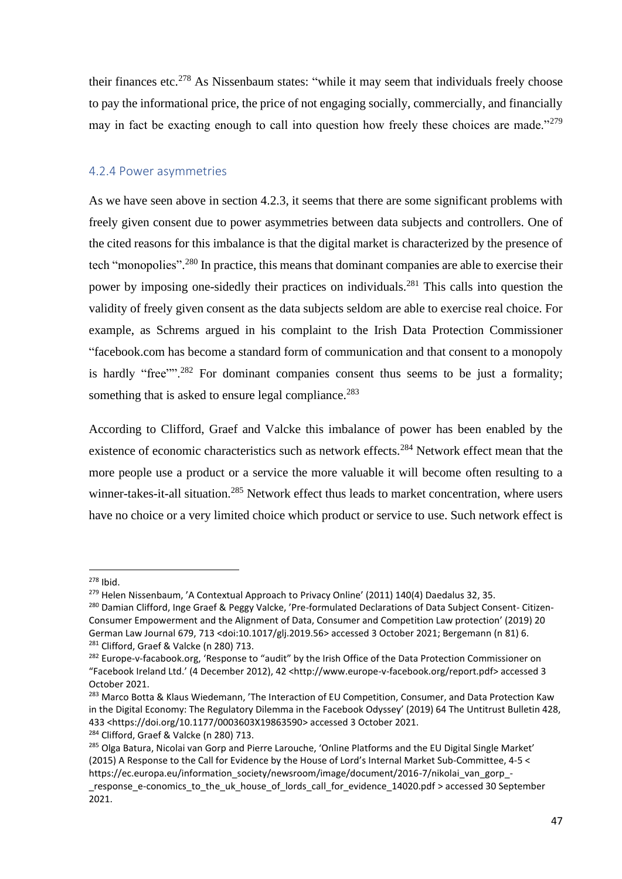their finances etc.[278] As Nissenbaum states: "while it may seem that individuals freely choose to pay the informational price, the price of not engaging socially, commercially, and financially may in fact be exacting enough to call into question how freely these choices are made."[279]

### 4.2.4 Power asymmetries

As we have seen above in section 4.2.3, it seems that there are some significant problems with freely given consent due to power asymmetries between data subjects and controllers. One of the cited reasons for this imbalance is that the digital market is characterized by the presence of tech "monopolies".[280] In practice, this means that dominant companies are able to exercise their power by imposing one-sidedly their practices on individuals.[281] This calls into question the validity of freely given consent as the data subjects seldom are able to exercise real choice. For example, as Schrems argued in his complaint to the Irish Data Protection Commissioner "facebook.com has become a standard form of communication and that consent to a monopoly is hardly "free"".[282] For dominant companies consent thus seems to be just a formality; something that is asked to ensure legal compliance.[283]

According to Clifford, Graef and Valcke this imbalance of power has been enabled by the existence of economic characteristics such as network effects.[284] Network effect mean that the more people use a product or a service the more valuable it will become often resulting to a winner-takes-it-all situation.[285] Network effect thus leads to market concentration, where users have no choice or a very limited choice which product or service to use. Such network effect is

---

[278] Ibid.

[279] Helen Nissenbaum, 'A Contextual Approach to Privacy Online' (2011) 140(4) Daedalus 32, 35.

[280] Damian Clifford, Inge Graef & Peggy Valcke, 'Pre-formulated Declarations of Data Subject Consent- Citizen-Consumer Empowerment and the Alignment of Data, Consumer and Competition Law protection' (2019) 20 German Law Journal 679, 713 <doi:10.1017/glj.2019.56> accessed 3 October 2021; Bergemann (n 81) 6.

[281] Clifford, Graef & Valcke (n 280) 713.

[282] Europe-v-facabook.org, 'Response to "audit" by the Irish Office of the Data Protection Commissioner on "Facebook Ireland Ltd.' (4 December 2012), 42 <http://www.europe-v-facebook.org/report.pdf> accessed 3 October 2021.

[283] Marco Botta & Klaus Wiedemann, 'The Interaction of EU Competition, Consumer, and Data Protection Kaw in the Digital Economy: The Regulatory Dilemma in the Facebook Odyssey' (2019) 64 The Untitrust Bulletin 428, 433 <https://doi.org/10.1177/0003603X19863590> accessed 3 October 2021.

[284] Clifford, Graef & Valcke (n 280) 713.

[285] Olga Batura, Nicolai van Gorp and Pierre Larouche, 'Online Platforms and the EU Digital Single Market' (2015) A Response to the Call for Evidence by the House of Lord's Internal Market Sub-Committee, 4-5 < https://ec.europa.eu/information_society/newsroom/image/document/2016-7/nikolai_van_gorp_-_response_e-conomics_to_the_uk_house_of_lords_call_for_evidence_14020.pdf > accessed 30 September 2021.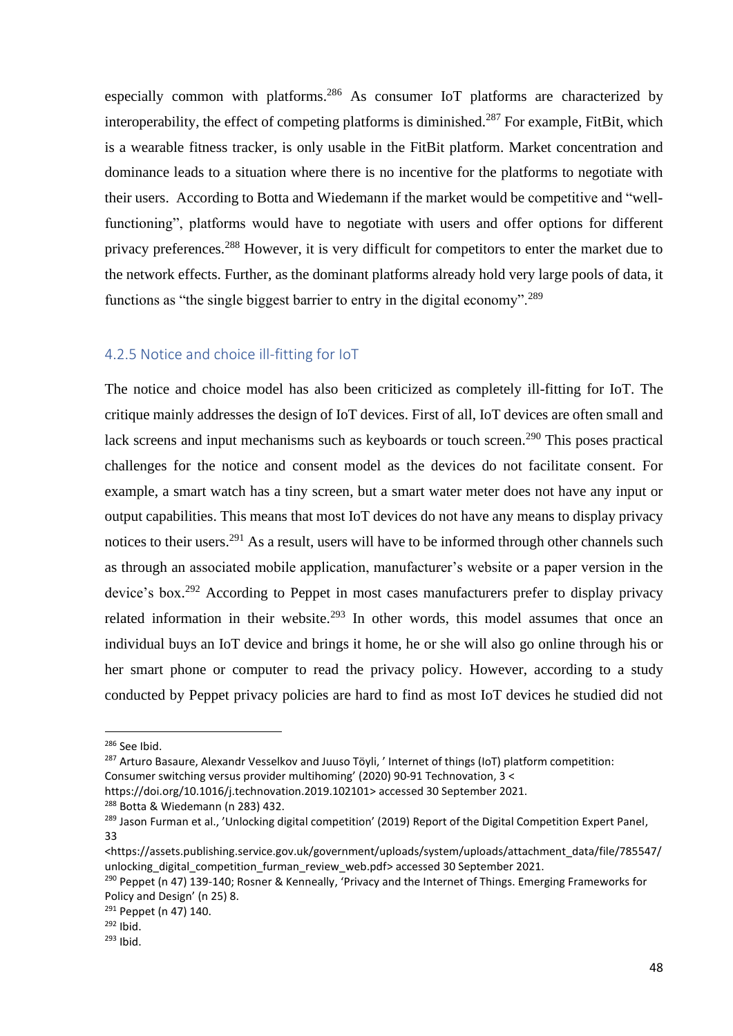especially common with platforms.[286] As consumer IoT platforms are characterized by interoperability, the effect of competing platforms is diminished.[287] For example, FitBit, which is a wearable fitness tracker, is only usable in the FitBit platform. Market concentration and dominance leads to a situation where there is no incentive for the platforms to negotiate with their users. According to Botta and Wiedemann if the market would be competitive and "well-functioning", platforms would have to negotiate with users and offer options for different privacy preferences.[288] However, it is very difficult for competitors to enter the market due to the network effects. Further, as the dominant platforms already hold very large pools of data, it functions as "the single biggest barrier to entry in the digital economy".[289]

### 4.2.5 Notice and choice ill-fitting for IoT

The notice and choice model has also been criticized as completely ill-fitting for IoT. The critique mainly addresses the design of IoT devices. First of all, IoT devices are often small and lack screens and input mechanisms such as keyboards or touch screen.[290] This poses practical challenges for the notice and consent model as the devices do not facilitate consent. For example, a smart watch has a tiny screen, but a smart water meter does not have any input or output capabilities. This means that most IoT devices do not have any means to display privacy notices to their users.[291] As a result, users will have to be informed through other channels such as through an associated mobile application, manufacturer's website or a paper version in the device's box.[292] According to Peppet in most cases manufacturers prefer to display privacy related information in their website.[293] In other words, this model assumes that once an individual buys an IoT device and brings it home, he or she will also go online through his or her smart phone or computer to read the privacy policy. However, according to a study conducted by Peppet privacy policies are hard to find as most IoT devices he studied did not

---

[286] See Ibid.

[287] Arturo Basaure, Alexandr Vesselkov and Juuso Töyli, ' Internet of things (IoT) platform competition: Consumer switching versus provider multihoming' (2020) 90-91 Technovation, 3 < https://doi.org/10.1016/j.technovation.2019.102101> accessed 30 September 2021.

[288] Botta & Wiedemann (n 283) 432.

[289] Jason Furman et al., 'Unlocking digital competition' (2019) Report of the Digital Competition Expert Panel, 33 <https://assets.publishing.service.gov.uk/government/uploads/system/uploads/attachment_data/file/785547/unlocking_digital_competition_furman_review_web.pdf> accessed 30 September 2021.

[290] Peppet (n 47) 139-140; Rosner & Kenneally, 'Privacy and the Internet of Things. Emerging Frameworks for Policy and Design' (n 25) 8.

[291] Peppet (n 47) 140.

[292] Ibid.

[293] Ibid.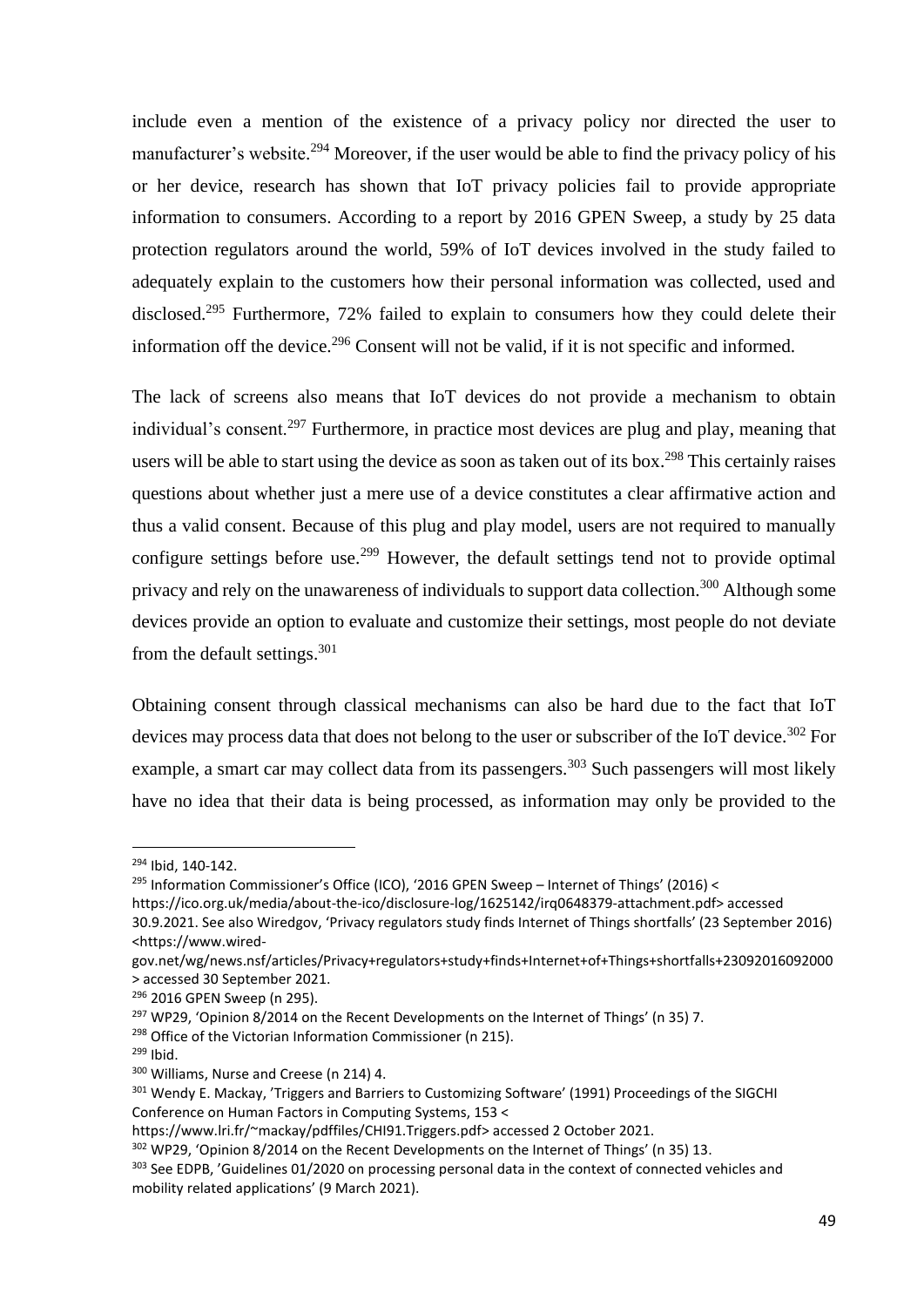include even a mention of the existence of a privacy policy nor directed the user to manufacturer's website.[294] Moreover, if the user would be able to find the privacy policy of his or her device, research has shown that IoT privacy policies fail to provide appropriate information to consumers. According to a report by 2016 GPEN Sweep, a study by 25 data protection regulators around the world, 59% of IoT devices involved in the study failed to adequately explain to the customers how their personal information was collected, used and disclosed.[295] Furthermore, 72% failed to explain to consumers how they could delete their information off the device.[296] Consent will not be valid, if it is not specific and informed.

The lack of screens also means that IoT devices do not provide a mechanism to obtain individual's consent.[297] Furthermore, in practice most devices are plug and play, meaning that users will be able to start using the device as soon as taken out of its box.[298] This certainly raises questions about whether just a mere use of a device constitutes a clear affirmative action and thus a valid consent. Because of this plug and play model, users are not required to manually configure settings before use.[299] However, the default settings tend not to provide optimal privacy and rely on the unawareness of individuals to support data collection.[300] Although some devices provide an option to evaluate and customize their settings, most people do not deviate from the default settings.[301]

Obtaining consent through classical mechanisms can also be hard due to the fact that IoT devices may process data that does not belong to the user or subscriber of the IoT device.[302] For example, a smart car may collect data from its passengers.[303] Such passengers will most likely have no idea that their data is being processed, as information may only be provided to the

---

[294] Ibid, 140-142.

[295] Information Commissioner's Office (ICO), '2016 GPEN Sweep – Internet of Things' (2016) < https://ico.org.uk/media/about-the-ico/disclosure-log/1625142/irq0648379-attachment.pdf> accessed 30.9.2021. See also Wiredgov, 'Privacy regulators study finds Internet of Things shortfalls' (23 September 2016) <https://www.wired-gov.net/wg/news.nsf/articles/Privacy+regulators+study+finds+Internet+of+Things+shortfalls+23092016092000 > accessed 30 September 2021.

[296] 2016 GPEN Sweep (n 295).

[297] WP29, 'Opinion 8/2014 on the Recent Developments on the Internet of Things' (n 35) 7.

[298] Office of the Victorian Information Commissioner (n 215).

[299] Ibid.

[300] Williams, Nurse and Creese (n 214) 4.

[301] Wendy E. Mackay, 'Triggers and Barriers to Customizing Software' (1991) Proceedings of the SIGCHI Conference on Human Factors in Computing Systems, 153 < https://www.lri.fr/~mackay/pdffiles/CHI91.Triggers.pdf> accessed 2 October 2021.

[302] WP29, 'Opinion 8/2014 on the Recent Developments on the Internet of Things' (n 35) 13.

[303] See EDPB, 'Guidelines 01/2020 on processing personal data in the context of connected vehicles and mobility related applications' (9 March 2021).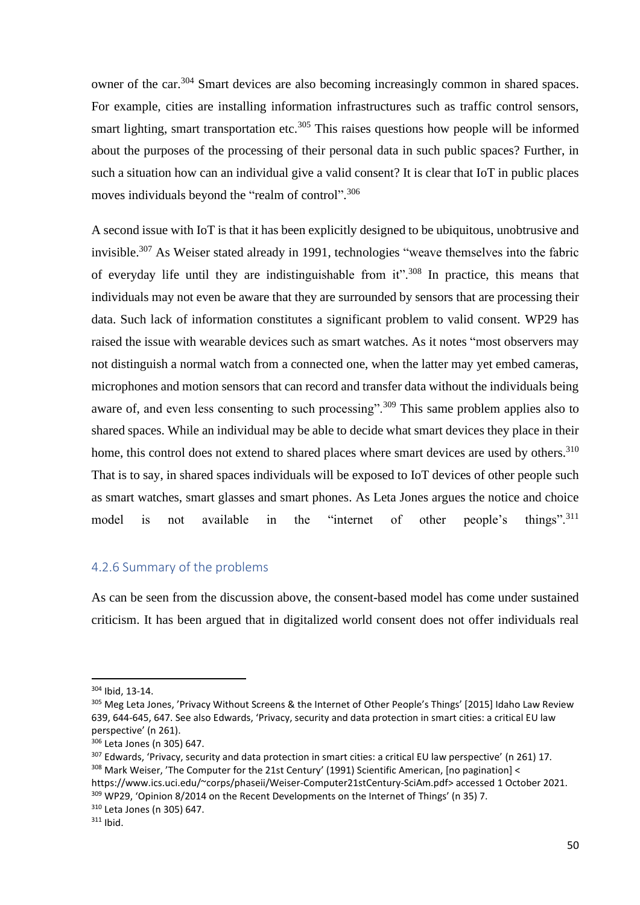owner of the car.[304] Smart devices are also becoming increasingly common in shared spaces. For example, cities are installing information infrastructures such as traffic control sensors, smart lighting, smart transportation etc.[305] This raises questions how people will be informed about the purposes of the processing of their personal data in such public spaces? Further, in such a situation how can an individual give a valid consent? It is clear that IoT in public places moves individuals beyond the "realm of control".[306]

A second issue with IoT is that it has been explicitly designed to be ubiquitous, unobtrusive and invisible.[307] As Weiser stated already in 1991, technologies "weave themselves into the fabric of everyday life until they are indistinguishable from it".[308] In practice, this means that individuals may not even be aware that they are surrounded by sensors that are processing their data. Such lack of information constitutes a significant problem to valid consent. WP29 has raised the issue with wearable devices such as smart watches. As it notes "most observers may not distinguish a normal watch from a connected one, when the latter may yet embed cameras, microphones and motion sensors that can record and transfer data without the individuals being aware of, and even less consenting to such processing".[309] This same problem applies also to shared spaces. While an individual may be able to decide what smart devices they place in their home, this control does not extend to shared places where smart devices are used by others.[310] That is to say, in shared spaces individuals will be exposed to IoT devices of other people such as smart watches, smart glasses and smart phones. As Leta Jones argues the notice and choice model is not available in the "internet of other people's things".[311]

### 4.2.6 Summary of the problems

As can be seen from the discussion above, the consent-based model has come under sustained criticism. It has been argued that in digitalized world consent does not offer individuals real

---

[304] Ibid, 13-14.

[305] Meg Leta Jones, 'Privacy Without Screens & the Internet of Other People's Things' [2015] Idaho Law Review 639, 644-645, 647. See also Edwards, 'Privacy, security and data protection in smart cities: a critical EU law perspective' (n 261).

[306] Leta Jones (n 305) 647.

[307] Edwards, 'Privacy, security and data protection in smart cities: a critical EU law perspective' (n 261) 17.

[308] Mark Weiser, 'The Computer for the 21st Century' (1991) Scientific American, [no pagination] < https://www.ics.uci.edu/~corps/phaseii/Weiser-Computer21stCentury-SciAm.pdf> accessed 1 October 2021.

[309] WP29, 'Opinion 8/2014 on the Recent Developments on the Internet of Things' (n 35) 7.

[310] Leta Jones (n 305) 647.

[311] Ibid.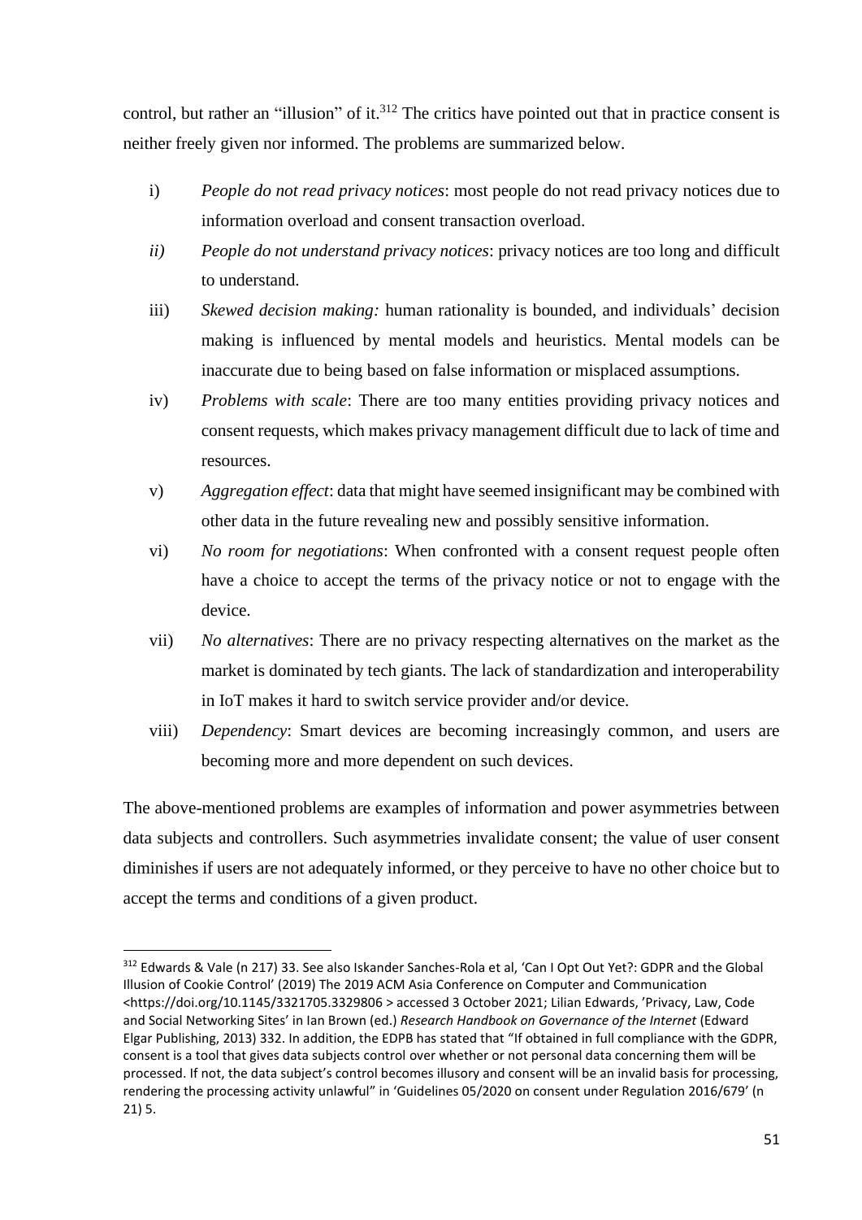control, but rather an "illusion" of it.[312] The critics have pointed out that in practice consent is neither freely given nor informed. The problems are summarized below.

i) *People do not read privacy notices*: most people do not read privacy notices due to information overload and consent transaction overload.

*ii)* *People do not understand privacy notices*: privacy notices are too long and difficult to understand.

iii) *Skewed decision making:* human rationality is bounded, and individuals' decision making is influenced by mental models and heuristics. Mental models can be inaccurate due to being based on false information or misplaced assumptions.

iv) *Problems with scale*: There are too many entities providing privacy notices and consent requests, which makes privacy management difficult due to lack of time and resources.

v) *Aggregation effect*: data that might have seemed insignificant may be combined with other data in the future revealing new and possibly sensitive information.

vi) *No room for negotiations*: When confronted with a consent request people often have a choice to accept the terms of the privacy notice or not to engage with the device.

vii) *No alternatives*: There are no privacy respecting alternatives on the market as the market is dominated by tech giants. The lack of standardization and interoperability in IoT makes it hard to switch service provider and/or device.

viii) *Dependency*: Smart devices are becoming increasingly common, and users are becoming more and more dependent on such devices.

The above-mentioned problems are examples of information and power asymmetries between data subjects and controllers. Such asymmetries invalidate consent; the value of user consent diminishes if users are not adequately informed, or they perceive to have no other choice but to accept the terms and conditions of a given product.

---

[312] Edwards & Vale (n 217) 33. See also Iskander Sanches-Rola et al, 'Can I Opt Out Yet?: GDPR and the Global Illusion of Cookie Control' (2019) The 2019 ACM Asia Conference on Computer and Communication <https://doi.org/10.1145/3321705.3329806 > accessed 3 October 2021; Lilian Edwards, 'Privacy, Law, Code and Social Networking Sites' in Ian Brown (ed.) *Research Handbook on Governance of the Internet* (Edward Elgar Publishing, 2013) 332. In addition, the EDPB has stated that "If obtained in full compliance with the GDPR, consent is a tool that gives data subjects control over whether or not personal data concerning them will be processed. If not, the data subject's control becomes illusory and consent will be an invalid basis for processing, rendering the processing activity unlawful" in 'Guidelines 05/2020 on consent under Regulation 2016/679' (n 21) 5.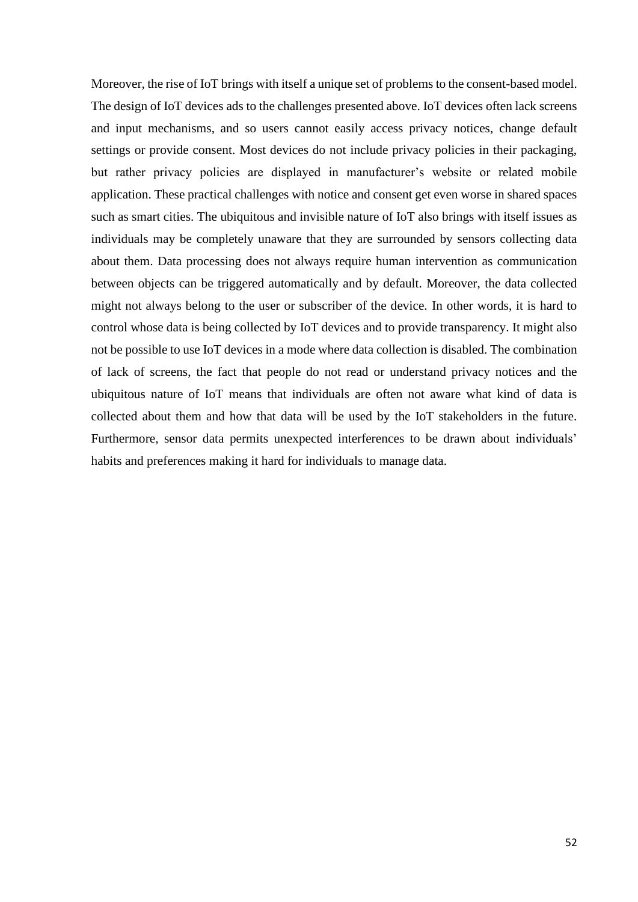Moreover, the rise of IoT brings with itself a unique set of problems to the consent-based model. The design of IoT devices ads to the challenges presented above. IoT devices often lack screens and input mechanisms, and so users cannot easily access privacy notices, change default settings or provide consent. Most devices do not include privacy policies in their packaging, but rather privacy policies are displayed in manufacturer's website or related mobile application. These practical challenges with notice and consent get even worse in shared spaces such as smart cities. The ubiquitous and invisible nature of IoT also brings with itself issues as individuals may be completely unaware that they are surrounded by sensors collecting data about them. Data processing does not always require human intervention as communication between objects can be triggered automatically and by default. Moreover, the data collected might not always belong to the user or subscriber of the device. In other words, it is hard to control whose data is being collected by IoT devices and to provide transparency. It might also not be possible to use IoT devices in a mode where data collection is disabled. The combination of lack of screens, the fact that people do not read or understand privacy notices and the ubiquitous nature of IoT means that individuals are often not aware what kind of data is collected about them and how that data will be used by the IoT stakeholders in the future. Furthermore, sensor data permits unexpected interferences to be drawn about individuals' habits and preferences making it hard for individuals to manage data.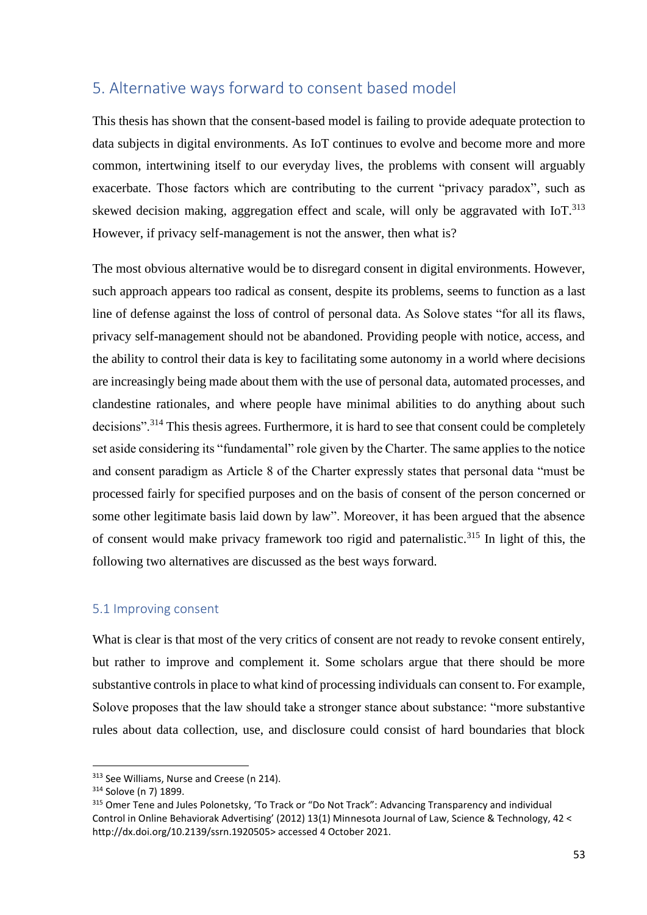## 5. Alternative ways forward to consent based model

This thesis has shown that the consent-based model is failing to provide adequate protection to data subjects in digital environments. As IoT continues to evolve and become more and more common, intertwining itself to our everyday lives, the problems with consent will arguably exacerbate. Those factors which are contributing to the current "privacy paradox", such as skewed decision making, aggregation effect and scale, will only be aggravated with IoT.[313] However, if privacy self-management is not the answer, then what is?

The most obvious alternative would be to disregard consent in digital environments. However, such approach appears too radical as consent, despite its problems, seems to function as a last line of defense against the loss of control of personal data. As Solove states "for all its flaws, privacy self-management should not be abandoned. Providing people with notice, access, and the ability to control their data is key to facilitating some autonomy in a world where decisions are increasingly being made about them with the use of personal data, automated processes, and clandestine rationales, and where people have minimal abilities to do anything about such decisions".[314] This thesis agrees. Furthermore, it is hard to see that consent could be completely set aside considering its "fundamental" role given by the Charter. The same applies to the notice and consent paradigm as Article 8 of the Charter expressly states that personal data "must be processed fairly for specified purposes and on the basis of consent of the person concerned or some other legitimate basis laid down by law". Moreover, it has been argued that the absence of consent would make privacy framework too rigid and paternalistic.[315] In light of this, the following two alternatives are discussed as the best ways forward.

### 5.1 Improving consent

What is clear is that most of the very critics of consent are not ready to revoke consent entirely, but rather to improve and complement it. Some scholars argue that there should be more substantive controls in place to what kind of processing individuals can consent to. For example, Solove proposes that the law should take a stronger stance about substance: "more substantive rules about data collection, use, and disclosure could consist of hard boundaries that block

---

[313] See Williams, Nurse and Creese (n 214).

[314] Solove (n 7) 1899.

[315] Omer Tene and Jules Polonetsky, 'To Track or "Do Not Track": Advancing Transparency and individual Control in Online Behaviorak Advertising' (2012) 13(1) Minnesota Journal of Law, Science & Technology, 42 < http://dx.doi.org/10.2139/ssrn.1920505> accessed 4 October 2021.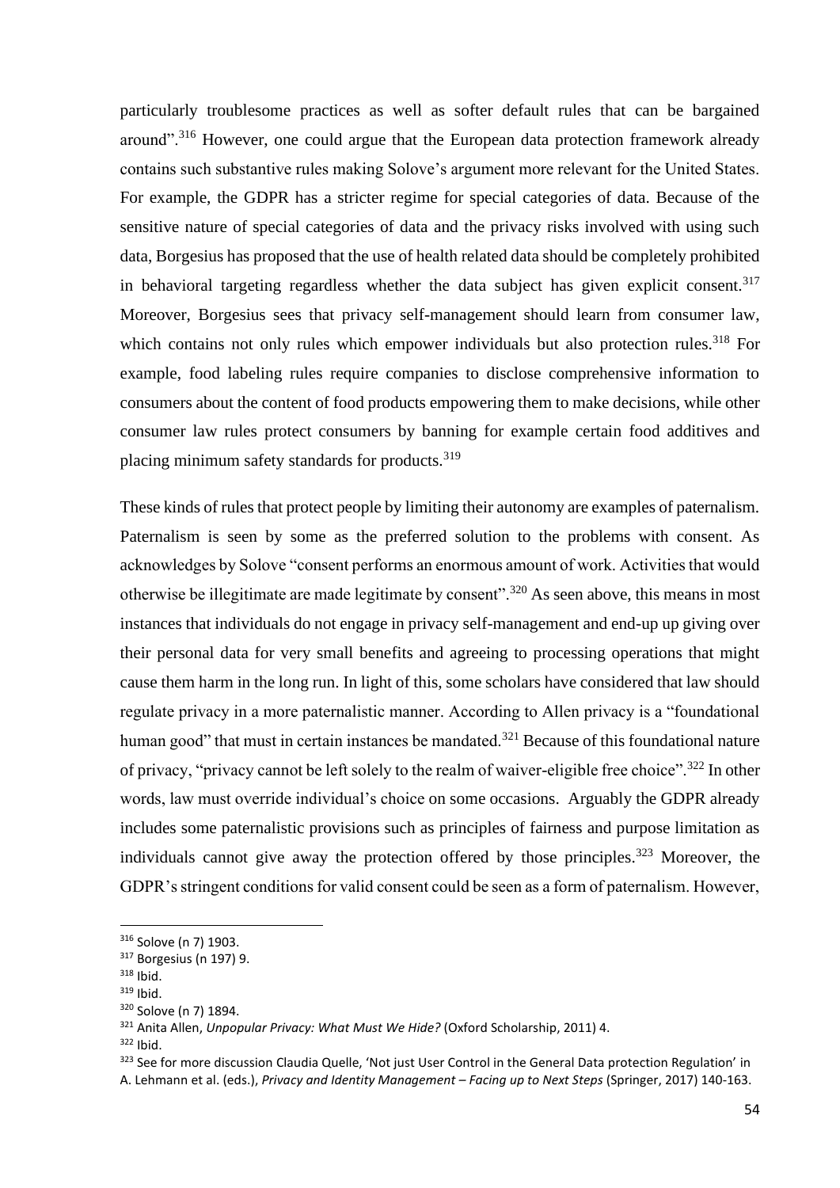particularly troublesome practices as well as softer default rules that can be bargained around".[316] However, one could argue that the European data protection framework already contains such substantive rules making Solove's argument more relevant for the United States. For example, the GDPR has a stricter regime for special categories of data. Because of the sensitive nature of special categories of data and the privacy risks involved with using such data, Borgesius has proposed that the use of health related data should be completely prohibited in behavioral targeting regardless whether the data subject has given explicit consent.[317] Moreover, Borgesius sees that privacy self-management should learn from consumer law, which contains not only rules which empower individuals but also protection rules.[318] For example, food labeling rules require companies to disclose comprehensive information to consumers about the content of food products empowering them to make decisions, while other consumer law rules protect consumers by banning for example certain food additives and placing minimum safety standards for products.[319]

These kinds of rules that protect people by limiting their autonomy are examples of paternalism. Paternalism is seen by some as the preferred solution to the problems with consent. As acknowledges by Solove "consent performs an enormous amount of work. Activities that would otherwise be illegitimate are made legitimate by consent".[320] As seen above, this means in most instances that individuals do not engage in privacy self-management and end-up up giving over their personal data for very small benefits and agreeing to processing operations that might cause them harm in the long run. In light of this, some scholars have considered that law should regulate privacy in a more paternalistic manner. According to Allen privacy is a "foundational human good" that must in certain instances be mandated.[321] Because of this foundational nature of privacy, "privacy cannot be left solely to the realm of waiver-eligible free choice".[322] In other words, law must override individual's choice on some occasions. Arguably the GDPR already includes some paternalistic provisions such as principles of fairness and purpose limitation as individuals cannot give away the protection offered by those principles.[323] Moreover, the GDPR's stringent conditions for valid consent could be seen as a form of paternalism. However,

---

[316] Solove (n 7) 1903.

[317] Borgesius (n 197) 9.

[318] Ibid.

[319] Ibid.

[320] Solove (n 7) 1894.

[321] Anita Allen, *Unpopular Privacy: What Must We Hide?* (Oxford Scholarship, 2011) 4.

[322] Ibid.

[323] See for more discussion Claudia Quelle, 'Not just User Control in the General Data protection Regulation' in A. Lehmann et al. (eds.), *Privacy and Identity Management – Facing up to Next Steps* (Springer, 2017) 140-163.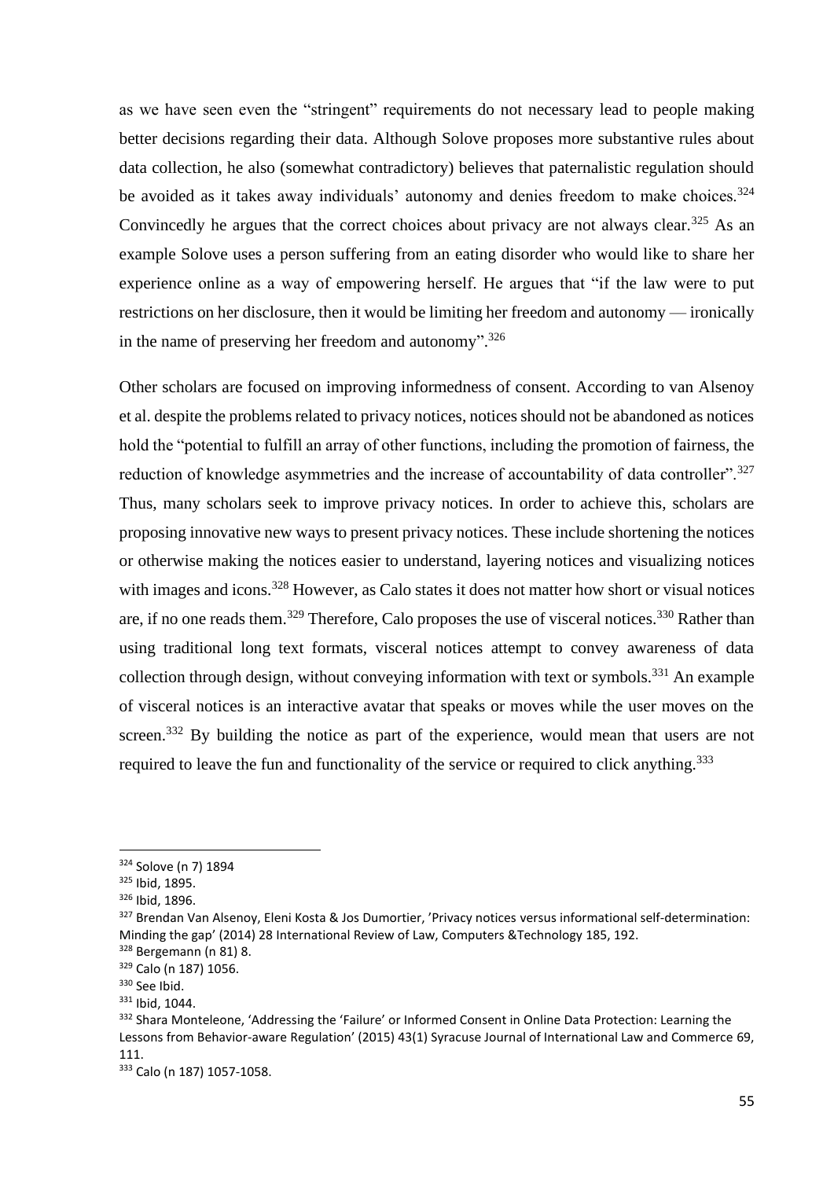as we have seen even the "stringent" requirements do not necessary lead to people making better decisions regarding their data. Although Solove proposes more substantive rules about data collection, he also (somewhat contradictory) believes that paternalistic regulation should be avoided as it takes away individuals' autonomy and denies freedom to make choices.[324] Convincedly he argues that the correct choices about privacy are not always clear.[325] As an example Solove uses a person suffering from an eating disorder who would like to share her experience online as a way of empowering herself. He argues that "if the law were to put restrictions on her disclosure, then it would be limiting her freedom and autonomy — ironically in the name of preserving her freedom and autonomy".[326]

Other scholars are focused on improving informedness of consent. According to van Alsenoy et al. despite the problems related to privacy notices, notices should not be abandoned as notices hold the "potential to fulfill an array of other functions, including the promotion of fairness, the reduction of knowledge asymmetries and the increase of accountability of data controller".[327] Thus, many scholars seek to improve privacy notices. In order to achieve this, scholars are proposing innovative new ways to present privacy notices. These include shortening the notices or otherwise making the notices easier to understand, layering notices and visualizing notices with images and icons.[328] However, as Calo states it does not matter how short or visual notices are, if no one reads them.[329] Therefore, Calo proposes the use of visceral notices.[330] Rather than using traditional long text formats, visceral notices attempt to convey awareness of data collection through design, without conveying information with text or symbols.[331] An example of visceral notices is an interactive avatar that speaks or moves while the user moves on the screen.[332] By building the notice as part of the experience, would mean that users are not required to leave the fun and functionality of the service or required to click anything.[333]

---

[324] Solove (n 7) 1894

[325] Ibid, 1895.

[326] Ibid, 1896.

[327] Brendan Van Alsenoy, Eleni Kosta & Jos Dumortier, 'Privacy notices versus informational self-determination: Minding the gap' (2014) 28 International Review of Law, Computers &Technology 185, 192.

[328] Bergemann (n 81) 8.

[329] Calo (n 187) 1056.

[330] See Ibid.

[331] Ibid, 1044.

[332] Shara Monteleone, 'Addressing the 'Failure' or Informed Consent in Online Data Protection: Learning the Lessons from Behavior-aware Regulation' (2015) 43(1) Syracuse Journal of International Law and Commerce 69, 111.

[333] Calo (n 187) 1057-1058.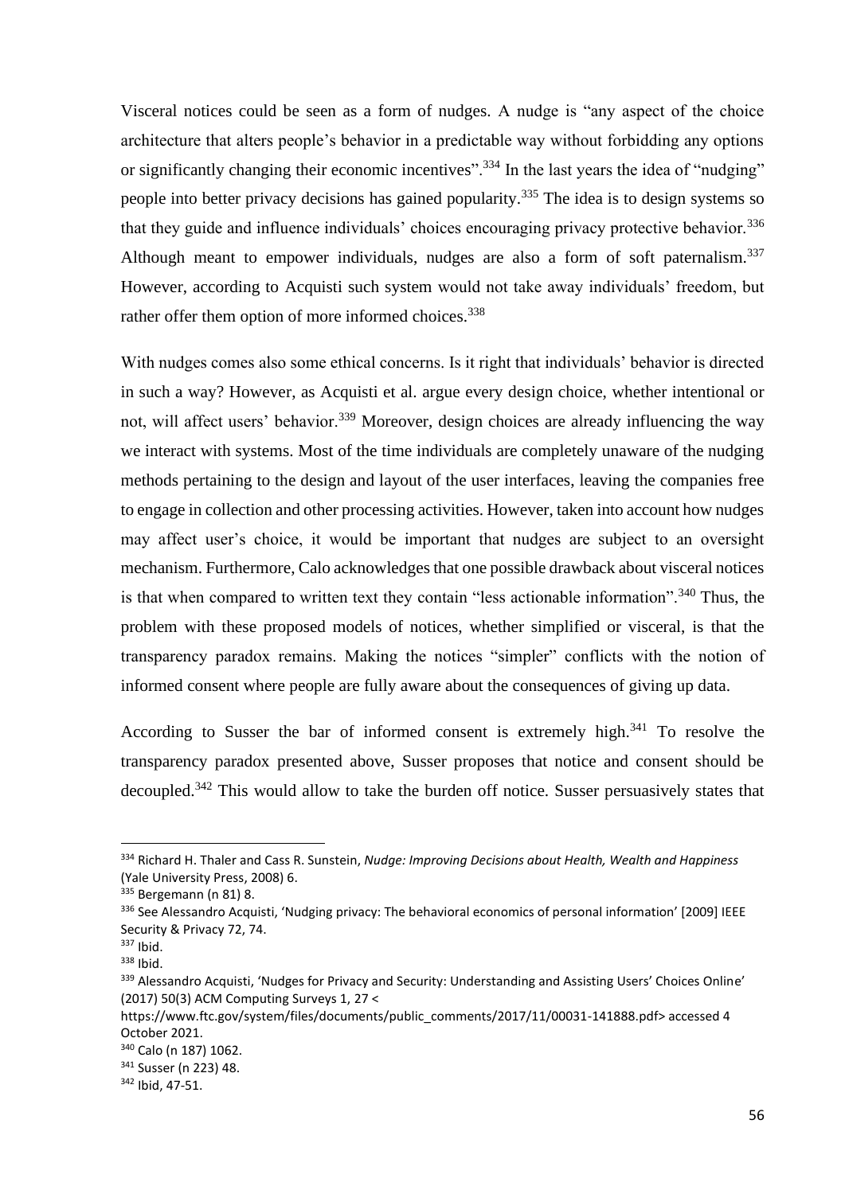Visceral notices could be seen as a form of nudges. A nudge is "any aspect of the choice architecture that alters people's behavior in a predictable way without forbidding any options or significantly changing their economic incentives".[334] In the last years the idea of "nudging" people into better privacy decisions has gained popularity.[335] The idea is to design systems so that they guide and influence individuals' choices encouraging privacy protective behavior.[336] Although meant to empower individuals, nudges are also a form of soft paternalism.[337] However, according to Acquisti such system would not take away individuals' freedom, but rather offer them option of more informed choices.[338]

With nudges comes also some ethical concerns. Is it right that individuals' behavior is directed in such a way? However, as Acquisti et al. argue every design choice, whether intentional or not, will affect users' behavior.[339] Moreover, design choices are already influencing the way we interact with systems. Most of the time individuals are completely unaware of the nudging methods pertaining to the design and layout of the user interfaces, leaving the companies free to engage in collection and other processing activities. However, taken into account how nudges may affect user's choice, it would be important that nudges are subject to an oversight mechanism. Furthermore, Calo acknowledges that one possible drawback about visceral notices is that when compared to written text they contain "less actionable information".[340] Thus, the problem with these proposed models of notices, whether simplified or visceral, is that the transparency paradox remains. Making the notices "simpler" conflicts with the notion of informed consent where people are fully aware about the consequences of giving up data.

According to Susser the bar of informed consent is extremely high.[341] To resolve the transparency paradox presented above, Susser proposes that notice and consent should be decoupled.[342] This would allow to take the burden off notice. Susser persuasively states that

---

[334] Richard H. Thaler and Cass R. Sunstein, *Nudge: Improving Decisions about Health, Wealth and Happiness* (Yale University Press, 2008) 6.

[335] Bergemann (n 81) 8.

[336] See Alessandro Acquisti, 'Nudging privacy: The behavioral economics of personal information' [2009] IEEE Security & Privacy 72, 74.

[337] Ibid.

[338] Ibid.

[339] Alessandro Acquisti, 'Nudges for Privacy and Security: Understanding and Assisting Users' Choices Online' (2017) 50(3) ACM Computing Surveys 1, 27 < https://www.ftc.gov/system/files/documents/public_comments/2017/11/00031-141888.pdf> accessed 4 October 2021.

[340] Calo (n 187) 1062.

[341] Susser (n 223) 48.

[342] Ibid, 47-51.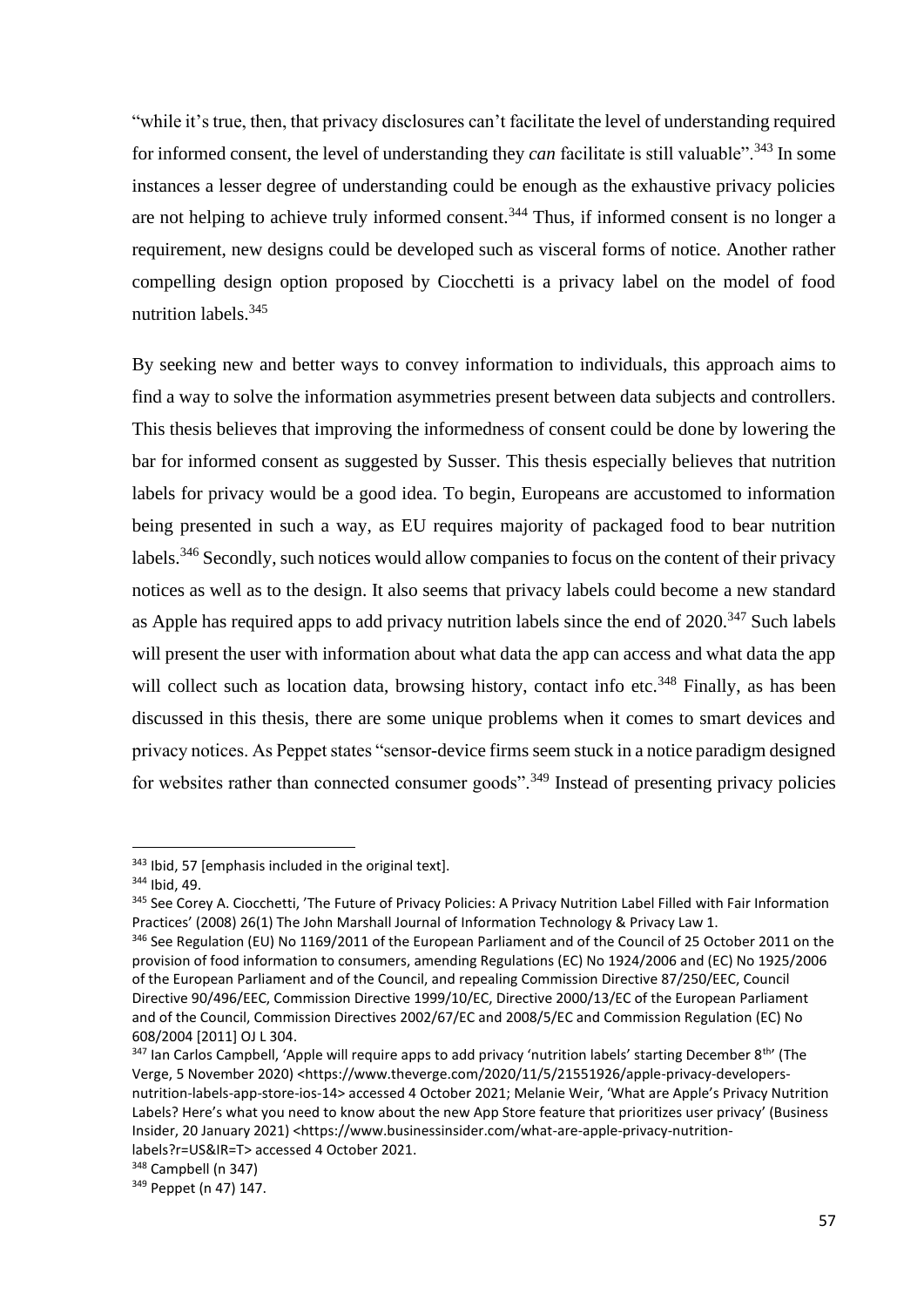"while it's true, then, that privacy disclosures can't facilitate the level of understanding required for informed consent, the level of understanding they *can* facilitate is still valuable".[343] In some instances a lesser degree of understanding could be enough as the exhaustive privacy policies are not helping to achieve truly informed consent.[344] Thus, if informed consent is no longer a requirement, new designs could be developed such as visceral forms of notice. Another rather compelling design option proposed by Ciocchetti is a privacy label on the model of food nutrition labels.[345]

By seeking new and better ways to convey information to individuals, this approach aims to find a way to solve the information asymmetries present between data subjects and controllers. This thesis believes that improving the informedness of consent could be done by lowering the bar for informed consent as suggested by Susser. This thesis especially believes that nutrition labels for privacy would be a good idea. To begin, Europeans are accustomed to information being presented in such a way, as EU requires majority of packaged food to bear nutrition labels.[346] Secondly, such notices would allow companies to focus on the content of their privacy notices as well as to the design. It also seems that privacy labels could become a new standard as Apple has required apps to add privacy nutrition labels since the end of 2020.[347] Such labels will present the user with information about what data the app can access and what data the app will collect such as location data, browsing history, contact info etc.[348] Finally, as has been discussed in this thesis, there are some unique problems when it comes to smart devices and privacy notices. As Peppet states "sensor-device firms seem stuck in a notice paradigm designed for websites rather than connected consumer goods".[349] Instead of presenting privacy policies

---

[343] Ibid, 57 [emphasis included in the original text].

[344] Ibid, 49.

[345] See Corey A. Ciocchetti, 'The Future of Privacy Policies: A Privacy Nutrition Label Filled with Fair Information Practices' (2008) 26(1) The John Marshall Journal of Information Technology & Privacy Law 1.

[346] See Regulation (EU) No 1169/2011 of the European Parliament and of the Council of 25 October 2011 on the provision of food information to consumers, amending Regulations (EC) No 1924/2006 and (EC) No 1925/2006 of the European Parliament and of the Council, and repealing Commission Directive 87/250/EEC, Council Directive 90/496/EEC, Commission Directive 1999/10/EC, Directive 2000/13/EC of the European Parliament and of the Council, Commission Directives 2002/67/EC and 2008/5/EC and Commission Regulation (EC) No 608/2004 [2011] OJ L 304.

[347] Ian Carlos Campbell, 'Apple will require apps to add privacy 'nutrition labels' starting December 8th' (The Verge, 5 November 2020) <https://www.theverge.com/2020/11/5/21551926/apple-privacy-developers-nutrition-labels-app-store-ios-14> accessed 4 October 2021; Melanie Weir, 'What are Apple's Privacy Nutrition Labels? Here's what you need to know about the new App Store feature that prioritizes user privacy' (Business Insider, 20 January 2021) <https://www.businessinsider.com/what-are-apple-privacy-nutrition-labels?r=US&IR=T> accessed 4 October 2021.

[348] Campbell (n 347)

[349] Peppet (n 47) 147.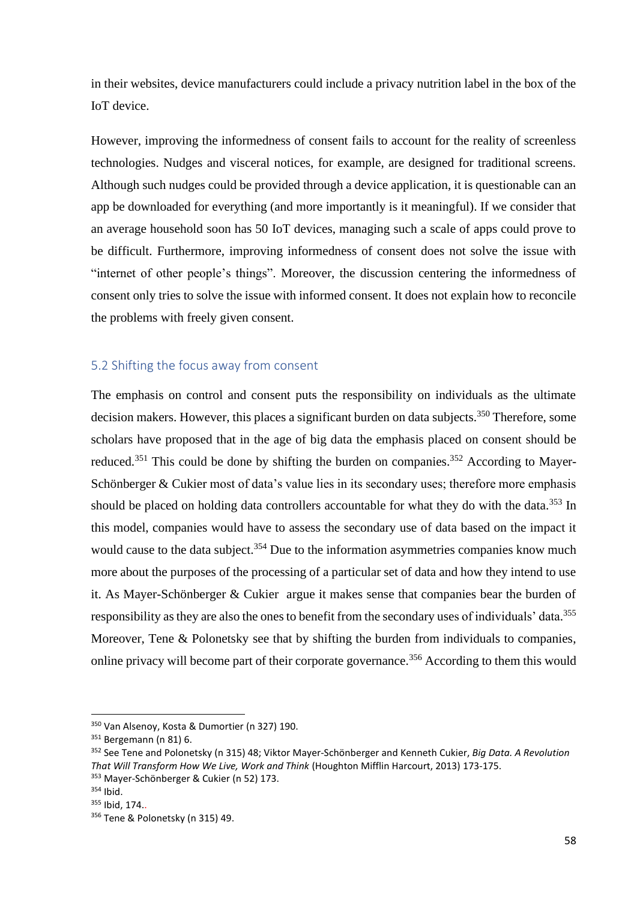in their websites, device manufacturers could include a privacy nutrition label in the box of the IoT device.

However, improving the informedness of consent fails to account for the reality of screenless technologies. Nudges and visceral notices, for example, are designed for traditional screens. Although such nudges could be provided through a device application, it is questionable can an app be downloaded for everything (and more importantly is it meaningful). If we consider that an average household soon has 50 IoT devices, managing such a scale of apps could prove to be difficult. Furthermore, improving informedness of consent does not solve the issue with "internet of other people's things". Moreover, the discussion centering the informedness of consent only tries to solve the issue with informed consent. It does not explain how to reconcile the problems with freely given consent.

### 5.2 Shifting the focus away from consent

The emphasis on control and consent puts the responsibility on individuals as the ultimate decision makers. However, this places a significant burden on data subjects.[350] Therefore, some scholars have proposed that in the age of big data the emphasis placed on consent should be reduced.[351] This could be done by shifting the burden on companies.[352] According to Mayer-Schönberger & Cukier most of data's value lies in its secondary uses; therefore more emphasis should be placed on holding data controllers accountable for what they do with the data.[353] In this model, companies would have to assess the secondary use of data based on the impact it would cause to the data subject.[354] Due to the information asymmetries companies know much more about the purposes of the processing of a particular set of data and how they intend to use it. As Mayer-Schönberger & Cukier argue it makes sense that companies bear the burden of responsibility as they are also the ones to benefit from the secondary uses of individuals' data.[355] Moreover, Tene & Polonetsky see that by shifting the burden from individuals to companies, online privacy will become part of their corporate governance.[356] According to them this would

---

[350] Van Alsenoy, Kosta & Dumortier (n 327) 190.

[351] Bergemann (n 81) 6.

[352] See Tene and Polonetsky (n 315) 48; Viktor Mayer-Schönberger and Kenneth Cukier, *Big Data. A Revolution That Will Transform How We Live, Work and Think* (Houghton Mifflin Harcourt, 2013) 173-175.

[353] Mayer-Schönberger & Cukier (n 52) 173.

[354] Ibid.

[355] Ibid, 174..

[356] Tene & Polonetsky (n 315) 49.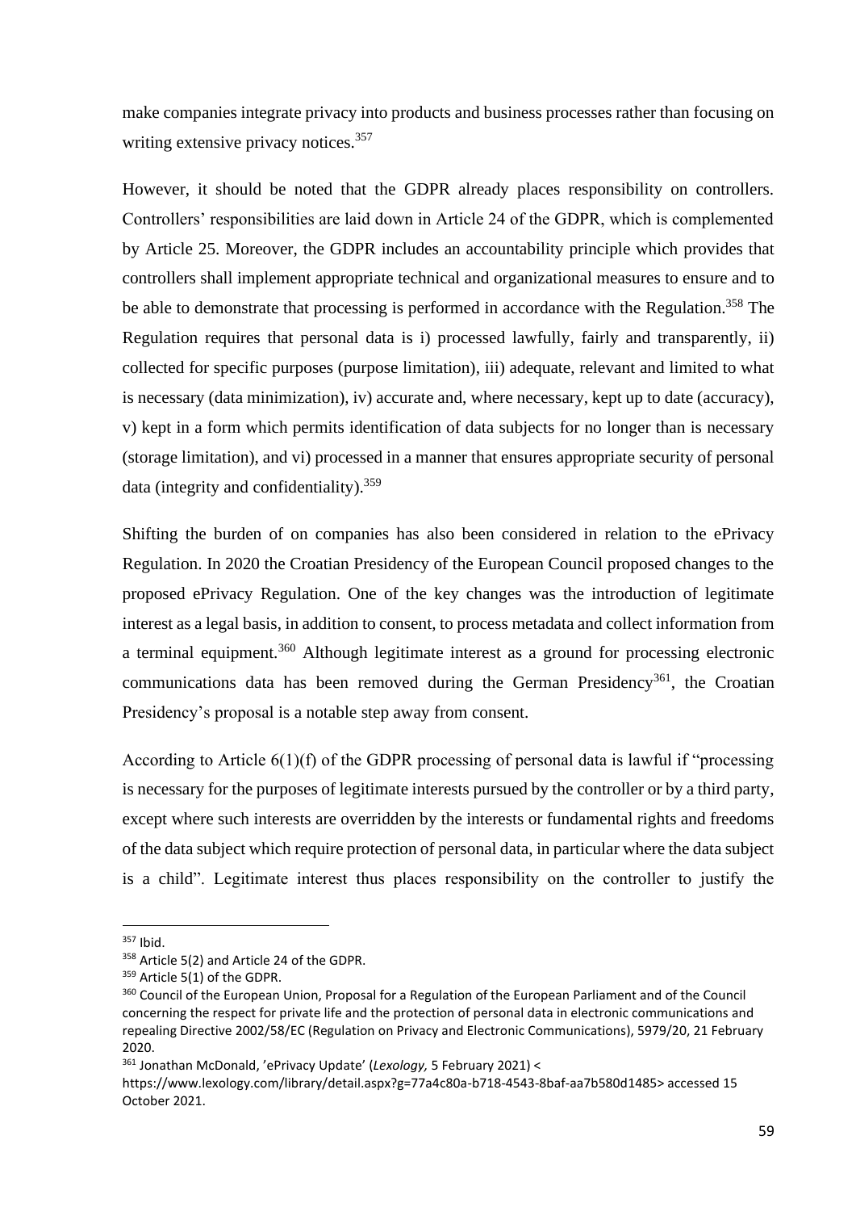make companies integrate privacy into products and business processes rather than focusing on writing extensive privacy notices.[357]

However, it should be noted that the GDPR already places responsibility on controllers. Controllers' responsibilities are laid down in Article 24 of the GDPR, which is complemented by Article 25. Moreover, the GDPR includes an accountability principle which provides that controllers shall implement appropriate technical and organizational measures to ensure and to be able to demonstrate that processing is performed in accordance with the Regulation.[358] The Regulation requires that personal data is i) processed lawfully, fairly and transparently, ii) collected for specific purposes (purpose limitation), iii) adequate, relevant and limited to what is necessary (data minimization), iv) accurate and, where necessary, kept up to date (accuracy), v) kept in a form which permits identification of data subjects for no longer than is necessary (storage limitation), and vi) processed in a manner that ensures appropriate security of personal data (integrity and confidentiality).[359]

Shifting the burden of on companies has also been considered in relation to the ePrivacy Regulation. In 2020 the Croatian Presidency of the European Council proposed changes to the proposed ePrivacy Regulation. One of the key changes was the introduction of legitimate interest as a legal basis, in addition to consent, to process metadata and collect information from a terminal equipment.[360] Although legitimate interest as a ground for processing electronic communications data has been removed during the German Presidency[361], the Croatian Presidency's proposal is a notable step away from consent.

According to Article 6(1)(f) of the GDPR processing of personal data is lawful if "processing is necessary for the purposes of legitimate interests pursued by the controller or by a third party, except where such interests are overridden by the interests or fundamental rights and freedoms of the data subject which require protection of personal data, in particular where the data subject is a child". Legitimate interest thus places responsibility on the controller to justify the

---

[357] Ibid.

[358] Article 5(2) and Article 24 of the GDPR.

[359] Article 5(1) of the GDPR.

[360] Council of the European Union, Proposal for a Regulation of the European Parliament and of the Council concerning the respect for private life and the protection of personal data in electronic communications and repealing Directive 2002/58/EC (Regulation on Privacy and Electronic Communications), 5979/20, 21 February 2020.

[361] Jonathan McDonald, 'ePrivacy Update' (*Lexology,* 5 February 2021) < https://www.lexology.com/library/detail.aspx?g=77a4c80a-b718-4543-8baf-aa7b580d1485> accessed 15 October 2021.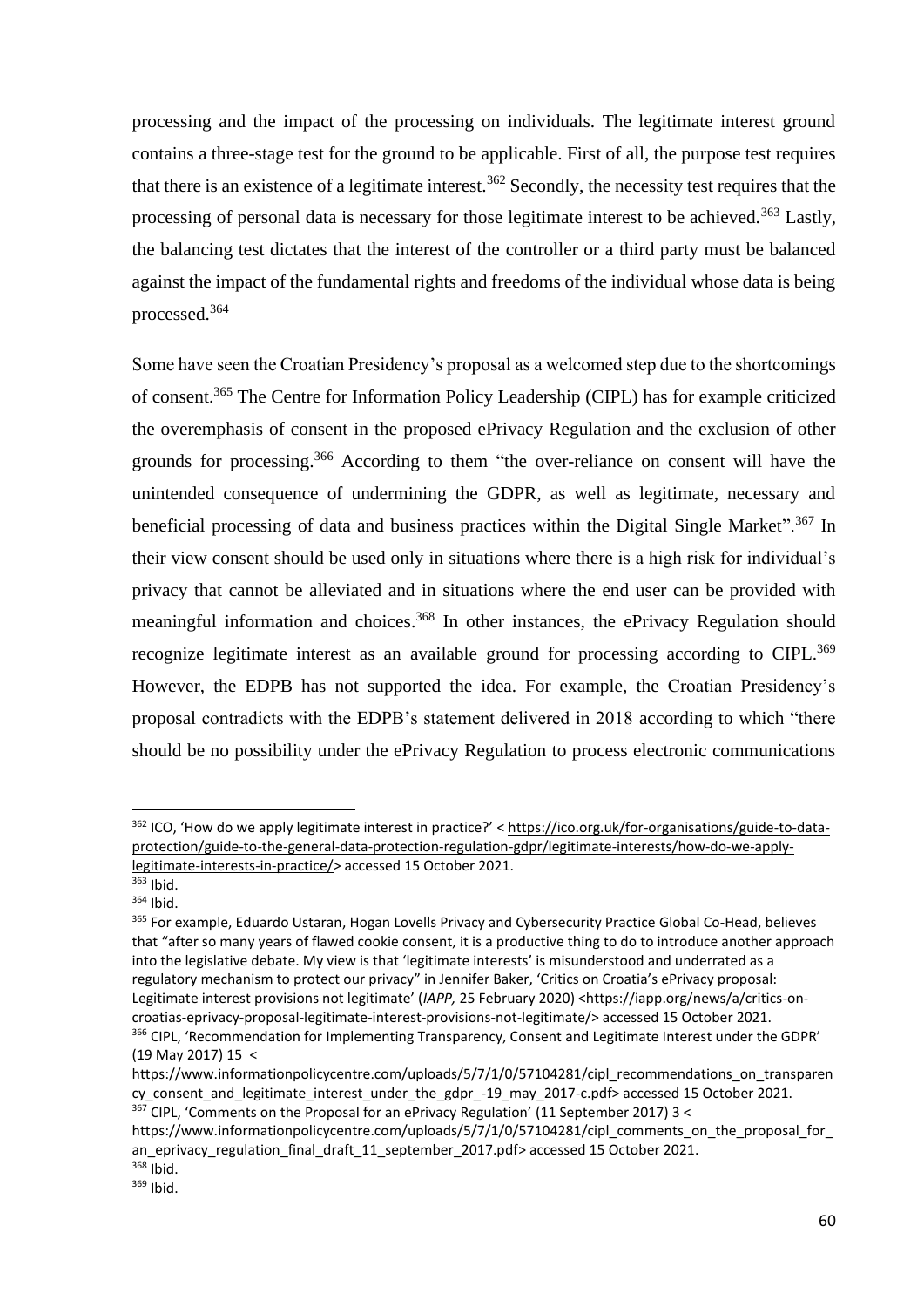processing and the impact of the processing on individuals. The legitimate interest ground contains a three-stage test for the ground to be applicable. First of all, the purpose test requires that there is an existence of a legitimate interest.[362] Secondly, the necessity test requires that the processing of personal data is necessary for those legitimate interest to be achieved.[363] Lastly, the balancing test dictates that the interest of the controller or a third party must be balanced against the impact of the fundamental rights and freedoms of the individual whose data is being processed.[364]

Some have seen the Croatian Presidency's proposal as a welcomed step due to the shortcomings of consent.[365] The Centre for Information Policy Leadership (CIPL) has for example criticized the overemphasis of consent in the proposed ePrivacy Regulation and the exclusion of other grounds for processing.[366] According to them "the over-reliance on consent will have the unintended consequence of undermining the GDPR, as well as legitimate, necessary and beneficial processing of data and business practices within the Digital Single Market".[367] In their view consent should be used only in situations where there is a high risk for individual's privacy that cannot be alleviated and in situations where the end user can be provided with meaningful information and choices.[368] In other instances, the ePrivacy Regulation should recognize legitimate interest as an available ground for processing according to CIPL.[369] However, the EDPB has not supported the idea. For example, the Croatian Presidency's proposal contradicts with the EDPB's statement delivered in 2018 according to which "there should be no possibility under the ePrivacy Regulation to process electronic communications

---

[362] ICO, 'How do we apply legitimate interest in practice?' < https://ico.org.uk/for-organisations/guide-to-data-protection/guide-to-the-general-data-protection-regulation-gdpr/legitimate-interests/how-do-we-apply-legitimate-interests-in-practice/> accessed 15 October 2021.

[363] Ibid.

[364] Ibid.

[365] For example, Eduardo Ustaran, Hogan Lovells Privacy and Cybersecurity Practice Global Co-Head, believes that "after so many years of flawed cookie consent, it is a productive thing to do to introduce another approach into the legislative debate. My view is that 'legitimate interests' is misunderstood and underrated as a regulatory mechanism to protect our privacy" in Jennifer Baker, 'Critics on Croatia's ePrivacy proposal: Legitimate interest provisions not legitimate' (*IAPP,* 25 February 2020) <https://iapp.org/news/a/critics-on-croatias-eprivacy-proposal-legitimate-interest-provisions-not-legitimate/> accessed 15 October 2021.

[366] CIPL, 'Recommendation for Implementing Transparency, Consent and Legitimate Interest under the GDPR' (19 May 2017) 15 < https://www.informationpolicycentre.com/uploads/5/7/1/0/57104281/cipl_recommendations_on_transparency_consent_and_legitimate_interest_under_the_gdpr_-19_may_2017-c.pdf> accessed 15 October 2021.

[367] CIPL, 'Comments on the Proposal for an ePrivacy Regulation' (11 September 2017) 3 < https://www.informationpolicycentre.com/uploads/5/7/1/0/57104281/cipl_comments_on_the_proposal_for_an_eprivacy_regulation_final_draft_11_september_2017.pdf> accessed 15 October 2021.

[368] Ibid.

[369] Ibid.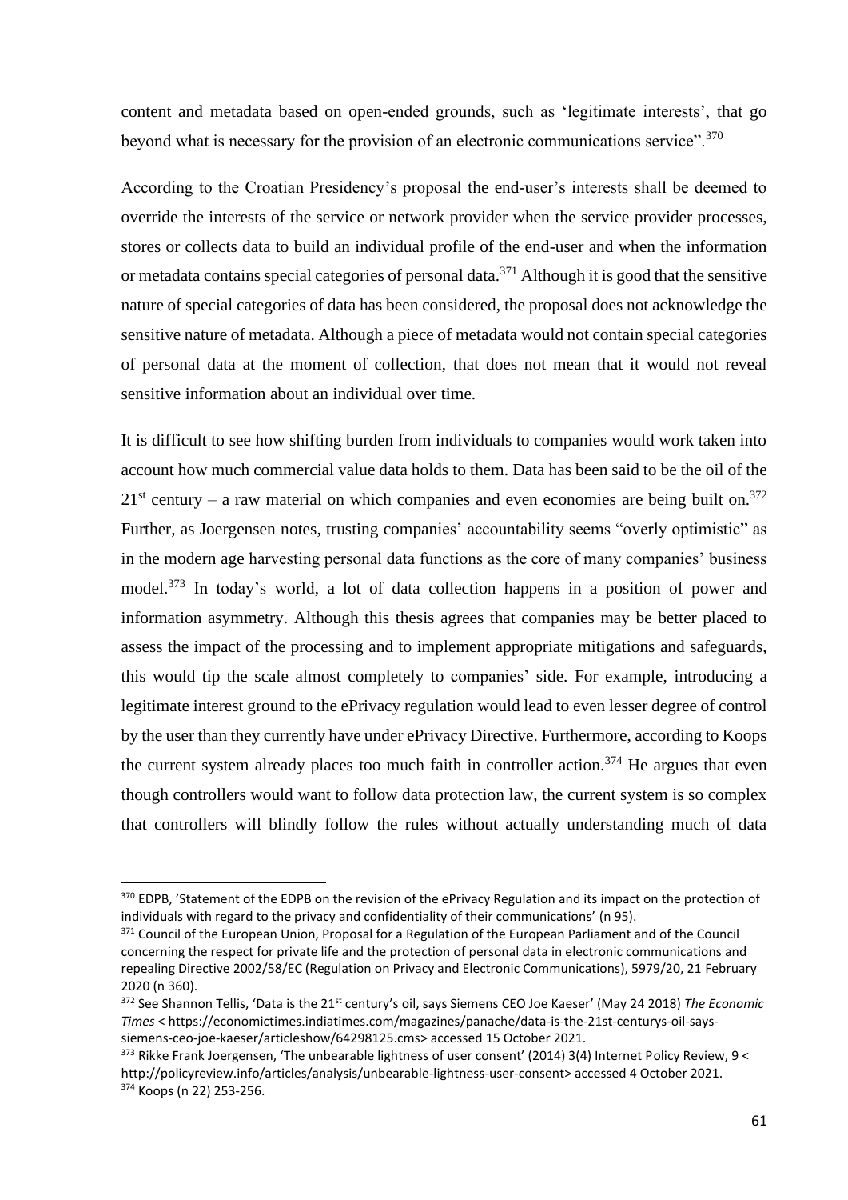content and metadata based on open-ended grounds, such as 'legitimate interests', that go beyond what is necessary for the provision of an electronic communications service".[370]

According to the Croatian Presidency's proposal the end-user's interests shall be deemed to override the interests of the service or network provider when the service provider processes, stores or collects data to build an individual profile of the end-user and when the information or metadata contains special categories of personal data.[371] Although it is good that the sensitive nature of special categories of data has been considered, the proposal does not acknowledge the sensitive nature of metadata. Although a piece of metadata would not contain special categories of personal data at the moment of collection, that does not mean that it would not reveal sensitive information about an individual over time.

It is difficult to see how shifting burden from individuals to companies would work taken into account how much commercial value data holds to them. Data has been said to be the oil of the 21st century – a raw material on which companies and even economies are being built on.[372] Further, as Joergensen notes, trusting companies' accountability seems "overly optimistic" as in the modern age harvesting personal data functions as the core of many companies' business model.[373] In today's world, a lot of data collection happens in a position of power and information asymmetry. Although this thesis agrees that companies may be better placed to assess the impact of the processing and to implement appropriate mitigations and safeguards, this would tip the scale almost completely to companies' side. For example, introducing a legitimate interest ground to the ePrivacy regulation would lead to even lesser degree of control by the user than they currently have under ePrivacy Directive. Furthermore, according to Koops the current system already places too much faith in controller action.[374] He argues that even though controllers would want to follow data protection law, the current system is so complex that controllers will blindly follow the rules without actually understanding much of data

---

[370] EDPB, 'Statement of the EDPB on the revision of the ePrivacy Regulation and its impact on the protection of individuals with regard to the privacy and confidentiality of their communications' (n 95).

[371] Council of the European Union, Proposal for a Regulation of the European Parliament and of the Council concerning the respect for private life and the protection of personal data in electronic communications and repealing Directive 2002/58/EC (Regulation on Privacy and Electronic Communications), 5979/20, 21 February 2020 (n 360).

[372] See Shannon Tellis, 'Data is the 21st century's oil, says Siemens CEO Joe Kaeser' (May 24 2018) *The Economic Times* < https://economictimes.indiatimes.com/magazines/panache/data-is-the-21st-centurys-oil-says-siemens-ceo-joe-kaeser/articleshow/64298125.cms> accessed 15 October 2021.

[373] Rikke Frank Joergensen, 'The unbearable lightness of user consent' (2014) 3(4) Internet Policy Review, 9 < http://policyreview.info/articles/analysis/unbearable-lightness-user-consent> accessed 4 October 2021.

[374] Koops (n 22) 253-256.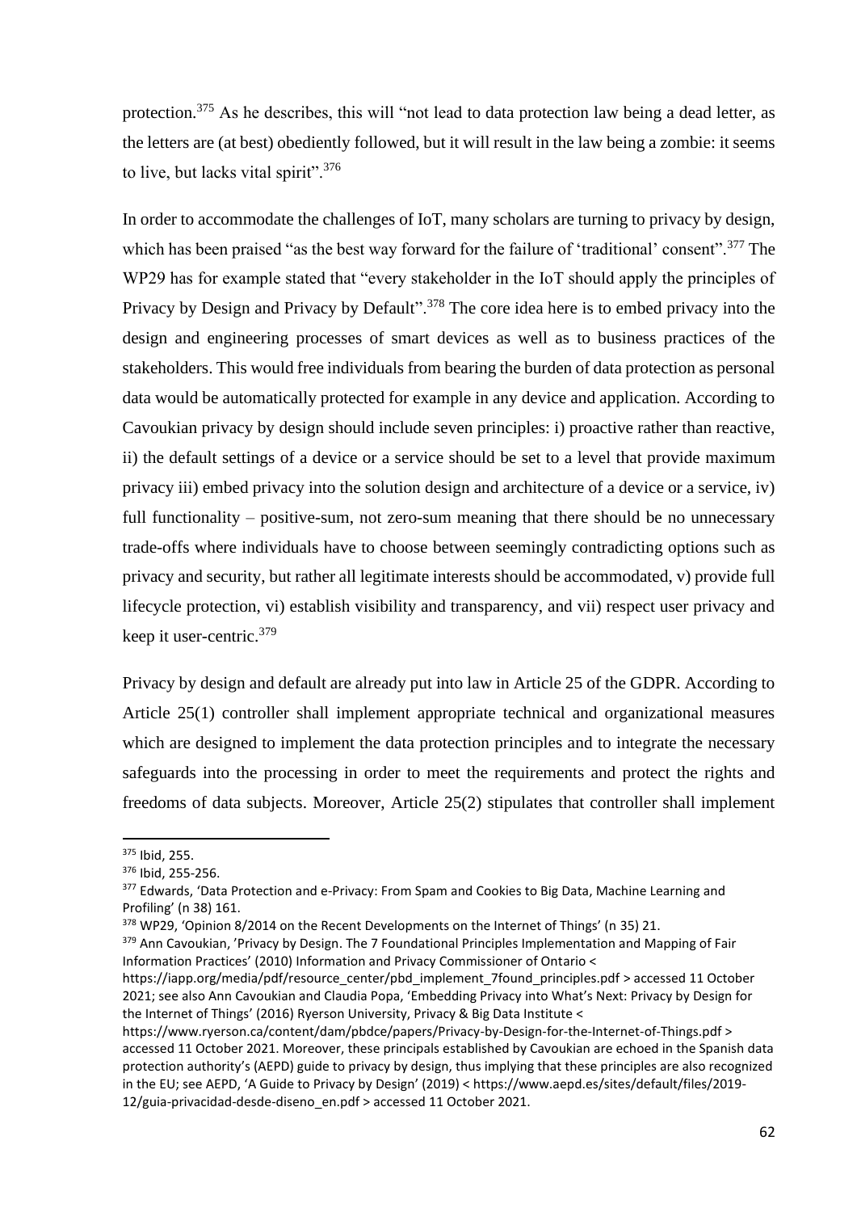protection.[375] As he describes, this will "not lead to data protection law being a dead letter, as the letters are (at best) obediently followed, but it will result in the law being a zombie: it seems to live, but lacks vital spirit".[376]

In order to accommodate the challenges of IoT, many scholars are turning to privacy by design, which has been praised "as the best way forward for the failure of 'traditional' consent".[377] The WP29 has for example stated that "every stakeholder in the IoT should apply the principles of Privacy by Design and Privacy by Default".[378] The core idea here is to embed privacy into the design and engineering processes of smart devices as well as to business practices of the stakeholders. This would free individuals from bearing the burden of data protection as personal data would be automatically protected for example in any device and application. According to Cavoukian privacy by design should include seven principles: i) proactive rather than reactive, ii) the default settings of a device or a service should be set to a level that provide maximum privacy iii) embed privacy into the solution design and architecture of a device or a service, iv) full functionality – positive-sum, not zero-sum meaning that there should be no unnecessary trade-offs where individuals have to choose between seemingly contradicting options such as privacy and security, but rather all legitimate interests should be accommodated, v) provide full lifecycle protection, vi) establish visibility and transparency, and vii) respect user privacy and keep it user-centric.[379]

Privacy by design and default are already put into law in Article 25 of the GDPR. According to Article 25(1) controller shall implement appropriate technical and organizational measures which are designed to implement the data protection principles and to integrate the necessary safeguards into the processing in order to meet the requirements and protect the rights and freedoms of data subjects. Moreover, Article 25(2) stipulates that controller shall implement

---

[375] Ibid, 255.

[376] Ibid, 255-256.

[377] Edwards, 'Data Protection and e-Privacy: From Spam and Cookies to Big Data, Machine Learning and Profiling' (n 38) 161.

[378] WP29, 'Opinion 8/2014 on the Recent Developments on the Internet of Things' (n 35) 21.

[379] Ann Cavoukian, 'Privacy by Design. The 7 Foundational Principles Implementation and Mapping of Fair Information Practices' (2010) Information and Privacy Commissioner of Ontario < https://iapp.org/media/pdf/resource_center/pbd_implement_7found_principles.pdf > accessed 11 October 2021; see also Ann Cavoukian and Claudia Popa, 'Embedding Privacy into What's Next: Privacy by Design for the Internet of Things' (2016) Ryerson University, Privacy & Big Data Institute < https://www.ryerson.ca/content/dam/pbdce/papers/Privacy-by-Design-for-the-Internet-of-Things.pdf > accessed 11 October 2021. Moreover, these principals established by Cavoukian are echoed in the Spanish data protection authority's (AEPD) guide to privacy by design, thus implying that these principles are also recognized in the EU; see AEPD, 'A Guide to Privacy by Design' (2019) < https://www.aepd.es/sites/default/files/2019-12/guia-privacidad-desde-diseno_en.pdf > accessed 11 October 2021.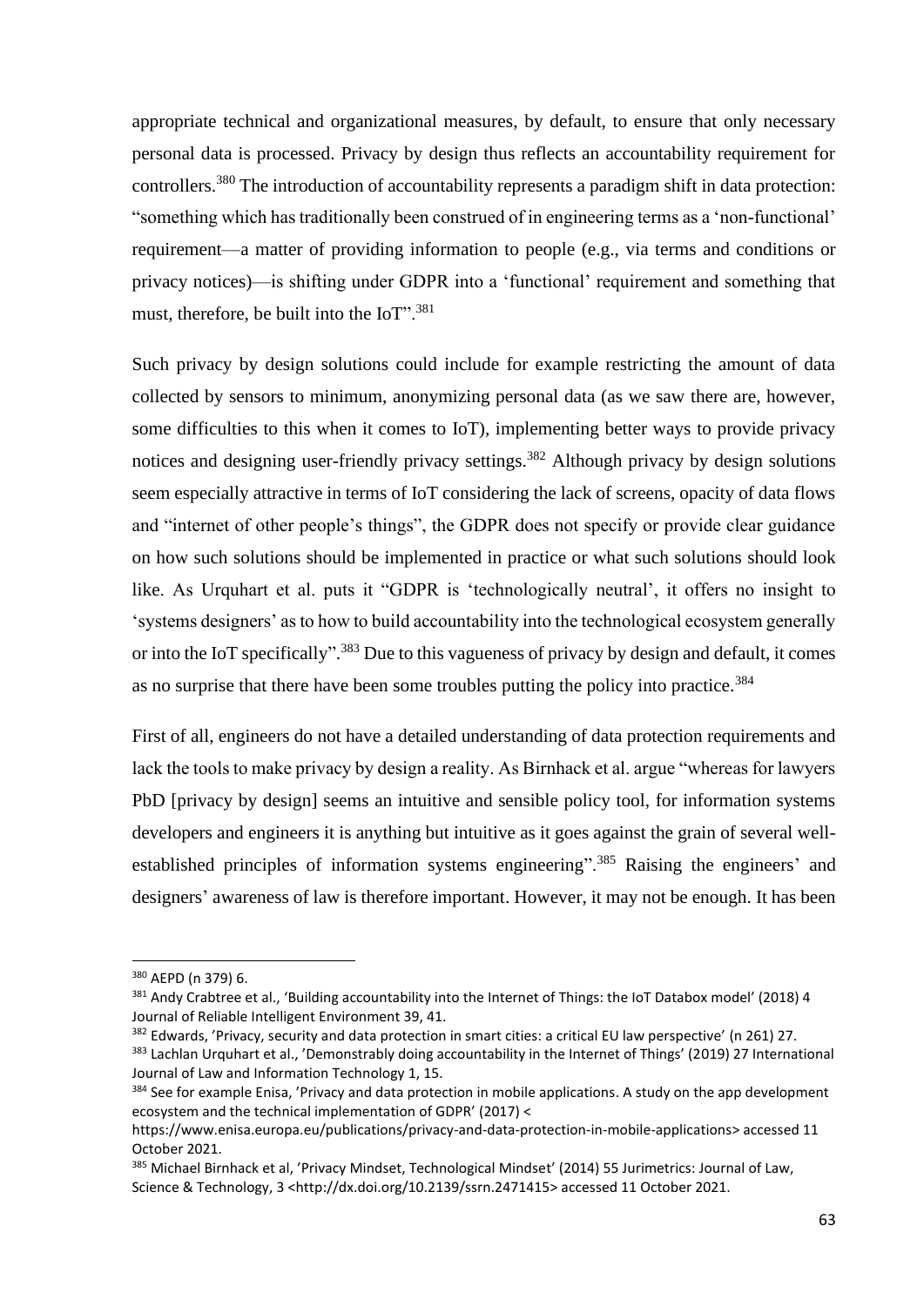appropriate technical and organizational measures, by default, to ensure that only necessary personal data is processed. Privacy by design thus reflects an accountability requirement for controllers.[380] The introduction of accountability represents a paradigm shift in data protection: "something which has traditionally been construed of in engineering terms as a 'non-functional' requirement—a matter of providing information to people (e.g., via terms and conditions or privacy notices)—is shifting under GDPR into a 'functional' requirement and something that must, therefore, be built into the IoT".[381]

Such privacy by design solutions could include for example restricting the amount of data collected by sensors to minimum, anonymizing personal data (as we saw there are, however, some difficulties to this when it comes to IoT), implementing better ways to provide privacy notices and designing user-friendly privacy settings.[382] Although privacy by design solutions seem especially attractive in terms of IoT considering the lack of screens, opacity of data flows and "internet of other people's things", the GDPR does not specify or provide clear guidance on how such solutions should be implemented in practice or what such solutions should look like. As Urquhart et al. puts it "GDPR is 'technologically neutral', it offers no insight to 'systems designers' as to how to build accountability into the technological ecosystem generally or into the IoT specifically".[383] Due to this vagueness of privacy by design and default, it comes as no surprise that there have been some troubles putting the policy into practice.[384]

First of all, engineers do not have a detailed understanding of data protection requirements and lack the tools to make privacy by design a reality. As Birnhack et al. argue "whereas for lawyers PbD [privacy by design] seems an intuitive and sensible policy tool, for information systems developers and engineers it is anything but intuitive as it goes against the grain of several well-established principles of information systems engineering".[385] Raising the engineers' and designers' awareness of law is therefore important. However, it may not be enough. It has been

---

[380] AEPD (n 379) 6.

[381] Andy Crabtree et al., 'Building accountability into the Internet of Things: the IoT Databox model' (2018) 4 Journal of Reliable Intelligent Environment 39, 41.

[382] Edwards, 'Privacy, security and data protection in smart cities: a critical EU law perspective' (n 261) 27.

[383] Lachlan Urquhart et al., 'Demonstrably doing accountability in the Internet of Things' (2019) 27 International Journal of Law and Information Technology 1, 15.

[384] See for example Enisa, 'Privacy and data protection in mobile applications. A study on the app development ecosystem and the technical implementation of GDPR' (2017) < https://www.enisa.europa.eu/publications/privacy-and-data-protection-in-mobile-applications> accessed 11 October 2021.

[385] Michael Birnhack et al, 'Privacy Mindset, Technological Mindset' (2014) 55 Jurimetrics: Journal of Law, Science & Technology, 3 <http://dx.doi.org/10.2139/ssrn.2471415> accessed 11 October 2021.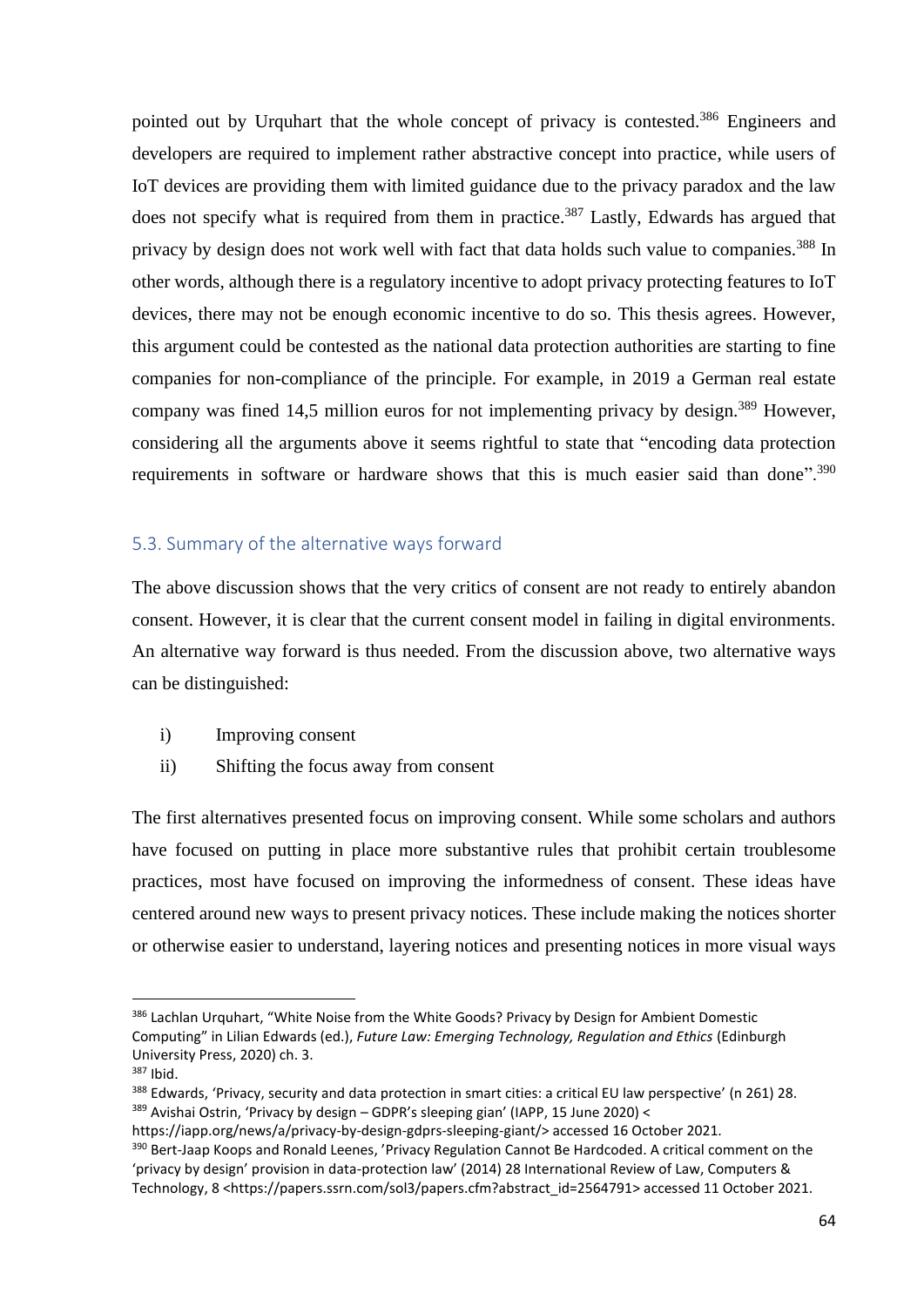pointed out by Urquhart that the whole concept of privacy is contested.[386] Engineers and developers are required to implement rather abstractive concept into practice, while users of IoT devices are providing them with limited guidance due to the privacy paradox and the law does not specify what is required from them in practice.[387] Lastly, Edwards has argued that privacy by design does not work well with fact that data holds such value to companies.[388] In other words, although there is a regulatory incentive to adopt privacy protecting features to IoT devices, there may not be enough economic incentive to do so. This thesis agrees. However, this argument could be contested as the national data protection authorities are starting to fine companies for non-compliance of the principle. For example, in 2019 a German real estate company was fined 14,5 million euros for not implementing privacy by design.[389] However, considering all the arguments above it seems rightful to state that "encoding data protection requirements in software or hardware shows that this is much easier said than done".[390]

## 5.3. Summary of the alternative ways forward

The above discussion shows that the very critics of consent are not ready to entirely abandon consent. However, it is clear that the current consent model in failing in digital environments. An alternative way forward is thus needed. From the discussion above, two alternative ways can be distinguished:

i) Improving consent
ii) Shifting the focus away from consent

The first alternatives presented focus on improving consent. While some scholars and authors have focused on putting in place more substantive rules that prohibit certain troublesome practices, most have focused on improving the informedness of consent. These ideas have centered around new ways to present privacy notices. These include making the notices shorter or otherwise easier to understand, layering notices and presenting notices in more visual ways

---

[386] Lachlan Urquhart, "White Noise from the White Goods? Privacy by Design for Ambient Domestic Computing" in Lilian Edwards (ed.), *Future Law: Emerging Technology, Regulation and Ethics* (Edinburgh University Press, 2020) ch. 3.

[387] Ibid.

[388] Edwards, 'Privacy, security and data protection in smart cities: a critical EU law perspective' (n 261) 28.

[389] Avishai Ostrin, 'Privacy by design – GDPR's sleeping gian' (IAPP, 15 June 2020) < https://iapp.org/news/a/privacy-by-design-gdprs-sleeping-giant/> accessed 16 October 2021.

[390] Bert-Jaap Koops and Ronald Leenes, 'Privacy Regulation Cannot Be Hardcoded. A critical comment on the 'privacy by design' provision in data-protection law' (2014) 28 International Review of Law, Computers & Technology, 8 <https://papers.ssrn.com/sol3/papers.cfm?abstract_id=2564791> accessed 11 October 2021.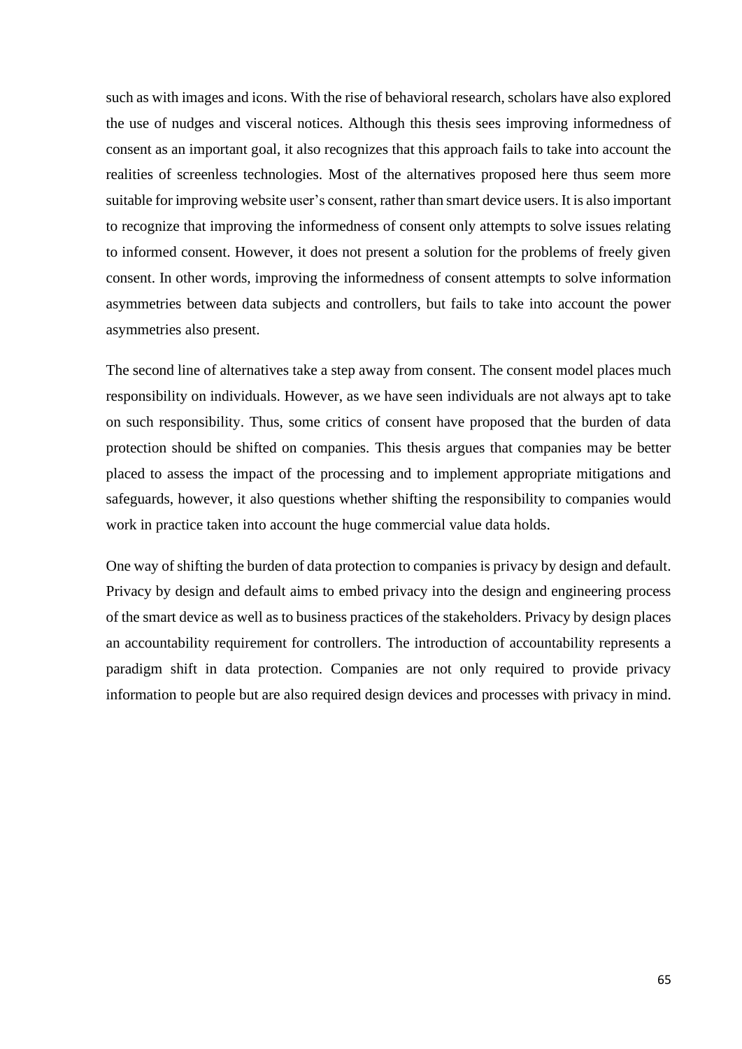such as with images and icons. With the rise of behavioral research, scholars have also explored the use of nudges and visceral notices. Although this thesis sees improving informedness of consent as an important goal, it also recognizes that this approach fails to take into account the realities of screenless technologies. Most of the alternatives proposed here thus seem more suitable for improving website user's consent, rather than smart device users. It is also important to recognize that improving the informedness of consent only attempts to solve issues relating to informed consent. However, it does not present a solution for the problems of freely given consent. In other words, improving the informedness of consent attempts to solve information asymmetries between data subjects and controllers, but fails to take into account the power asymmetries also present.

The second line of alternatives take a step away from consent. The consent model places much responsibility on individuals. However, as we have seen individuals are not always apt to take on such responsibility. Thus, some critics of consent have proposed that the burden of data protection should be shifted on companies. This thesis argues that companies may be better placed to assess the impact of the processing and to implement appropriate mitigations and safeguards, however, it also questions whether shifting the responsibility to companies would work in practice taken into account the huge commercial value data holds.

One way of shifting the burden of data protection to companies is privacy by design and default. Privacy by design and default aims to embed privacy into the design and engineering process of the smart device as well as to business practices of the stakeholders. Privacy by design places an accountability requirement for controllers. The introduction of accountability represents a paradigm shift in data protection. Companies are not only required to provide privacy information to people but are also required design devices and processes with privacy in mind.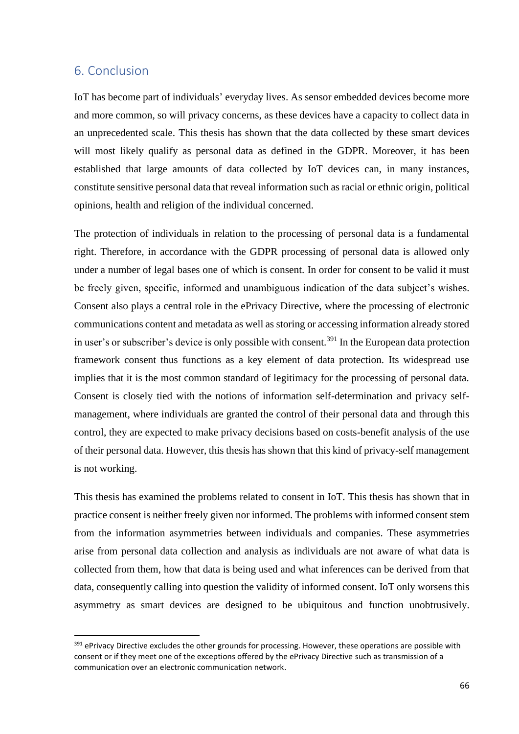## 6. Conclusion

IoT has become part of individuals' everyday lives. As sensor embedded devices become more and more common, so will privacy concerns, as these devices have a capacity to collect data in an unprecedented scale. This thesis has shown that the data collected by these smart devices will most likely qualify as personal data as defined in the GDPR. Moreover, it has been established that large amounts of data collected by IoT devices can, in many instances, constitute sensitive personal data that reveal information such as racial or ethnic origin, political opinions, health and religion of the individual concerned.

The protection of individuals in relation to the processing of personal data is a fundamental right. Therefore, in accordance with the GDPR processing of personal data is allowed only under a number of legal bases one of which is consent. In order for consent to be valid it must be freely given, specific, informed and unambiguous indication of the data subject's wishes. Consent also plays a central role in the ePrivacy Directive, where the processing of electronic communications content and metadata as well as storing or accessing information already stored in user's or subscriber's device is only possible with consent.[391] In the European data protection framework consent thus functions as a key element of data protection. Its widespread use implies that it is the most common standard of legitimacy for the processing of personal data. Consent is closely tied with the notions of information self-determination and privacy self-management, where individuals are granted the control of their personal data and through this control, they are expected to make privacy decisions based on costs-benefit analysis of the use of their personal data. However, this thesis has shown that this kind of privacy-self management is not working.

This thesis has examined the problems related to consent in IoT. This thesis has shown that in practice consent is neither freely given nor informed. The problems with informed consent stem from the information asymmetries between individuals and companies. These asymmetries arise from personal data collection and analysis as individuals are not aware of what data is collected from them, how that data is being used and what inferences can be derived from that data, consequently calling into question the validity of informed consent. IoT only worsens this asymmetry as smart devices are designed to be ubiquitous and function unobtrusively.

[391] ePrivacy Directive excludes the other grounds for processing. However, these operations are possible with consent or if they meet one of the exceptions offered by the ePrivacy Directive such as transmission of a communication over an electronic communication network.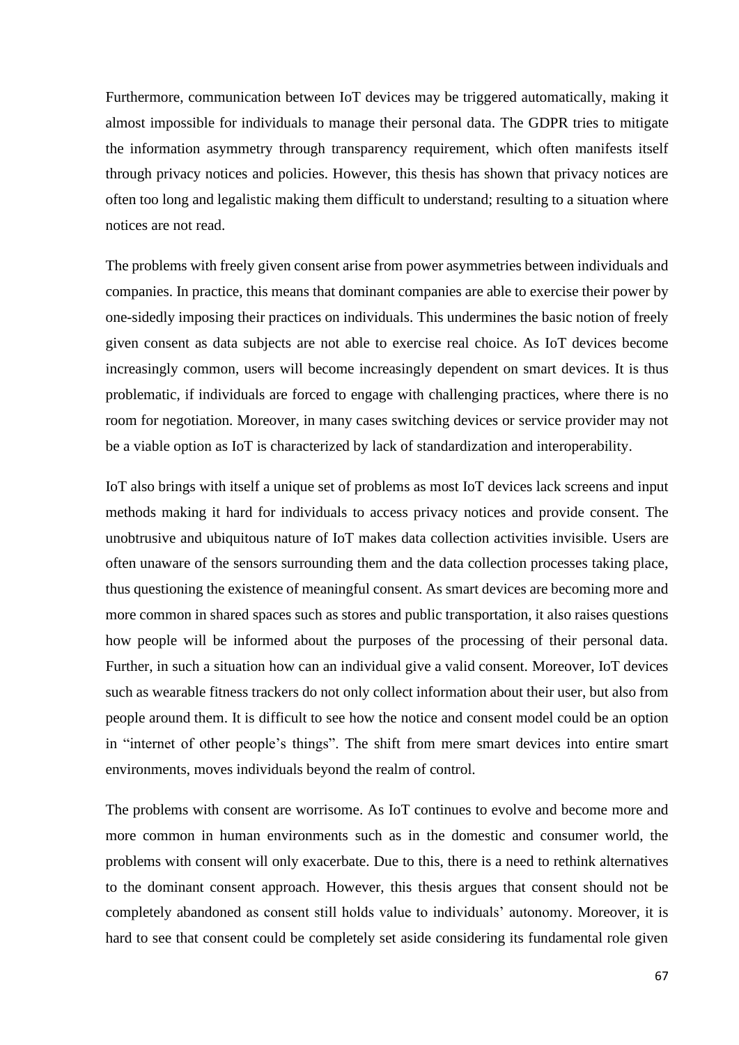Furthermore, communication between IoT devices may be triggered automatically, making it almost impossible for individuals to manage their personal data. The GDPR tries to mitigate the information asymmetry through transparency requirement, which often manifests itself through privacy notices and policies. However, this thesis has shown that privacy notices are often too long and legalistic making them difficult to understand; resulting to a situation where notices are not read.

The problems with freely given consent arise from power asymmetries between individuals and companies. In practice, this means that dominant companies are able to exercise their power by one-sidedly imposing their practices on individuals. This undermines the basic notion of freely given consent as data subjects are not able to exercise real choice. As IoT devices become increasingly common, users will become increasingly dependent on smart devices. It is thus problematic, if individuals are forced to engage with challenging practices, where there is no room for negotiation. Moreover, in many cases switching devices or service provider may not be a viable option as IoT is characterized by lack of standardization and interoperability.

IoT also brings with itself a unique set of problems as most IoT devices lack screens and input methods making it hard for individuals to access privacy notices and provide consent. The unobtrusive and ubiquitous nature of IoT makes data collection activities invisible. Users are often unaware of the sensors surrounding them and the data collection processes taking place, thus questioning the existence of meaningful consent. As smart devices are becoming more and more common in shared spaces such as stores and public transportation, it also raises questions how people will be informed about the purposes of the processing of their personal data. Further, in such a situation how can an individual give a valid consent. Moreover, IoT devices such as wearable fitness trackers do not only collect information about their user, but also from people around them. It is difficult to see how the notice and consent model could be an option in "internet of other people's things". The shift from mere smart devices into entire smart environments, moves individuals beyond the realm of control.

The problems with consent are worrisome. As IoT continues to evolve and become more and more common in human environments such as in the domestic and consumer world, the problems with consent will only exacerbate. Due to this, there is a need to rethink alternatives to the dominant consent approach. However, this thesis argues that consent should not be completely abandoned as consent still holds value to individuals' autonomy. Moreover, it is hard to see that consent could be completely set aside considering its fundamental role given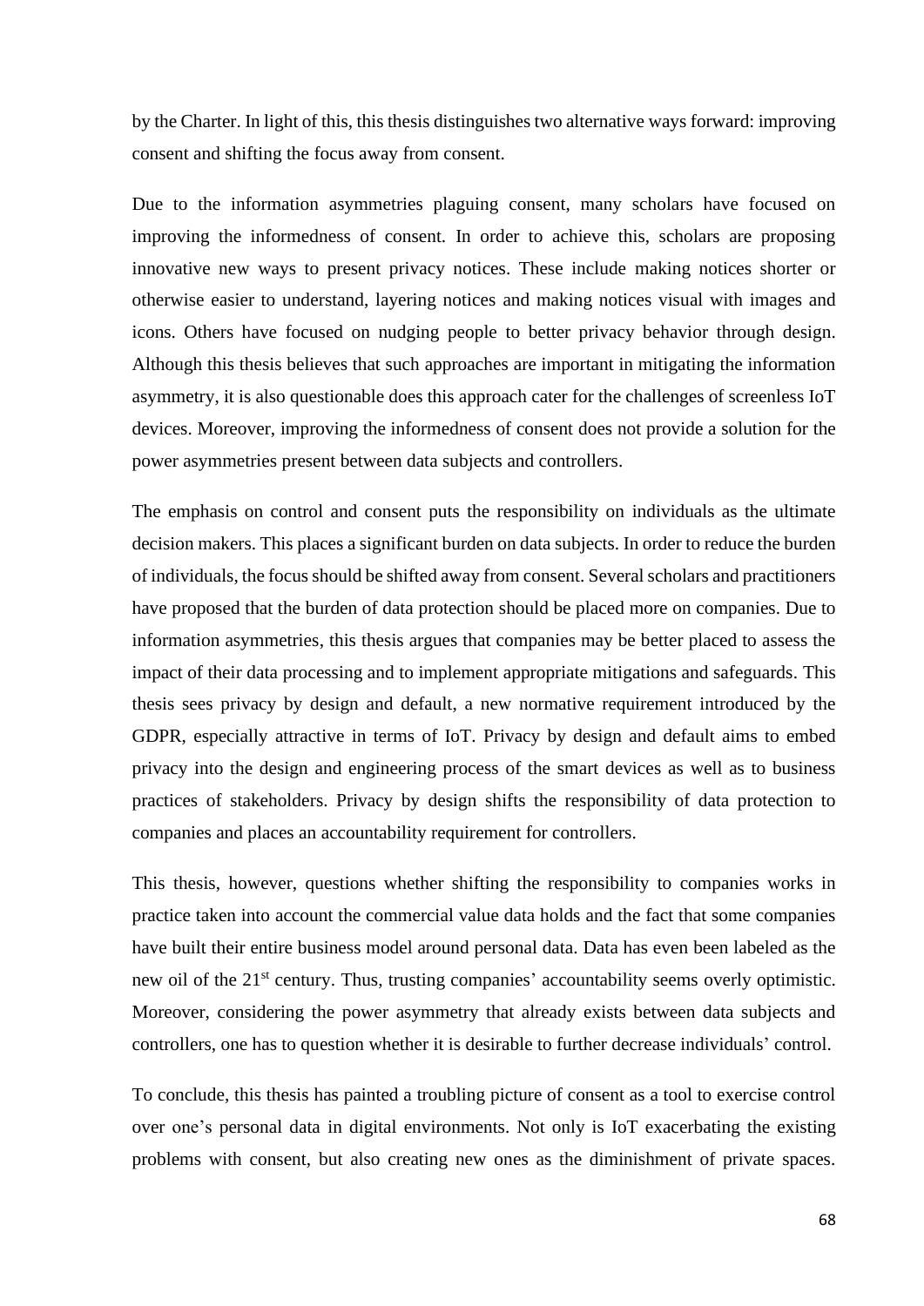by the Charter. In light of this, this thesis distinguishes two alternative ways forward: improving consent and shifting the focus away from consent.

Due to the information asymmetries plaguing consent, many scholars have focused on improving the informedness of consent. In order to achieve this, scholars are proposing innovative new ways to present privacy notices. These include making notices shorter or otherwise easier to understand, layering notices and making notices visual with images and icons. Others have focused on nudging people to better privacy behavior through design. Although this thesis believes that such approaches are important in mitigating the information asymmetry, it is also questionable does this approach cater for the challenges of screenless IoT devices. Moreover, improving the informedness of consent does not provide a solution for the power asymmetries present between data subjects and controllers.

The emphasis on control and consent puts the responsibility on individuals as the ultimate decision makers. This places a significant burden on data subjects. In order to reduce the burden of individuals, the focus should be shifted away from consent. Several scholars and practitioners have proposed that the burden of data protection should be placed more on companies. Due to information asymmetries, this thesis argues that companies may be better placed to assess the impact of their data processing and to implement appropriate mitigations and safeguards. This thesis sees privacy by design and default, a new normative requirement introduced by the GDPR, especially attractive in terms of IoT. Privacy by design and default aims to embed privacy into the design and engineering process of the smart devices as well as to business practices of stakeholders. Privacy by design shifts the responsibility of data protection to companies and places an accountability requirement for controllers.

This thesis, however, questions whether shifting the responsibility to companies works in practice taken into account the commercial value data holds and the fact that some companies have built their entire business model around personal data. Data has even been labeled as the new oil of the 21st century. Thus, trusting companies' accountability seems overly optimistic. Moreover, considering the power asymmetry that already exists between data subjects and controllers, one has to question whether it is desirable to further decrease individuals' control.

To conclude, this thesis has painted a troubling picture of consent as a tool to exercise control over one's personal data in digital environments. Not only is IoT exacerbating the existing problems with consent, but also creating new ones as the diminishment of private spaces.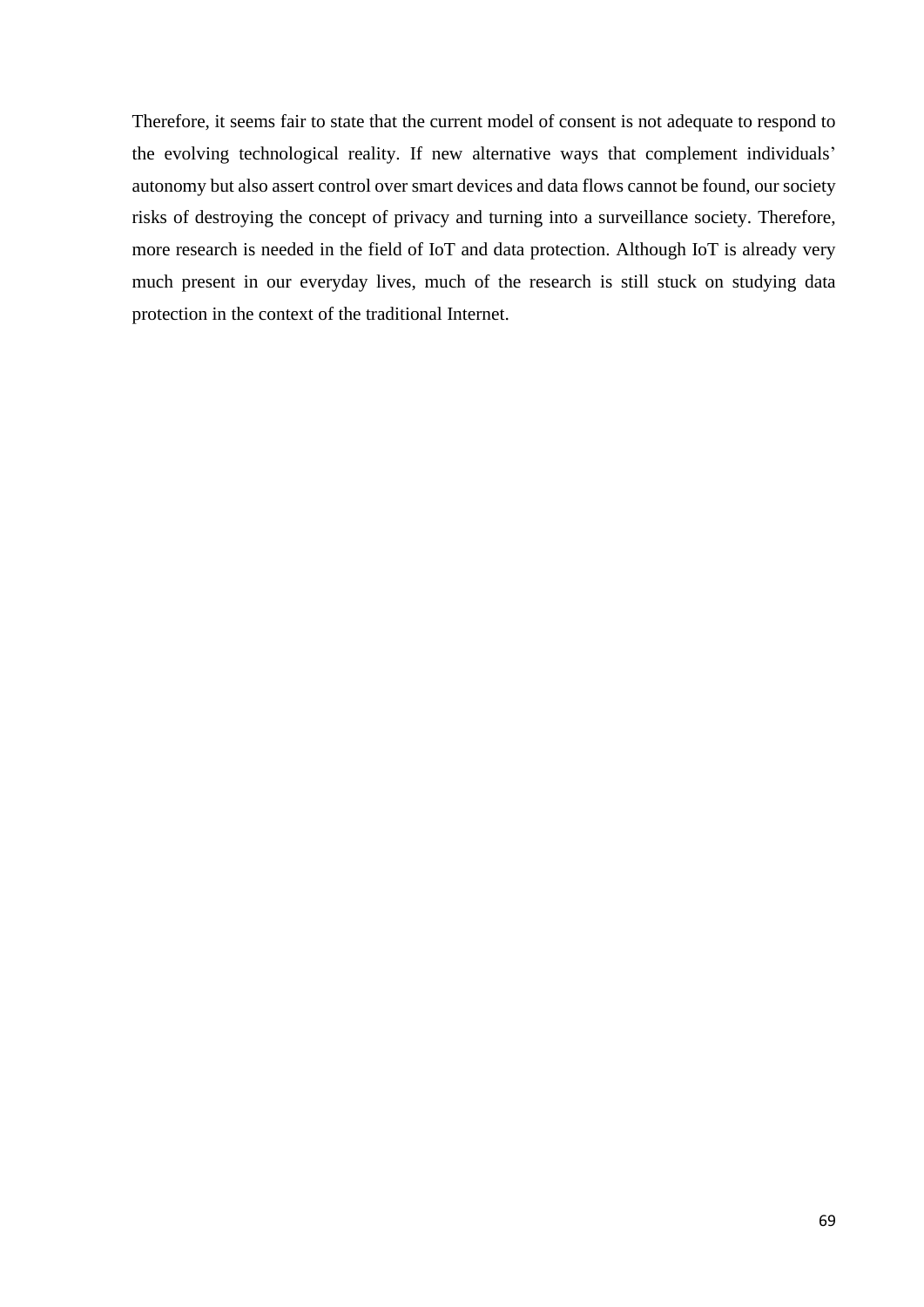Therefore, it seems fair to state that the current model of consent is not adequate to respond to the evolving technological reality. If new alternative ways that complement individuals' autonomy but also assert control over smart devices and data flows cannot be found, our society risks of destroying the concept of privacy and turning into a surveillance society. Therefore, more research is needed in the field of IoT and data protection. Although IoT is already very much present in our everyday lives, much of the research is still stuck on studying data protection in the context of the traditional Internet.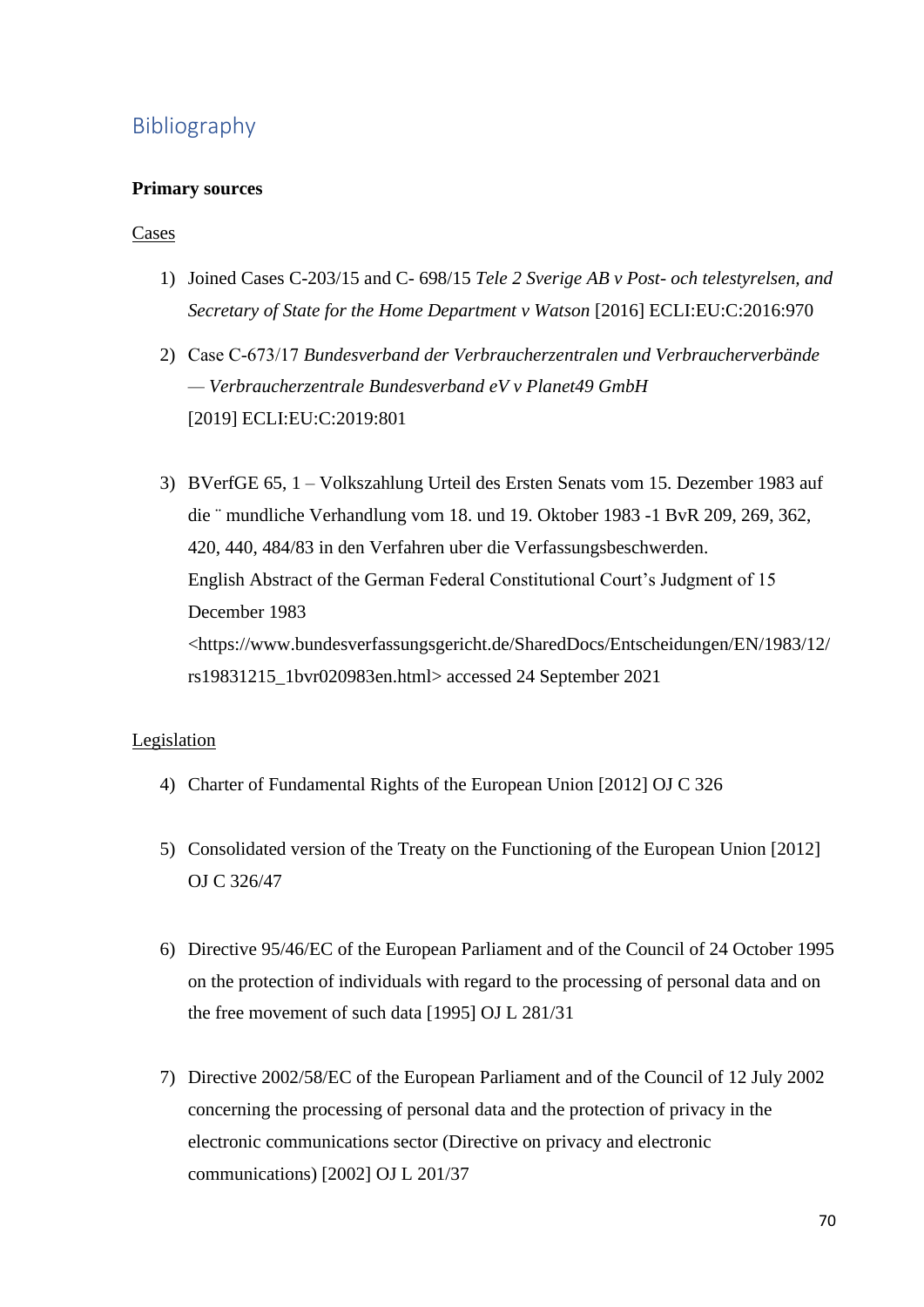## Bibliography

**Primary sources**

Cases

1) Joined Cases C-203/15 and C- 698/15 *Tele 2 Sverige AB v Post- och telestyrelsen, and Secretary of State for the Home Department v Watson* [2016] ECLI:EU:C:2016:970

2) Case C-673/17 *Bundesverband der Verbraucherzentralen und Verbraucherverbände — Verbraucherzentrale Bundesverband eV v Planet49 GmbH* [2019] ECLI:EU:C:2019:801

3) BVerfGE 65, 1 – Volkszahlung Urteil des Ersten Senats vom 15. Dezember 1983 auf die ̈ mundliche Verhandlung vom 18. und 19. Oktober 1983 -1 BvR 209, 269, 362, 420, 440, 484/83 in den Verfahren uber die Verfassungsbeschwerden. English Abstract of the German Federal Constitutional Court's Judgment of 15 December 1983 <https://www.bundesverfassungsgericht.de/SharedDocs/Entscheidungen/EN/1983/12/rs19831215_1bvr020983en.html> accessed 24 September 2021

Legislation

4) Charter of Fundamental Rights of the European Union [2012] OJ C 326

5) Consolidated version of the Treaty on the Functioning of the European Union [2012] OJ C 326/47

6) Directive 95/46/EC of the European Parliament and of the Council of 24 October 1995 on the protection of individuals with regard to the processing of personal data and on the free movement of such data [1995] OJ L 281/31

7) Directive 2002/58/EC of the European Parliament and of the Council of 12 July 2002 concerning the processing of personal data and the protection of privacy in the electronic communications sector (Directive on privacy and electronic communications) [2002] OJ L 201/37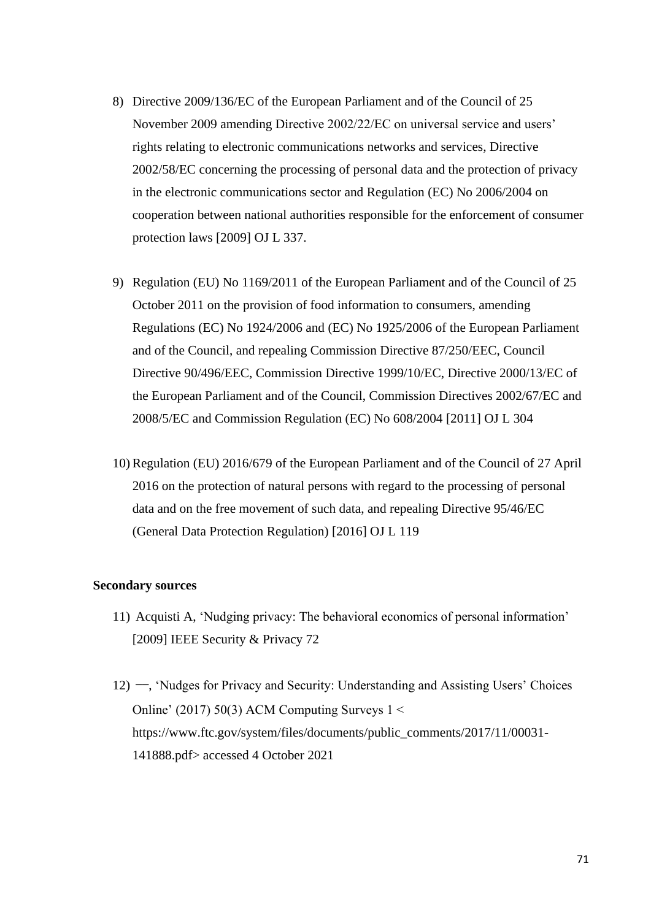8) Directive 2009/136/EC of the European Parliament and of the Council of 25 November 2009 amending Directive 2002/22/EC on universal service and users' rights relating to electronic communications networks and services, Directive 2002/58/EC concerning the processing of personal data and the protection of privacy in the electronic communications sector and Regulation (EC) No 2006/2004 on cooperation between national authorities responsible for the enforcement of consumer protection laws [2009] OJ L 337.

9) Regulation (EU) No 1169/2011 of the European Parliament and of the Council of 25 October 2011 on the provision of food information to consumers, amending Regulations (EC) No 1924/2006 and (EC) No 1925/2006 of the European Parliament and of the Council, and repealing Commission Directive 87/250/EEC, Council Directive 90/496/EEC, Commission Directive 1999/10/EC, Directive 2000/13/EC of the European Parliament and of the Council, Commission Directives 2002/67/EC and 2008/5/EC and Commission Regulation (EC) No 608/2004 [2011] OJ L 304

10) Regulation (EU) 2016/679 of the European Parliament and of the Council of 27 April 2016 on the protection of natural persons with regard to the processing of personal data and on the free movement of such data, and repealing Directive 95/46/EC (General Data Protection Regulation) [2016] OJ L 119

**Secondary sources**

11) Acquisti A, 'Nudging privacy: The behavioral economics of personal information' [2009] IEEE Security & Privacy 72

12) —, 'Nudges for Privacy and Security: Understanding and Assisting Users' Choices Online' (2017) 50(3) ACM Computing Surveys 1 < https://www.ftc.gov/system/files/documents/public_comments/2017/11/00031-141888.pdf> accessed 4 October 2021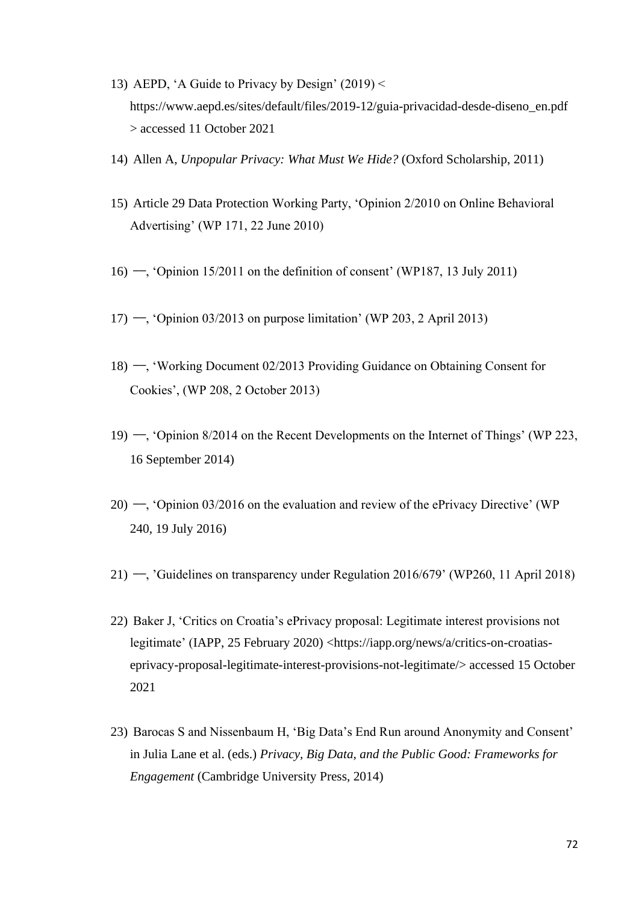13) AEPD, 'A Guide to Privacy by Design' (2019) < https://www.aepd.es/sites/default/files/2019-12/guia-privacidad-desde-diseno_en.pdf > accessed 11 October 2021

14) Allen A, *Unpopular Privacy: What Must We Hide?* (Oxford Scholarship, 2011)

15) Article 29 Data Protection Working Party, 'Opinion 2/2010 on Online Behavioral Advertising' (WP 171, 22 June 2010)

16) —, 'Opinion 15/2011 on the definition of consent' (WP187, 13 July 2011)

17) —, 'Opinion 03/2013 on purpose limitation' (WP 203, 2 April 2013)

18) —, 'Working Document 02/2013 Providing Guidance on Obtaining Consent for Cookies', (WP 208, 2 October 2013)

19) —, 'Opinion 8/2014 on the Recent Developments on the Internet of Things' (WP 223, 16 September 2014)

20) —, 'Opinion 03/2016 on the evaluation and review of the ePrivacy Directive' (WP 240, 19 July 2016)

21) —, 'Guidelines on transparency under Regulation 2016/679' (WP260, 11 April 2018)

22) Baker J, 'Critics on Croatia's ePrivacy proposal: Legitimate interest provisions not legitimate' (IAPP, 25 February 2020) <https://iapp.org/news/a/critics-on-croatias-eprivacy-proposal-legitimate-interest-provisions-not-legitimate/> accessed 15 October 2021

23) Barocas S and Nissenbaum H, 'Big Data's End Run around Anonymity and Consent' in Julia Lane et al. (eds.) *Privacy, Big Data, and the Public Good: Frameworks for Engagement* (Cambridge University Press, 2014)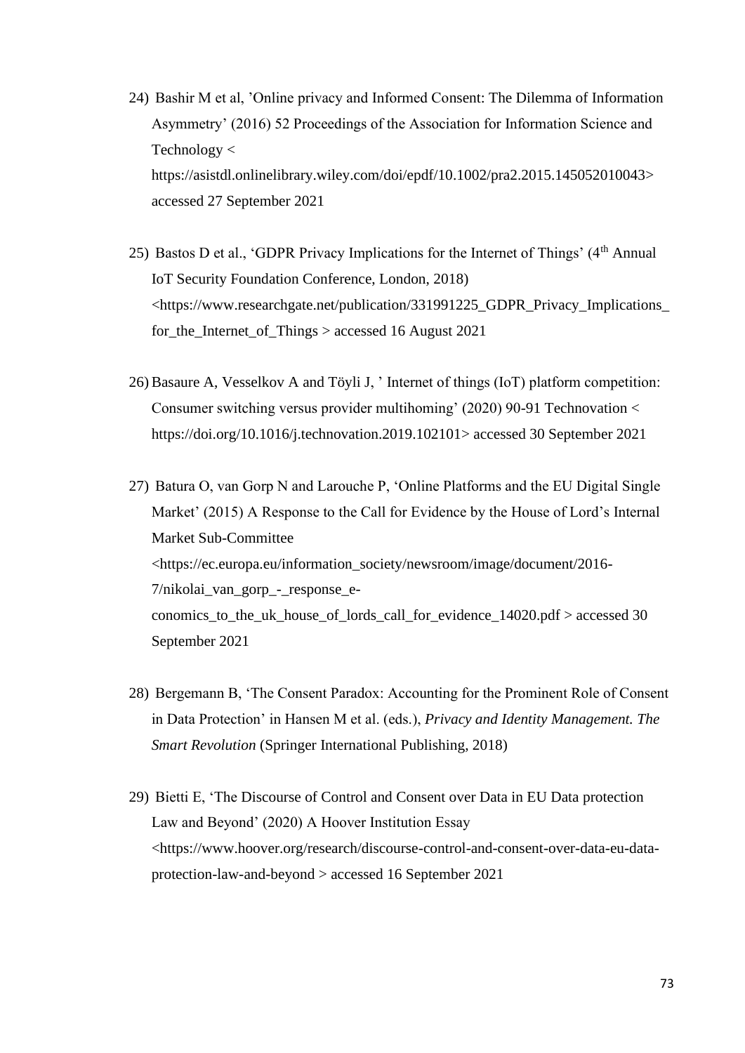24) Bashir M et al, 'Online privacy and Informed Consent: The Dilemma of Information Asymmetry' (2016) 52 Proceedings of the Association for Information Science and Technology < https://asistdl.onlinelibrary.wiley.com/doi/epdf/10.1002/pra2.2015.145052010043> accessed 27 September 2021

25) Bastos D et al., 'GDPR Privacy Implications for the Internet of Things' (4th Annual IoT Security Foundation Conference, London, 2018) <https://www.researchgate.net/publication/331991225_GDPR_Privacy_Implications_for_the_Internet_of_Things > accessed 16 August 2021

26) Basaure A, Vesselkov A and Töyli J, ' Internet of things (IoT) platform competition: Consumer switching versus provider multihoming' (2020) 90-91 Technovation < https://doi.org/10.1016/j.technovation.2019.102101> accessed 30 September 2021

27) Batura O, van Gorp N and Larouche P, 'Online Platforms and the EU Digital Single Market' (2015) A Response to the Call for Evidence by the House of Lord's Internal Market Sub-Committee <https://ec.europa.eu/information_society/newsroom/image/document/2016-7/nikolai_van_gorp_-_response_e-conomics_to_the_uk_house_of_lords_call_for_evidence_14020.pdf > accessed 30 September 2021

28) Bergemann B, 'The Consent Paradox: Accounting for the Prominent Role of Consent in Data Protection' in Hansen M et al. (eds.), *Privacy and Identity Management. The Smart Revolution* (Springer International Publishing, 2018)

29) Bietti E, 'The Discourse of Control and Consent over Data in EU Data protection Law and Beyond' (2020) A Hoover Institution Essay <https://www.hoover.org/research/discourse-control-and-consent-over-data-eu-data-protection-law-and-beyond > accessed 16 September 2021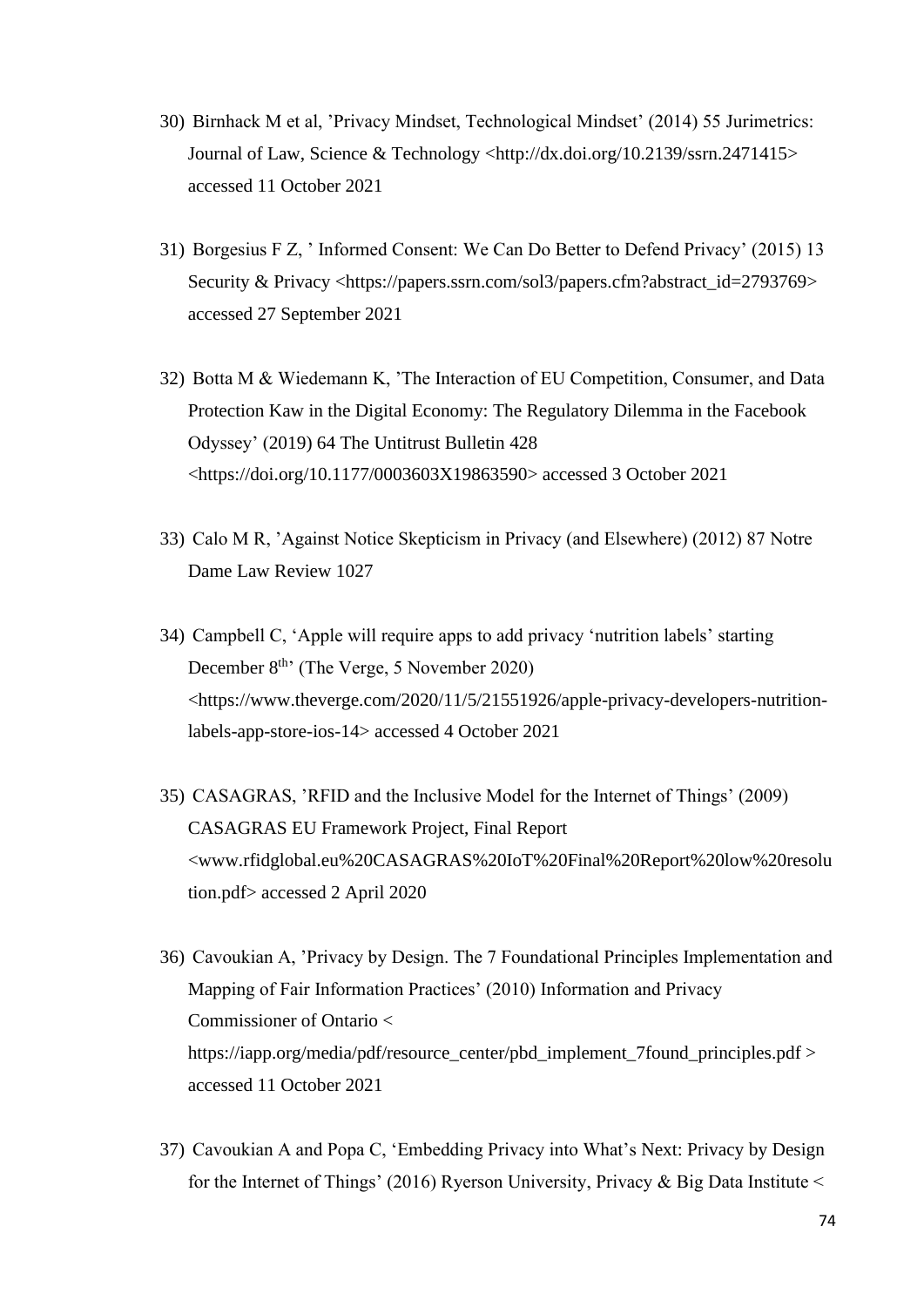30) Birnhack M et al, 'Privacy Mindset, Technological Mindset' (2014) 55 Jurimetrics: Journal of Law, Science & Technology <http://dx.doi.org/10.2139/ssrn.2471415> accessed 11 October 2021

31) Borgesius F Z, ' Informed Consent: We Can Do Better to Defend Privacy' (2015) 13 Security & Privacy <https://papers.ssrn.com/sol3/papers.cfm?abstract_id=2793769> accessed 27 September 2021

32) Botta M & Wiedemann K, 'The Interaction of EU Competition, Consumer, and Data Protection Kaw in the Digital Economy: The Regulatory Dilemma in the Facebook Odyssey' (2019) 64 The Untitrust Bulletin 428 <https://doi.org/10.1177/0003603X19863590> accessed 3 October 2021

33) Calo M R, 'Against Notice Skepticism in Privacy (and Elsewhere) (2012) 87 Notre Dame Law Review 1027

34) Campbell C, 'Apple will require apps to add privacy 'nutrition labels' starting December 8th' (The Verge, 5 November 2020) <https://www.theverge.com/2020/11/5/21551926/apple-privacy-developers-nutrition-labels-app-store-ios-14> accessed 4 October 2021

35) CASAGRAS, 'RFID and the Inclusive Model for the Internet of Things' (2009) CASAGRAS EU Framework Project, Final Report <www.rfidglobal.eu%20CASAGRAS%20IoT%20Final%20Report%20low%20resolution.pdf> accessed 2 April 2020

36) Cavoukian A, 'Privacy by Design. The 7 Foundational Principles Implementation and Mapping of Fair Information Practices' (2010) Information and Privacy Commissioner of Ontario < https://iapp.org/media/pdf/resource_center/pbd_implement_7found_principles.pdf > accessed 11 October 2021

37) Cavoukian A and Popa C, 'Embedding Privacy into What's Next: Privacy by Design for the Internet of Things' (2016) Ryerson University, Privacy & Big Data Institute <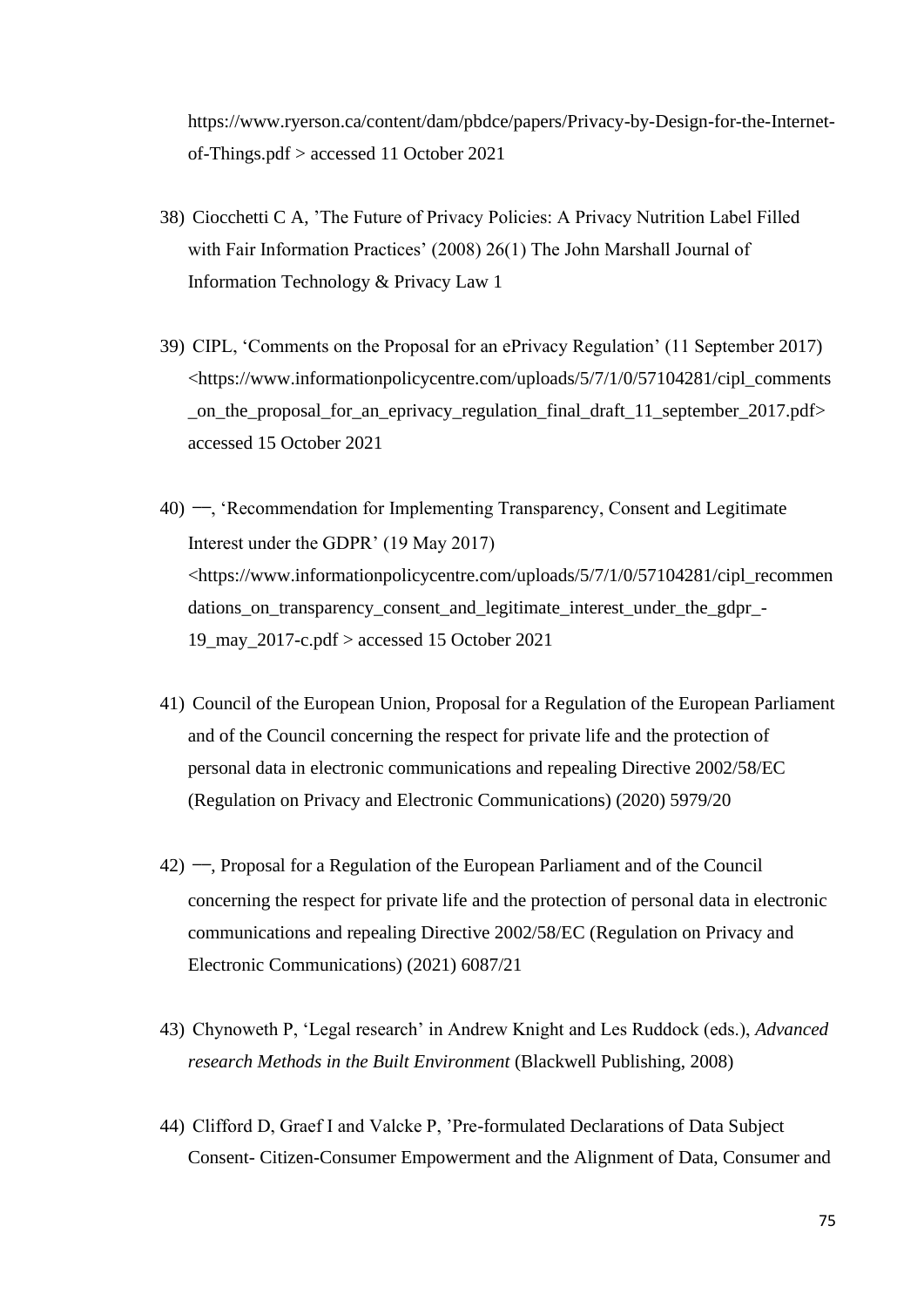https://www.ryerson.ca/content/dam/pbdce/papers/Privacy-by-Design-for-the-Internet-of-Things.pdf > accessed 11 October 2021

38) Ciocchetti C A, 'The Future of Privacy Policies: A Privacy Nutrition Label Filled with Fair Information Practices' (2008) 26(1) The John Marshall Journal of Information Technology & Privacy Law 1

39) CIPL, 'Comments on the Proposal for an ePrivacy Regulation' (11 September 2017) <https://www.informationpolicycentre.com/uploads/5/7/1/0/57104281/cipl_comments_on_the_proposal_for_an_eprivacy_regulation_final_draft_11_september_2017.pdf> accessed 15 October 2021

40) —, 'Recommendation for Implementing Transparency, Consent and Legitimate Interest under the GDPR' (19 May 2017) <https://www.informationpolicycentre.com/uploads/5/7/1/0/57104281/cipl_recommendations_on_transparency_consent_and_legitimate_interest_under_the_gdpr_-19_may_2017-c.pdf > accessed 15 October 2021

41) Council of the European Union, Proposal for a Regulation of the European Parliament and of the Council concerning the respect for private life and the protection of personal data in electronic communications and repealing Directive 2002/58/EC (Regulation on Privacy and Electronic Communications) (2020) 5979/20

42) —, Proposal for a Regulation of the European Parliament and of the Council concerning the respect for private life and the protection of personal data in electronic communications and repealing Directive 2002/58/EC (Regulation on Privacy and Electronic Communications) (2021) 6087/21

43) Chynoweth P, 'Legal research' in Andrew Knight and Les Ruddock (eds.), *Advanced research Methods in the Built Environment* (Blackwell Publishing, 2008)

44) Clifford D, Graef I and Valcke P, 'Pre-formulated Declarations of Data Subject Consent- Citizen-Consumer Empowerment and the Alignment of Data, Consumer and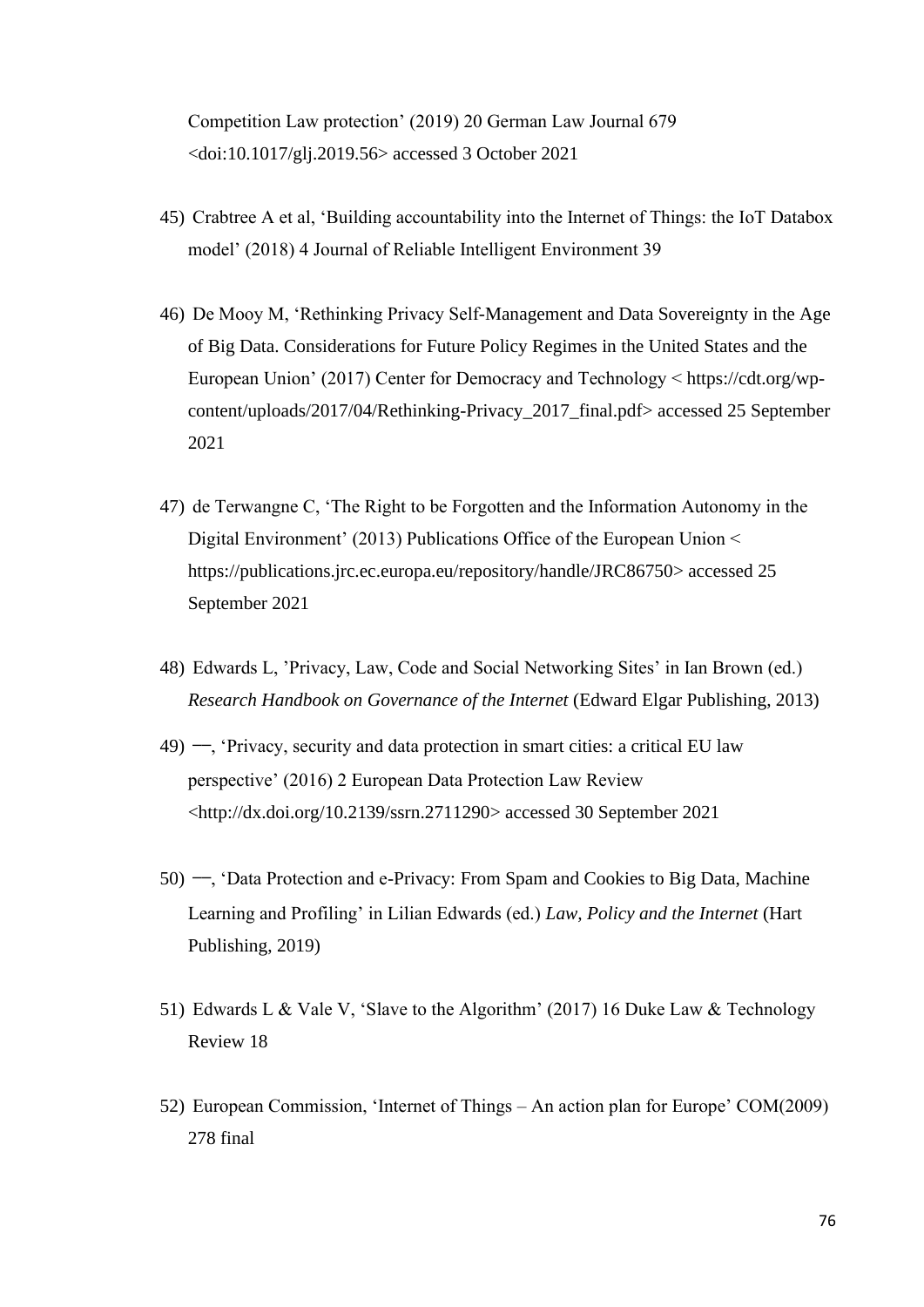Competition Law protection' (2019) 20 German Law Journal 679 <doi:10.1017/glj.2019.56> accessed 3 October 2021

45) Crabtree A et al, 'Building accountability into the Internet of Things: the IoT Databox model' (2018) 4 Journal of Reliable Intelligent Environment 39

46) De Mooy M, 'Rethinking Privacy Self-Management and Data Sovereignty in the Age of Big Data. Considerations for Future Policy Regimes in the United States and the European Union' (2017) Center for Democracy and Technology < https://cdt.org/wp-content/uploads/2017/04/Rethinking-Privacy_2017_final.pdf> accessed 25 September 2021

47) de Terwangne C, 'The Right to be Forgotten and the Information Autonomy in the Digital Environment' (2013) Publications Office of the European Union < https://publications.jrc.ec.europa.eu/repository/handle/JRC86750> accessed 25 September 2021

48) Edwards L, 'Privacy, Law, Code and Social Networking Sites' in Ian Brown (ed.) *Research Handbook on Governance of the Internet* (Edward Elgar Publishing, 2013)

49) —, 'Privacy, security and data protection in smart cities: a critical EU law perspective' (2016) 2 European Data Protection Law Review <http://dx.doi.org/10.2139/ssrn.2711290> accessed 30 September 2021

50) —, 'Data Protection and e-Privacy: From Spam and Cookies to Big Data, Machine Learning and Profiling' in Lilian Edwards (ed.) *Law, Policy and the Internet* (Hart Publishing, 2019)

51) Edwards L & Vale V, 'Slave to the Algorithm' (2017) 16 Duke Law & Technology Review 18

52) European Commission, 'Internet of Things – An action plan for Europe' COM(2009) 278 final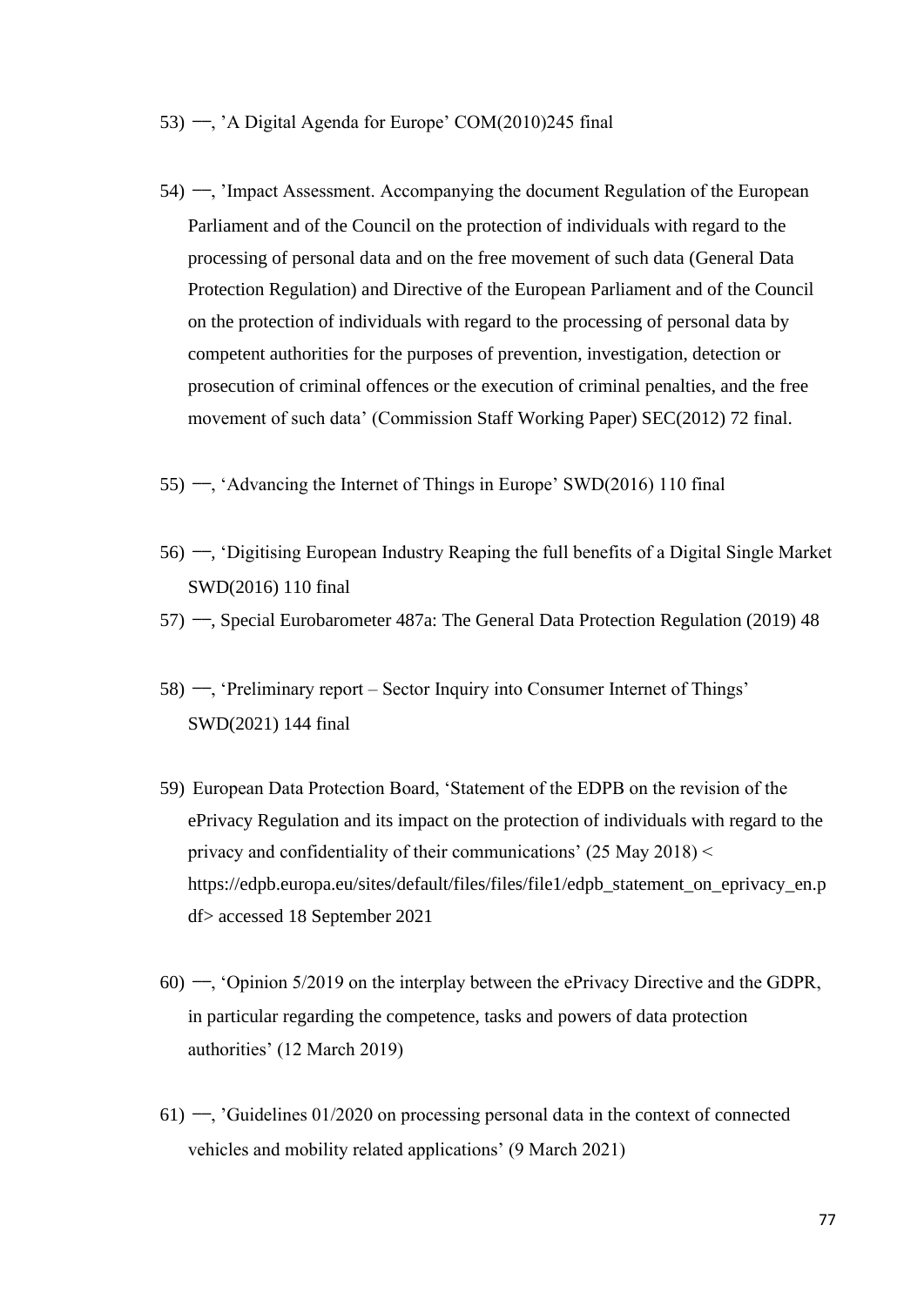53) —, 'A Digital Agenda for Europe' COM(2010)245 final

54) —, 'Impact Assessment. Accompanying the document Regulation of the European Parliament and of the Council on the protection of individuals with regard to the processing of personal data and on the free movement of such data (General Data Protection Regulation) and Directive of the European Parliament and of the Council on the protection of individuals with regard to the processing of personal data by competent authorities for the purposes of prevention, investigation, detection or prosecution of criminal offences or the execution of criminal penalties, and the free movement of such data' (Commission Staff Working Paper) SEC(2012) 72 final.

55) —, 'Advancing the Internet of Things in Europe' SWD(2016) 110 final

56) —, 'Digitising European Industry Reaping the full benefits of a Digital Single Market SWD(2016) 110 final

57) —, Special Eurobarometer 487a: The General Data Protection Regulation (2019) 48

58) —, 'Preliminary report – Sector Inquiry into Consumer Internet of Things' SWD(2021) 144 final

59) European Data Protection Board, 'Statement of the EDPB on the revision of the ePrivacy Regulation and its impact on the protection of individuals with regard to the privacy and confidentiality of their communications' (25 May 2018) < https://edpb.europa.eu/sites/default/files/files/file1/edpb_statement_on_eprivacy_en.pdf> accessed 18 September 2021

60) —, 'Opinion 5/2019 on the interplay between the ePrivacy Directive and the GDPR, in particular regarding the competence, tasks and powers of data protection authorities' (12 March 2019)

61) —, 'Guidelines 01/2020 on processing personal data in the context of connected vehicles and mobility related applications' (9 March 2021)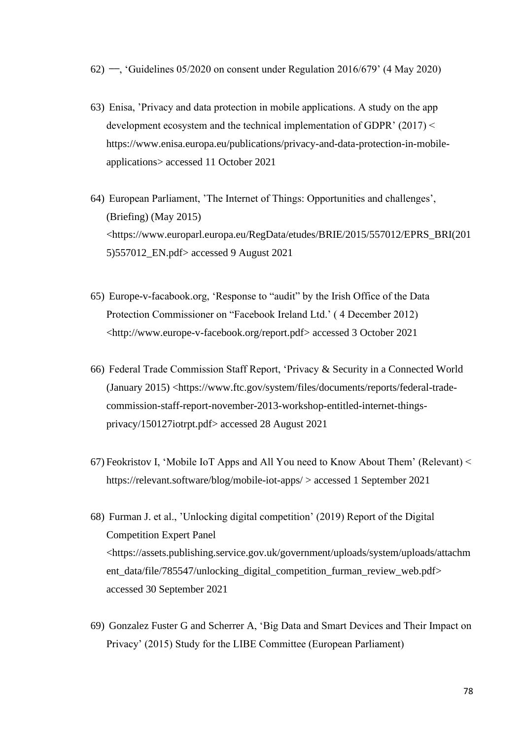62) —, 'Guidelines 05/2020 on consent under Regulation 2016/679' (4 May 2020)

63) Enisa, 'Privacy and data protection in mobile applications. A study on the app development ecosystem and the technical implementation of GDPR' (2017) < https://www.enisa.europa.eu/publications/privacy-and-data-protection-in-mobile-applications> accessed 11 October 2021

64) European Parliament, 'The Internet of Things: Opportunities and challenges', (Briefing) (May 2015) <https://www.europarl.europa.eu/RegData/etudes/BRIE/2015/557012/EPRS_BRI(2015)557012_EN.pdf> accessed 9 August 2021

65) Europe-v-facabook.org, 'Response to "audit" by the Irish Office of the Data Protection Commissioner on "Facebook Ireland Ltd.' ( 4 December 2012) <http://www.europe-v-facebook.org/report.pdf> accessed 3 October 2021

66) Federal Trade Commission Staff Report, 'Privacy & Security in a Connected World (January 2015) <https://www.ftc.gov/system/files/documents/reports/federal-trade-commission-staff-report-november-2013-workshop-entitled-internet-things-privacy/150127iotrpt.pdf> accessed 28 August 2021

67) Feokristov I, 'Mobile IoT Apps and All You need to Know About Them' (Relevant) < https://relevant.software/blog/mobile-iot-apps/ > accessed 1 September 2021

68) Furman J. et al., 'Unlocking digital competition' (2019) Report of the Digital Competition Expert Panel <https://assets.publishing.service.gov.uk/government/uploads/system/uploads/attachment_data/file/785547/unlocking_digital_competition_furman_review_web.pdf> accessed 30 September 2021

69) Gonzalez Fuster G and Scherrer A, 'Big Data and Smart Devices and Their Impact on Privacy' (2015) Study for the LIBE Committee (European Parliament)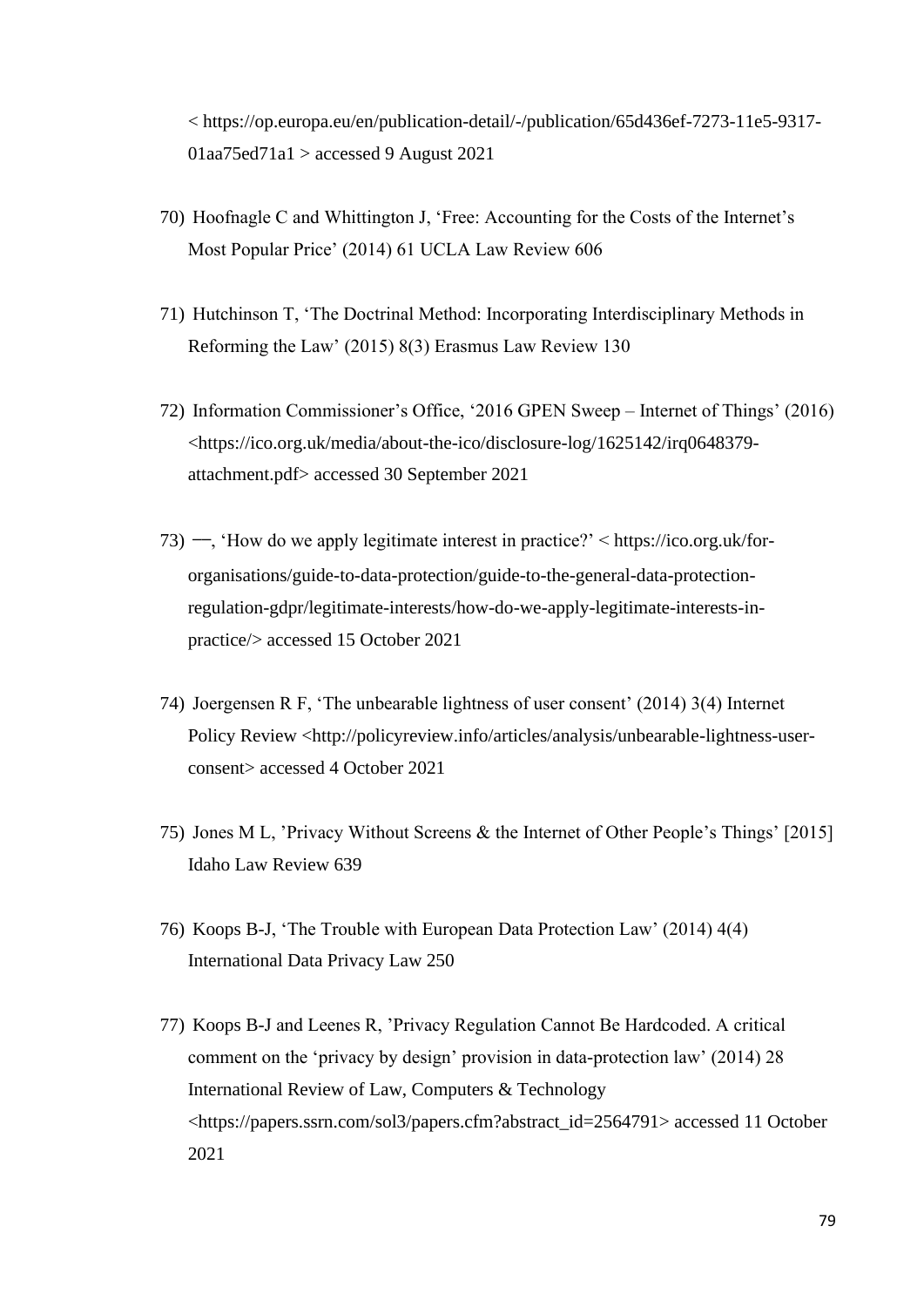< https://op.europa.eu/en/publication-detail/-/publication/65d436ef-7273-11e5-9317-01aa75ed71a1 > accessed 9 August 2021

70) Hoofnagle C and Whittington J, 'Free: Accounting for the Costs of the Internet's Most Popular Price' (2014) 61 UCLA Law Review 606

71) Hutchinson T, 'The Doctrinal Method: Incorporating Interdisciplinary Methods in Reforming the Law' (2015) 8(3) Erasmus Law Review 130

72) Information Commissioner's Office, '2016 GPEN Sweep – Internet of Things' (2016) <https://ico.org.uk/media/about-the-ico/disclosure-log/1625142/irq0648379-attachment.pdf> accessed 30 September 2021

73) —, 'How do we apply legitimate interest in practice?' < https://ico.org.uk/for-organisations/guide-to-data-protection/guide-to-the-general-data-protection-regulation-gdpr/legitimate-interests/how-do-we-apply-legitimate-interests-in-practice/> accessed 15 October 2021

74) Joergensen R F, 'The unbearable lightness of user consent' (2014) 3(4) Internet Policy Review <http://policyreview.info/articles/analysis/unbearable-lightness-user-consent> accessed 4 October 2021

75) Jones M L, 'Privacy Without Screens & the Internet of Other People's Things' [2015] Idaho Law Review 639

76) Koops B-J, 'The Trouble with European Data Protection Law' (2014) 4(4) International Data Privacy Law 250

77) Koops B-J and Leenes R, 'Privacy Regulation Cannot Be Hardcoded. A critical comment on the 'privacy by design' provision in data-protection law' (2014) 28 International Review of Law, Computers & Technology <https://papers.ssrn.com/sol3/papers.cfm?abstract_id=2564791> accessed 11 October 2021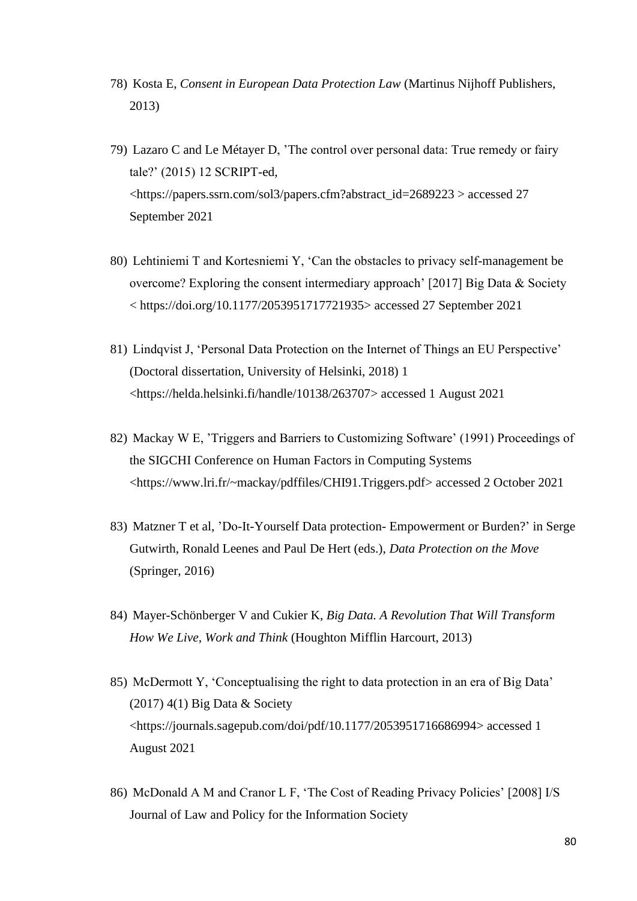78) Kosta E, *Consent in European Data Protection Law* (Martinus Nijhoff Publishers, 2013)

79) Lazaro C and Le Métayer D, 'The control over personal data: True remedy or fairy tale?' (2015) 12 SCRIPT-ed, <https://papers.ssrn.com/sol3/papers.cfm?abstract_id=2689223 > accessed 27 September 2021

80) Lehtiniemi T and Kortesniemi Y, 'Can the obstacles to privacy self-management be overcome? Exploring the consent intermediary approach' [2017] Big Data & Society < https://doi.org/10.1177/2053951717721935> accessed 27 September 2021

81) Lindqvist J, 'Personal Data Protection on the Internet of Things an EU Perspective' (Doctoral dissertation, University of Helsinki, 2018) 1 <https://helda.helsinki.fi/handle/10138/263707> accessed 1 August 2021

82) Mackay W E, 'Triggers and Barriers to Customizing Software' (1991) Proceedings of the SIGCHI Conference on Human Factors in Computing Systems <https://www.lri.fr/~mackay/pdffiles/CHI91.Triggers.pdf> accessed 2 October 2021

83) Matzner T et al, 'Do-It-Yourself Data protection- Empowerment or Burden?' in Serge Gutwirth, Ronald Leenes and Paul De Hert (eds.), *Data Protection on the Move* (Springer, 2016)

84) Mayer-Schönberger V and Cukier K, *Big Data. A Revolution That Will Transform How We Live, Work and Think* (Houghton Mifflin Harcourt, 2013)

85) McDermott Y, 'Conceptualising the right to data protection in an era of Big Data' (2017) 4(1) Big Data & Society <https://journals.sagepub.com/doi/pdf/10.1177/2053951716686994> accessed 1 August 2021

86) McDonald A M and Cranor L F, 'The Cost of Reading Privacy Policies' [2008] I/S Journal of Law and Policy for the Information Society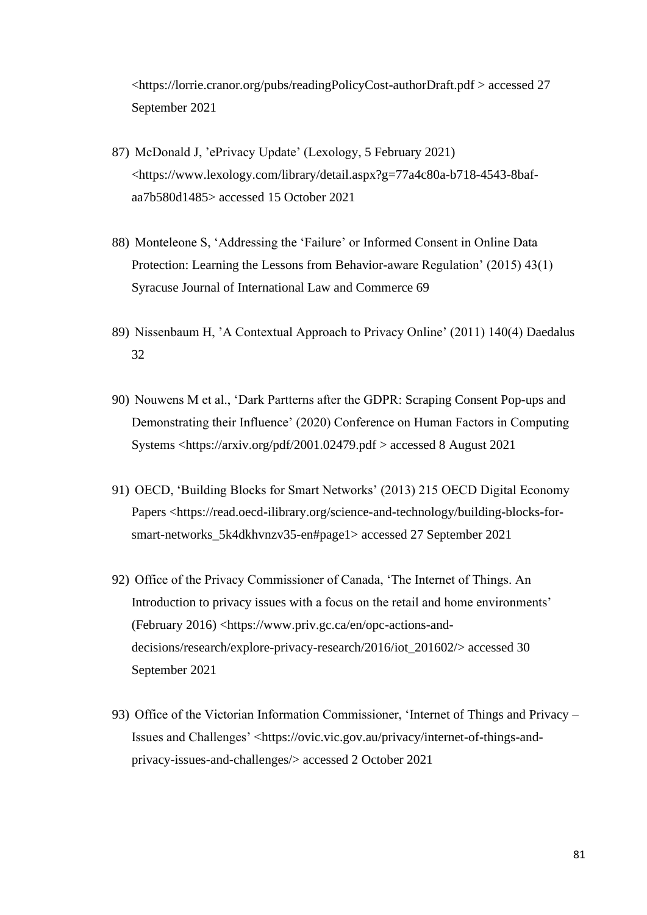<https://lorrie.cranor.org/pubs/readingPolicyCost-authorDraft.pdf > accessed 27 September 2021

87) McDonald J, 'ePrivacy Update' (Lexology, 5 February 2021) <https://www.lexology.com/library/detail.aspx?g=77a4c80a-b718-4543-8baf-aa7b580d1485> accessed 15 October 2021

88) Monteleone S, 'Addressing the 'Failure' or Informed Consent in Online Data Protection: Learning the Lessons from Behavior-aware Regulation' (2015) 43(1) Syracuse Journal of International Law and Commerce 69

89) Nissenbaum H, 'A Contextual Approach to Privacy Online' (2011) 140(4) Daedalus 32

90) Nouwens M et al., 'Dark Partterns after the GDPR: Scraping Consent Pop-ups and Demonstrating their Influence' (2020) Conference on Human Factors in Computing Systems <https://arxiv.org/pdf/2001.02479.pdf > accessed 8 August 2021

91) OECD, 'Building Blocks for Smart Networks' (2013) 215 OECD Digital Economy Papers <https://read.oecd-ilibrary.org/science-and-technology/building-blocks-for-smart-networks_5k4dkhvnzv35-en#page1> accessed 27 September 2021

92) Office of the Privacy Commissioner of Canada, 'The Internet of Things. An Introduction to privacy issues with a focus on the retail and home environments' (February 2016) <https://www.priv.gc.ca/en/opc-actions-and-decisions/research/explore-privacy-research/2016/iot_201602/> accessed 30 September 2021

93) Office of the Victorian Information Commissioner, 'Internet of Things and Privacy – Issues and Challenges' <https://ovic.vic.gov.au/privacy/internet-of-things-and-privacy-issues-and-challenges/> accessed 2 October 2021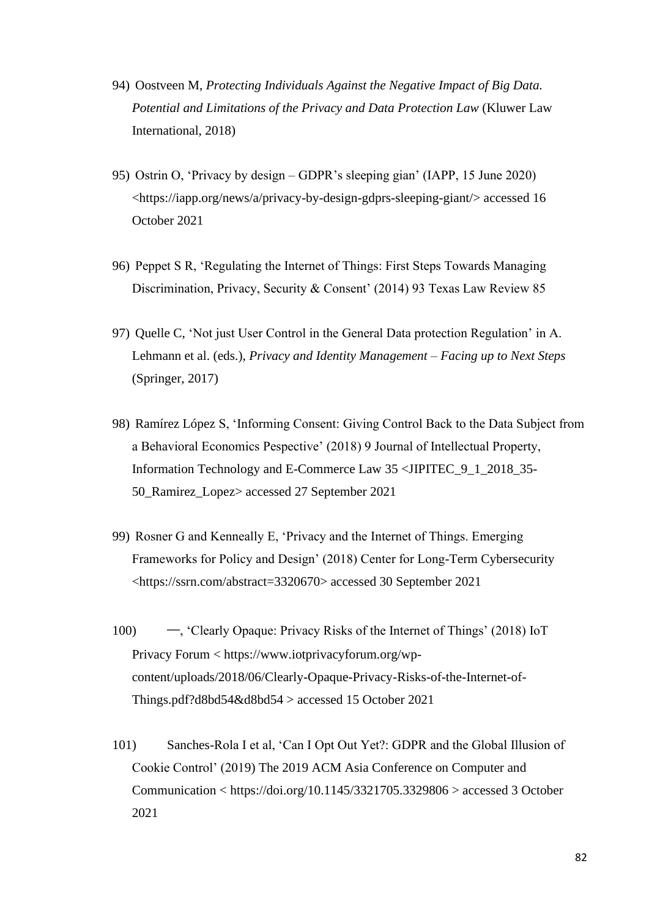94) Oostveen M, *Protecting Individuals Against the Negative Impact of Big Data. Potential and Limitations of the Privacy and Data Protection Law* (Kluwer Law International, 2018)

95) Ostrin O, 'Privacy by design – GDPR's sleeping gian' (IAPP, 15 June 2020) <https://iapp.org/news/a/privacy-by-design-gdprs-sleeping-giant/> accessed 16 October 2021

96) Peppet S R, 'Regulating the Internet of Things: First Steps Towards Managing Discrimination, Privacy, Security & Consent' (2014) 93 Texas Law Review 85

97) Quelle C, 'Not just User Control in the General Data protection Regulation' in A. Lehmann et al. (eds.), *Privacy and Identity Management – Facing up to Next Steps* (Springer, 2017)

98) Ramírez López S, 'Informing Consent: Giving Control Back to the Data Subject from a Behavioral Economics Pespective' (2018) 9 Journal of Intellectual Property, Information Technology and E-Commerce Law 35 <JIPITEC_9_1_2018_35-50_Ramirez_Lopez> accessed 27 September 2021

99) Rosner G and Kenneally E, 'Privacy and the Internet of Things. Emerging Frameworks for Policy and Design' (2018) Center for Long-Term Cybersecurity <https://ssrn.com/abstract=3320670> accessed 30 September 2021

100) —, 'Clearly Opaque: Privacy Risks of the Internet of Things' (2018) IoT Privacy Forum < https://www.iotprivacyforum.org/wp-content/uploads/2018/06/Clearly-Opaque-Privacy-Risks-of-the-Internet-of-Things.pdf?d8bd54&d8bd54 > accessed 15 October 2021

101) Sanches-Rola I et al, 'Can I Opt Out Yet?: GDPR and the Global Illusion of Cookie Control' (2019) The 2019 ACM Asia Conference on Computer and Communication < https://doi.org/10.1145/3321705.3329806 > accessed 3 October 2021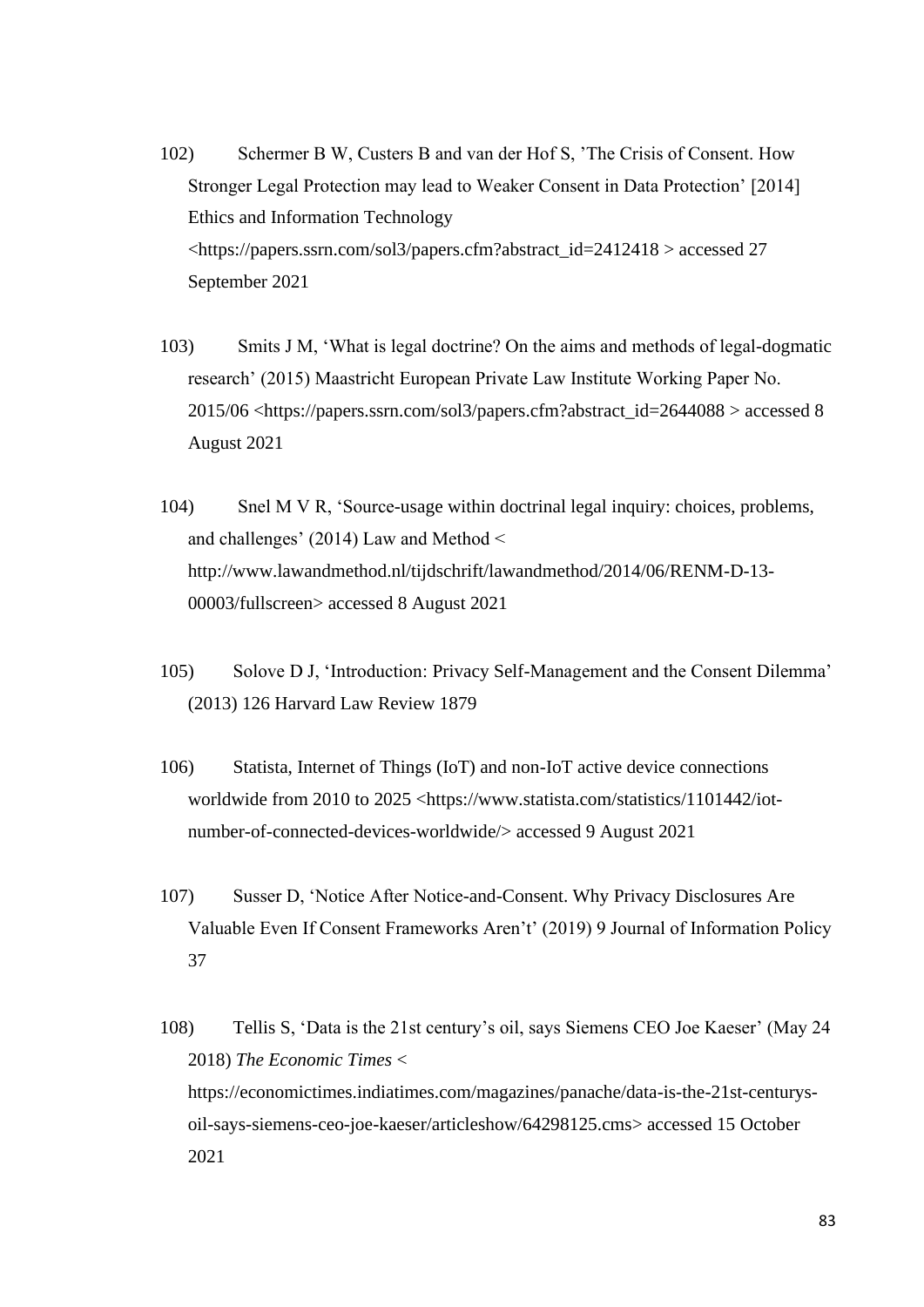102) Schermer B W, Custers B and van der Hof S, 'The Crisis of Consent. How Stronger Legal Protection may lead to Weaker Consent in Data Protection' [2014] Ethics and Information Technology <https://papers.ssrn.com/sol3/papers.cfm?abstract_id=2412418 > accessed 27 September 2021

103) Smits J M, 'What is legal doctrine? On the aims and methods of legal-dogmatic research' (2015) Maastricht European Private Law Institute Working Paper No. 2015/06 <https://papers.ssrn.com/sol3/papers.cfm?abstract_id=2644088 > accessed 8 August 2021

104) Snel M V R, 'Source-usage within doctrinal legal inquiry: choices, problems, and challenges' (2014) Law and Method < http://www.lawandmethod.nl/tijdschrift/lawandmethod/2014/06/RENM-D-13-00003/fullscreen> accessed 8 August 2021

105) Solove D J, 'Introduction: Privacy Self-Management and the Consent Dilemma' (2013) 126 Harvard Law Review 1879

106) Statista, Internet of Things (IoT) and non-IoT active device connections worldwide from 2010 to 2025 <https://www.statista.com/statistics/1101442/iot-number-of-connected-devices-worldwide/> accessed 9 August 2021

107) Susser D, 'Notice After Notice-and-Consent. Why Privacy Disclosures Are Valuable Even If Consent Frameworks Aren't' (2019) 9 Journal of Information Policy 37

108) Tellis S, 'Data is the 21st century's oil, says Siemens CEO Joe Kaeser' (May 24 2018) *The Economic Times* < https://economictimes.indiatimes.com/magazines/panache/data-is-the-21st-centurys-oil-says-siemens-ceo-joe-kaeser/articleshow/64298125.cms> accessed 15 October 2021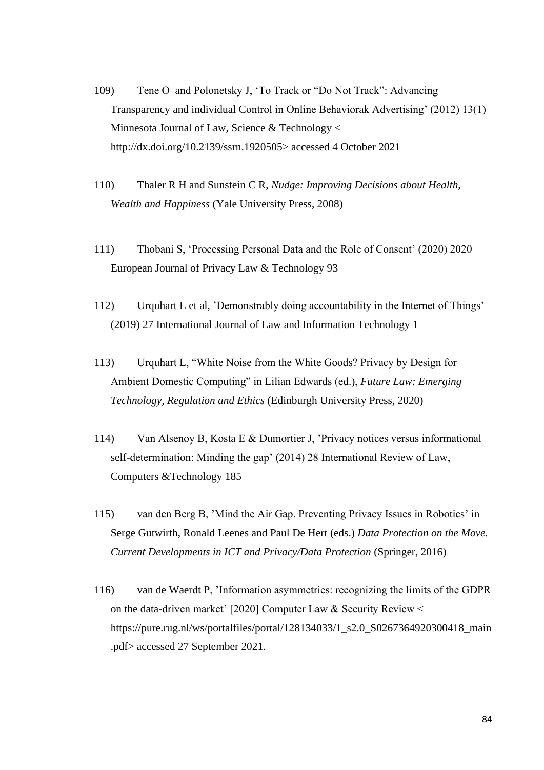109) Tene O and Polonetsky J, 'To Track or "Do Not Track": Advancing Transparency and individual Control in Online Behaviorak Advertising' (2012) 13(1) Minnesota Journal of Law, Science & Technology < http://dx.doi.org/10.2139/ssrn.1920505> accessed 4 October 2021

110) Thaler R H and Sunstein C R, *Nudge: Improving Decisions about Health, Wealth and Happiness* (Yale University Press, 2008)

111) Thobani S, 'Processing Personal Data and the Role of Consent' (2020) 2020 European Journal of Privacy Law & Technology 93

112) Urquhart L et al, 'Demonstrably doing accountability in the Internet of Things' (2019) 27 International Journal of Law and Information Technology 1

113) Urquhart L, "White Noise from the White Goods? Privacy by Design for Ambient Domestic Computing" in Lilian Edwards (ed.), *Future Law: Emerging Technology, Regulation and Ethics* (Edinburgh University Press, 2020)

114) Van Alsenoy B, Kosta E & Dumortier J, 'Privacy notices versus informational self-determination: Minding the gap' (2014) 28 International Review of Law, Computers &Technology 185

115) van den Berg B, 'Mind the Air Gap. Preventing Privacy Issues in Robotics' in Serge Gutwirth, Ronald Leenes and Paul De Hert (eds.) *Data Protection on the Move. Current Developments in ICT and Privacy/Data Protection* (Springer, 2016)

116) van de Waerdt P, 'Information asymmetries: recognizing the limits of the GDPR on the data-driven market' [2020] Computer Law & Security Review < https://pure.rug.nl/ws/portalfiles/portal/128134033/1_s2.0_S0267364920300418_main.pdf> accessed 27 September 2021.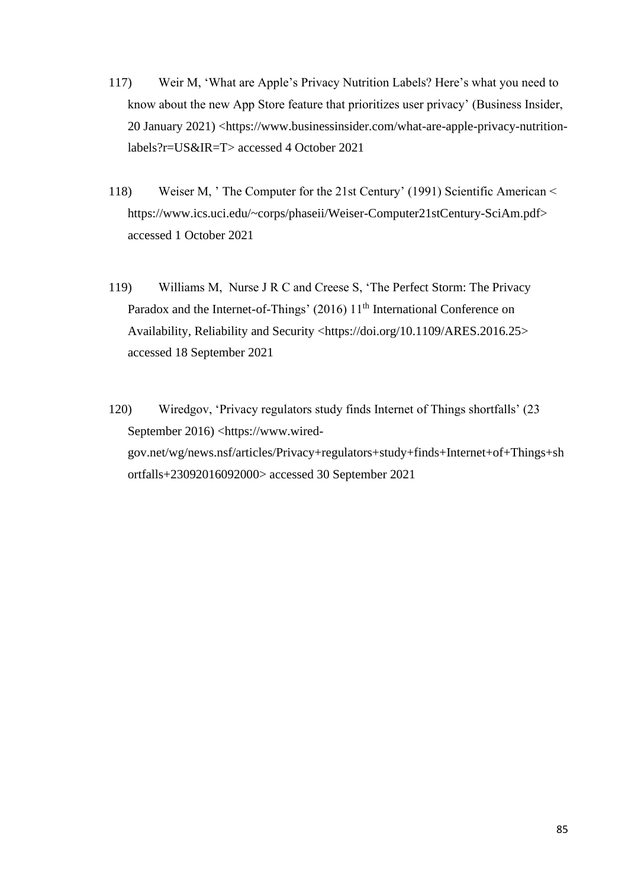117) Weir M, 'What are Apple's Privacy Nutrition Labels? Here's what you need to know about the new App Store feature that prioritizes user privacy' (Business Insider, 20 January 2021) <https://www.businessinsider.com/what-are-apple-privacy-nutrition-labels?r=US&IR=T> accessed 4 October 2021

118) Weiser M, ' The Computer for the 21st Century' (1991) Scientific American < https://www.ics.uci.edu/~corps/phaseii/Weiser-Computer21stCentury-SciAm.pdf> accessed 1 October 2021

119) Williams M, Nurse J R C and Creese S, 'The Perfect Storm: The Privacy Paradox and the Internet-of-Things' (2016) 11th International Conference on Availability, Reliability and Security <https://doi.org/10.1109/ARES.2016.25> accessed 18 September 2021

120) Wiredgov, 'Privacy regulators study finds Internet of Things shortfalls' (23 September 2016) <https://www.wired-gov.net/wg/news.nsf/articles/Privacy+regulators+study+finds+Internet+of+Things+shortfalls+23092016092000> accessed 30 September 2021